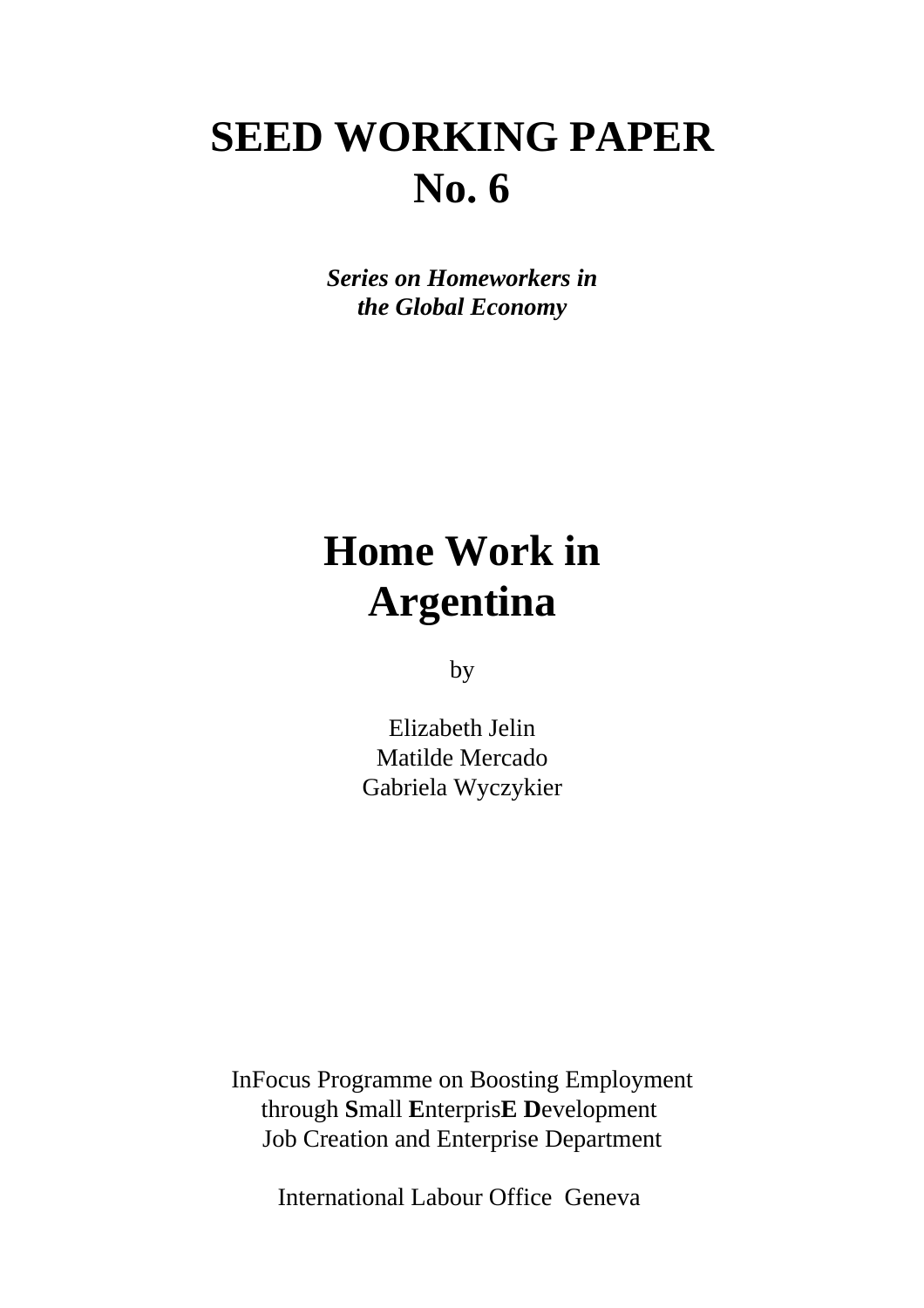# SEED WORKING PAPER
# No. 6

***Series on Homeworkers in the Global Economy***

# Home Work in Argentina

by

Elizabeth Jelin
Matilde Mercado
Gabriela Wyczykier

InFocus Programme on Boosting Employment
through **S**mall **E**nterpris**E** **D**evelopment
Job Creation and Enterprise Department

International Labour Office Geneva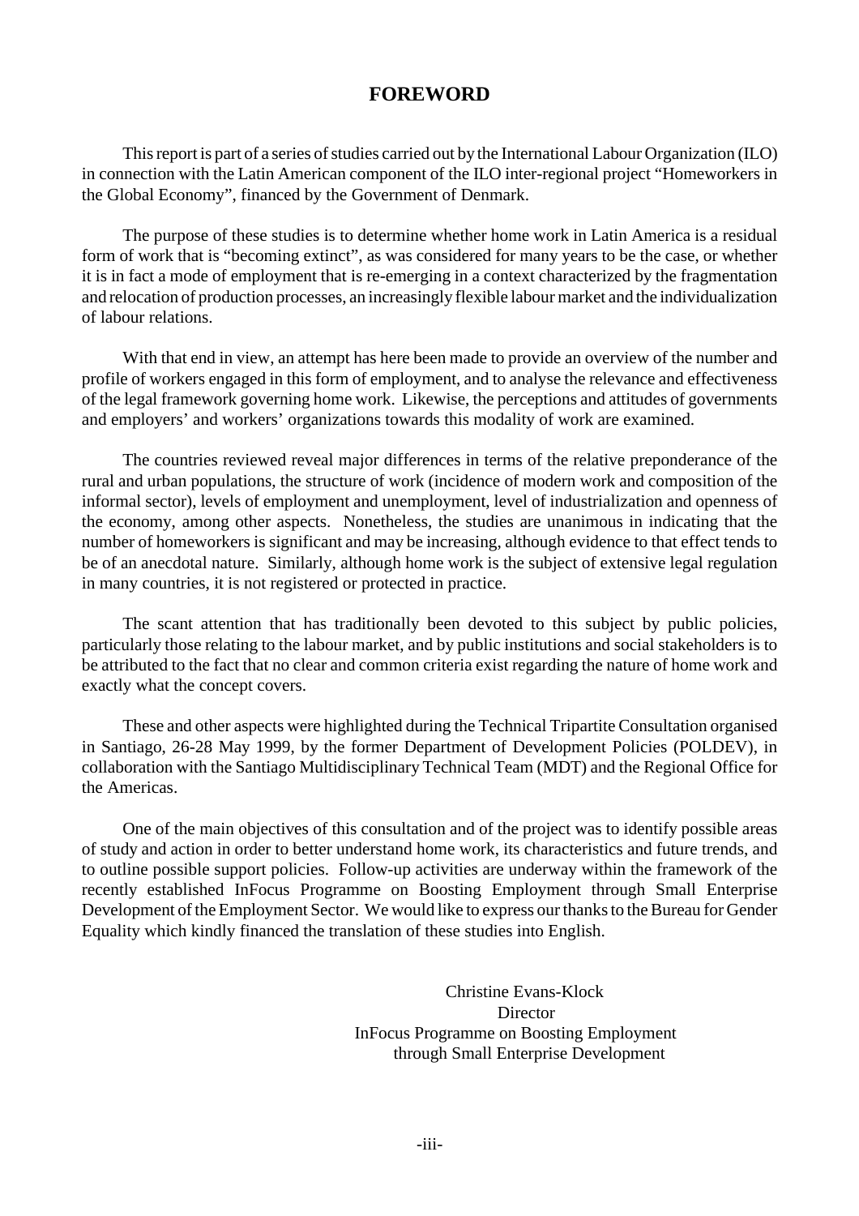# FOREWORD

This report is part of a series of studies carried out by the International Labour Organization (ILO) in connection with the Latin American component of the ILO inter-regional project "Homeworkers in the Global Economy", financed by the Government of Denmark.

The purpose of these studies is to determine whether home work in Latin America is a residual form of work that is "becoming extinct", as was considered for many years to be the case, or whether it is in fact a mode of employment that is re-emerging in a context characterized by the fragmentation and relocation of production processes, an increasingly flexible labour market and the individualization of labour relations.

With that end in view, an attempt has here been made to provide an overview of the number and profile of workers engaged in this form of employment, and to analyse the relevance and effectiveness of the legal framework governing home work. Likewise, the perceptions and attitudes of governments and employers' and workers' organizations towards this modality of work are examined.

The countries reviewed reveal major differences in terms of the relative preponderance of the rural and urban populations, the structure of work (incidence of modern work and composition of the informal sector), levels of employment and unemployment, level of industrialization and openness of the economy, among other aspects. Nonetheless, the studies are unanimous in indicating that the number of homeworkers is significant and may be increasing, although evidence to that effect tends to be of an anecdotal nature. Similarly, although home work is the subject of extensive legal regulation in many countries, it is not registered or protected in practice.

The scant attention that has traditionally been devoted to this subject by public policies, particularly those relating to the labour market, and by public institutions and social stakeholders is to be attributed to the fact that no clear and common criteria exist regarding the nature of home work and exactly what the concept covers.

These and other aspects were highlighted during the Technical Tripartite Consultation organised in Santiago, 26-28 May 1999, by the former Department of Development Policies (POLDEV), in collaboration with the Santiago Multidisciplinary Technical Team (MDT) and the Regional Office for the Americas.

One of the main objectives of this consultation and of the project was to identify possible areas of study and action in order to better understand home work, its characteristics and future trends, and to outline possible support policies. Follow-up activities are underway within the framework of the recently established InFocus Programme on Boosting Employment through Small Enterprise Development of the Employment Sector. We would like to express our thanks to the Bureau for Gender Equality which kindly financed the translation of these studies into English.

Christine Evans-Klock
Director
InFocus Programme on Boosting Employment
through Small Enterprise Development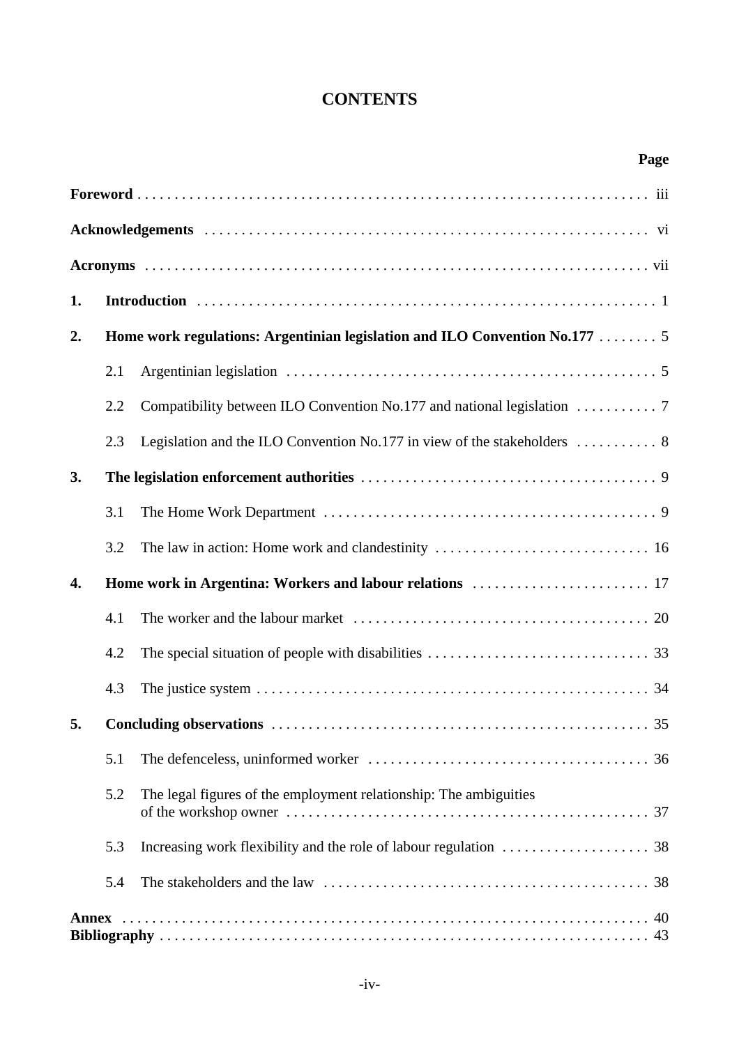# CONTENTS

| | | Page |
|---|---|---|
| **Foreword** | | iii |
| **Acknowledgements** | | vi |
| **Acronyms** | | vii |
| **1.** | **Introduction** | 1 |
| **2.** | **Home work regulations: Argentinian legislation and ILO Convention No.177** | 5 |
| | 2.1 Argentinian legislation | 5 |
| | 2.2 Compatibility between ILO Convention No.177 and national legislation | 7 |
| | 2.3 Legislation and the ILO Convention No.177 in view of the stakeholders | 8 |
| **3.** | **The legislation enforcement authorities** | 9 |
| | 3.1 The Home Work Department | 9 |
| | 3.2 The law in action: Home work and clandestinity | 16 |
| **4.** | **Home work in Argentina: Workers and labour relations** | 17 |
| | 4.1 The worker and the labour market | 20 |
| | 4.2 The special situation of people with disabilities | 33 |
| | 4.3 The justice system | 34 |
| **5.** | **Concluding observations** | 35 |
| | 5.1 The defenceless, uninformed worker | 36 |
| | 5.2 The legal figures of the employment relationship: The ambiguities of the workshop owner | 37 |
| | 5.3 Increasing work flexibility and the role of labour regulation | 38 |
| | 5.4 The stakeholders and the law | 38 |
| **Annex** | | 40 |
| **Bibliography** | | 43 |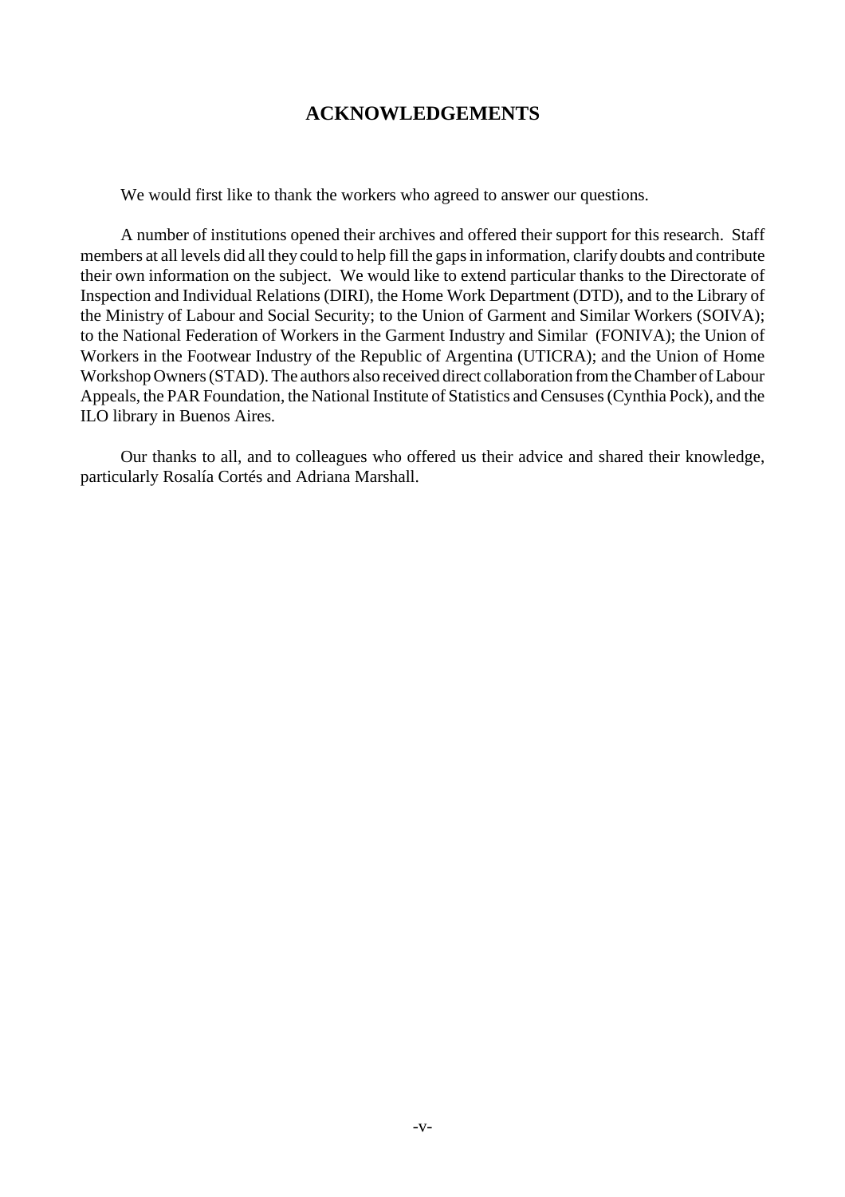# ACKNOWLEDGEMENTS

We would first like to thank the workers who agreed to answer our questions.

A number of institutions opened their archives and offered their support for this research. Staff members at all levels did all they could to help fill the gaps in information, clarify doubts and contribute their own information on the subject. We would like to extend particular thanks to the Directorate of Inspection and Individual Relations (DIRI), the Home Work Department (DTD), and to the Library of the Ministry of Labour and Social Security; to the Union of Garment and Similar Workers (SOIVA); to the National Federation of Workers in the Garment Industry and Similar (FONIVA); the Union of Workers in the Footwear Industry of the Republic of Argentina (UTICRA); and the Union of Home Workshop Owners (STAD). The authors also received direct collaboration from the Chamber of Labour Appeals, the PAR Foundation, the National Institute of Statistics and Censuses (Cynthia Pock), and the ILO library in Buenos Aires.

Our thanks to all, and to colleagues who offered us their advice and shared their knowledge, particularly Rosalía Cortés and Adriana Marshall.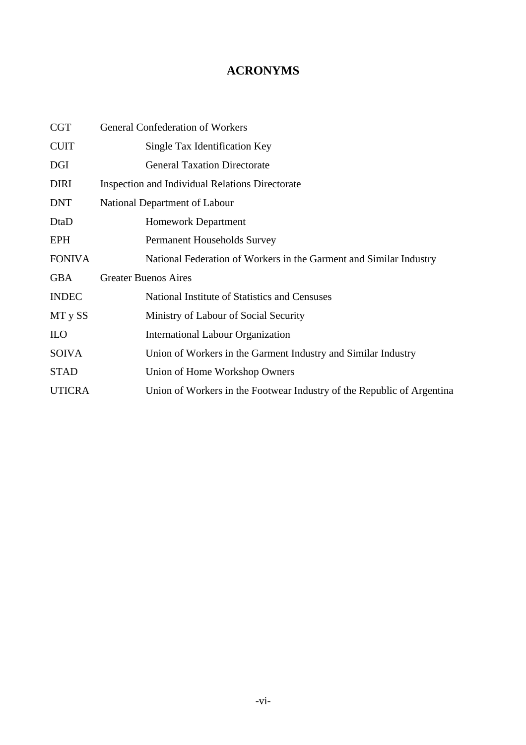# ACRONYMS

| | |
|---|---|
| CGT | General Confederation of Workers |
| CUIT | Single Tax Identification Key |
| DGI | General Taxation Directorate |
| DIRI | Inspection and Individual Relations Directorate |
| DNT | National Department of Labour |
| DtaD | Homework Department |
| EPH | Permanent Households Survey |
| FONIVA | National Federation of Workers in the Garment and Similar Industry |
| GBA | Greater Buenos Aires |
| INDEC | National Institute of Statistics and Censuses |
| MT y SS | Ministry of Labour of Social Security |
| ILO | International Labour Organization |
| SOIVA | Union of Workers in the Garment Industry and Similar Industry |
| STAD | Union of Home Workshop Owners |
| UTICRA | Union of Workers in the Footwear Industry of the Republic of Argentina |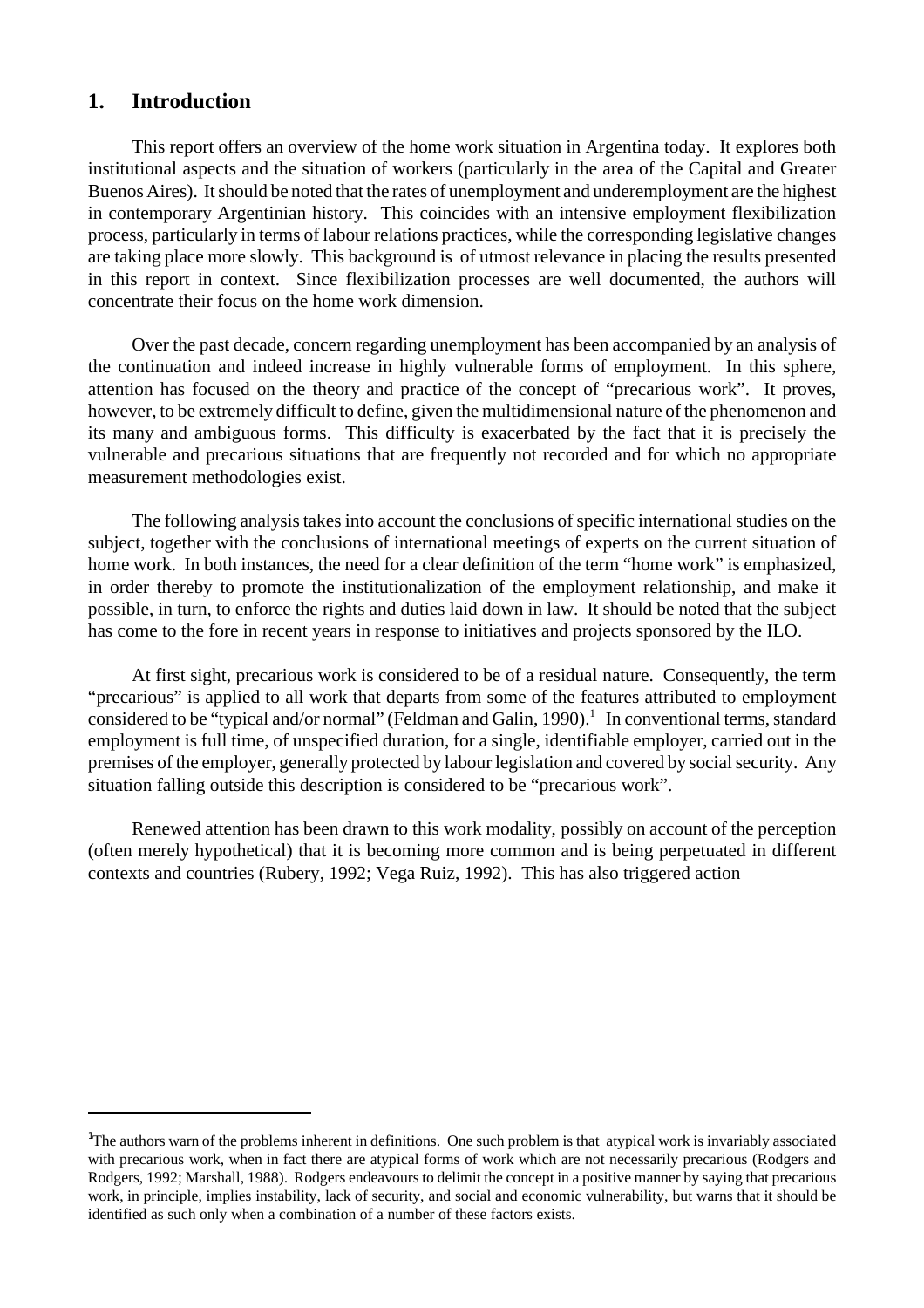## 1. Introduction

This report offers an overview of the home work situation in Argentina today. It explores both institutional aspects and the situation of workers (particularly in the area of the Capital and Greater Buenos Aires). It should be noted that the rates of unemployment and underemployment are the highest in contemporary Argentinian history. This coincides with an intensive employment flexibilization process, particularly in terms of labour relations practices, while the corresponding legislative changes are taking place more slowly. This background is of utmost relevance in placing the results presented in this report in context. Since flexibilization processes are well documented, the authors will concentrate their focus on the home work dimension.

Over the past decade, concern regarding unemployment has been accompanied by an analysis of the continuation and indeed increase in highly vulnerable forms of employment. In this sphere, attention has focused on the theory and practice of the concept of "precarious work". It proves, however, to be extremely difficult to define, given the multidimensional nature of the phenomenon and its many and ambiguous forms. This difficulty is exacerbated by the fact that it is precisely the vulnerable and precarious situations that are frequently not recorded and for which no appropriate measurement methodologies exist.

The following analysis takes into account the conclusions of specific international studies on the subject, together with the conclusions of international meetings of experts on the current situation of home work. In both instances, the need for a clear definition of the term "home work" is emphasized, in order thereby to promote the institutionalization of the employment relationship, and make it possible, in turn, to enforce the rights and duties laid down in law. It should be noted that the subject has come to the fore in recent years in response to initiatives and projects sponsored by the ILO.

At first sight, precarious work is considered to be of a residual nature. Consequently, the term "precarious" is applied to all work that departs from some of the features attributed to employment considered to be "typical and/or normal" (Feldman and Galin, 1990).[1] In conventional terms, standard employment is full time, of unspecified duration, for a single, identifiable employer, carried out in the premises of the employer, generally protected by labour legislation and covered by social security. Any situation falling outside this description is considered to be "precarious work".

Renewed attention has been drawn to this work modality, possibly on account of the perception (often merely hypothetical) that it is becoming more common and is being perpetuated in different contexts and countries (Rubery, 1992; Vega Ruiz, 1992). This has also triggered action

---

[1] The authors warn of the problems inherent in definitions. One such problem is that atypical work is invariably associated with precarious work, when in fact there are atypical forms of work which are not necessarily precarious (Rodgers and Rodgers, 1992; Marshall, 1988). Rodgers endeavours to delimit the concept in a positive manner by saying that precarious work, in principle, implies instability, lack of security, and social and economic vulnerability, but warns that it should be identified as such only when a combination of a number of these factors exists.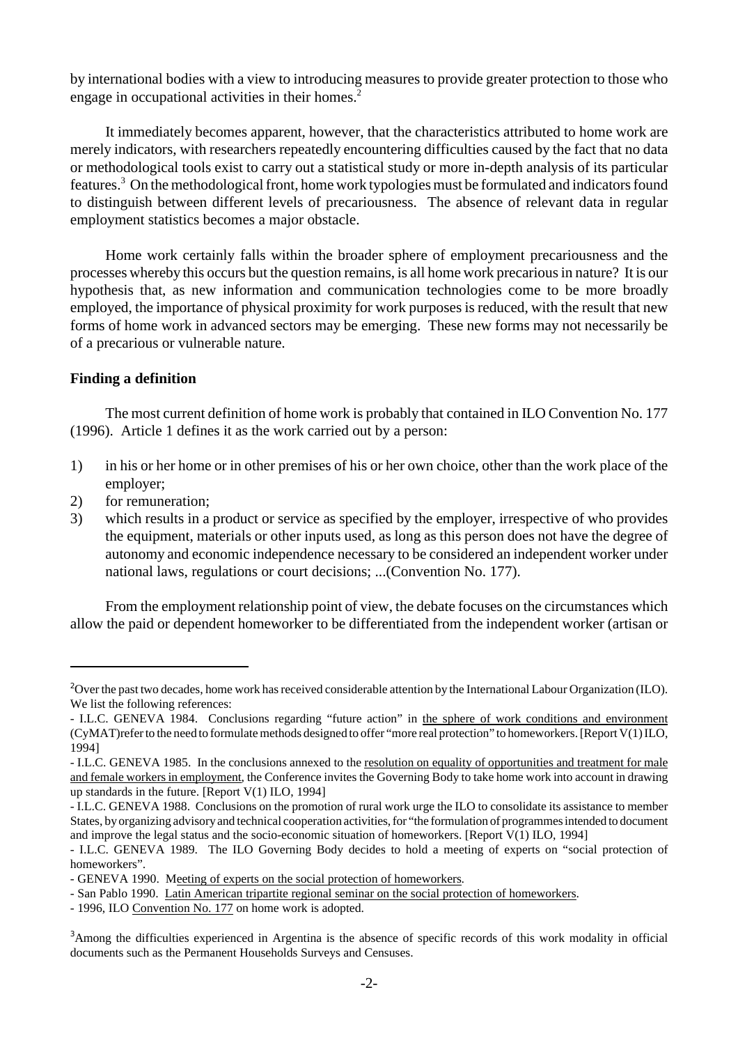by international bodies with a view to introducing measures to provide greater protection to those who engage in occupational activities in their homes.[2]

It immediately becomes apparent, however, that the characteristics attributed to home work are merely indicators, with researchers repeatedly encountering difficulties caused by the fact that no data or methodological tools exist to carry out a statistical study or more in-depth analysis of its particular features.[3] On the methodological front, home work typologies must be formulated and indicators found to distinguish between different levels of precariousness. The absence of relevant data in regular employment statistics becomes a major obstacle.

Home work certainly falls within the broader sphere of employment precariousness and the processes whereby this occurs but the question remains, is all home work precarious in nature? It is our hypothesis that, as new information and communication technologies come to be more broadly employed, the importance of physical proximity for work purposes is reduced, with the result that new forms of home work in advanced sectors may be emerging. These new forms may not necessarily be of a precarious or vulnerable nature.

**Finding a definition**

The most current definition of home work is probably that contained in ILO Convention No. 177 (1996). Article 1 defines it as the work carried out by a person:

1) in his or her home or in other premises of his or her own choice, other than the work place of the employer;
2) for remuneration;
3) which results in a product or service as specified by the employer, irrespective of who provides the equipment, materials or other inputs used, as long as this person does not have the degree of autonomy and economic independence necessary to be considered an independent worker under national laws, regulations or court decisions; ...(Convention No. 177).

From the employment relationship point of view, the debate focuses on the circumstances which allow the paid or dependent homeworker to be differentiated from the independent worker (artisan or

---

[2]Over the past two decades, home work has received considerable attention by the International Labour Organization (ILO). We list the following references:

- I.L.C. GENEVA 1984. Conclusions regarding "future action" in the sphere of work conditions and environment (CyMAT)refer to the need to formulate methods designed to offer "more real protection" to homeworkers. [Report V(1) ILO, 1994]
- I.L.C. GENEVA 1985. In the conclusions annexed to the resolution on equality of opportunities and treatment for male and female workers in employment, the Conference invites the Governing Body to take home work into account in drawing up standards in the future. [Report V(1) ILO, 1994]
- I.L.C. GENEVA 1988. Conclusions on the promotion of rural work urge the ILO to consolidate its assistance to member States, by organizing advisory and technical cooperation activities, for "the formulation of programmes intended to document and improve the legal status and the socio-economic situation of homeworkers. [Report V(1) ILO, 1994]
- I.L.C. GENEVA 1989. The ILO Governing Body decides to hold a meeting of experts on "social protection of homeworkers".
- GENEVA 1990. Meeting of experts on the social protection of homeworkers.
- San Pablo 1990. Latin American tripartite regional seminar on the social protection of homeworkers.
- 1996, ILO Convention No. 177 on home work is adopted.

[3]Among the difficulties experienced in Argentina is the absence of specific records of this work modality in official documents such as the Permanent Households Surveys and Censuses.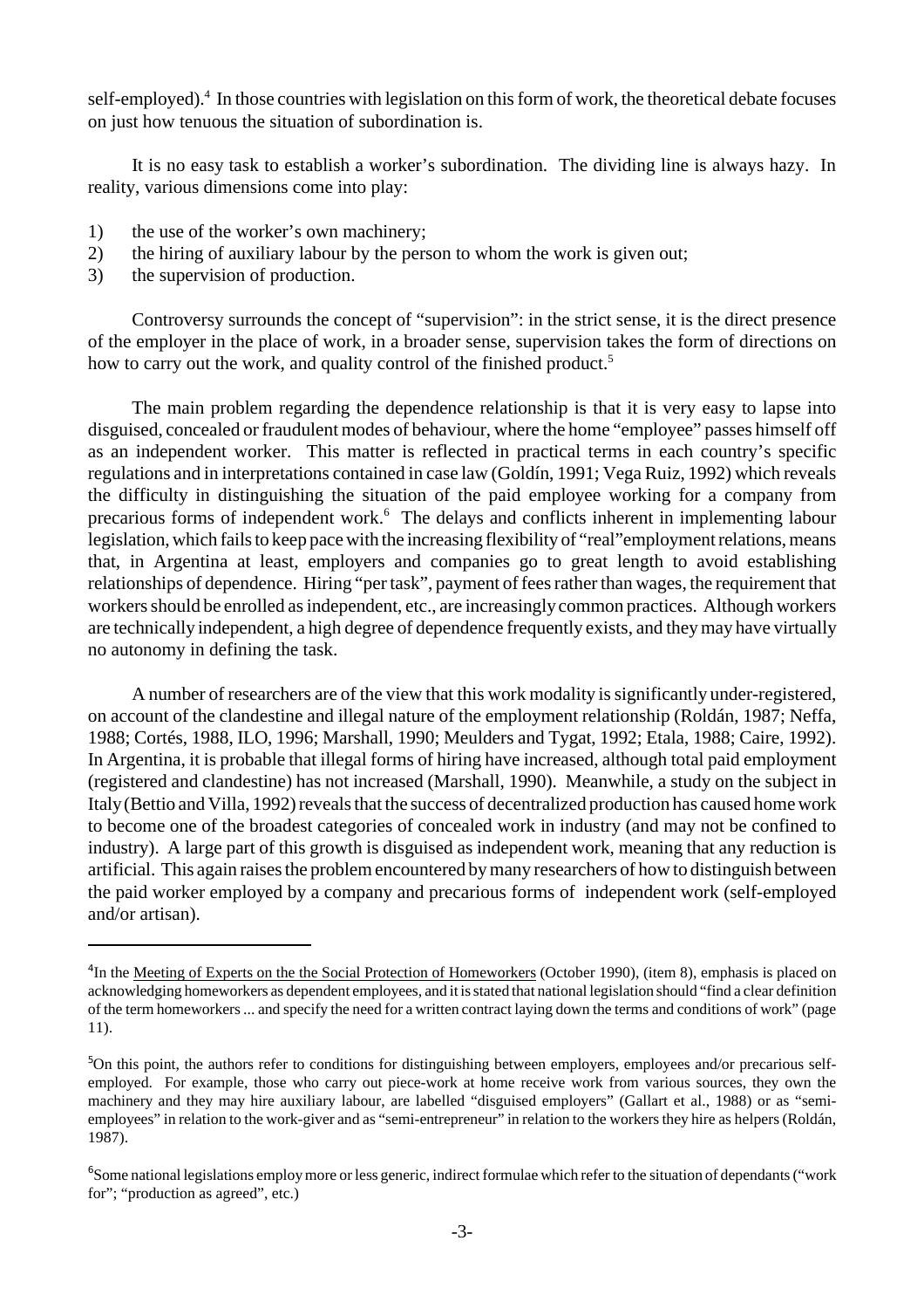self-employed).[4] In those countries with legislation on this form of work, the theoretical debate focuses on just how tenuous the situation of subordination is.

It is no easy task to establish a worker's subordination. The dividing line is always hazy. In reality, various dimensions come into play:

1) the use of the worker's own machinery;
2) the hiring of auxiliary labour by the person to whom the work is given out;
3) the supervision of production.

Controversy surrounds the concept of "supervision": in the strict sense, it is the direct presence of the employer in the place of work, in a broader sense, supervision takes the form of directions on how to carry out the work, and quality control of the finished product.[5]

The main problem regarding the dependence relationship is that it is very easy to lapse into disguised, concealed or fraudulent modes of behaviour, where the home "employee" passes himself off as an independent worker. This matter is reflected in practical terms in each country's specific regulations and in interpretations contained in case law (Goldín, 1991; Vega Ruiz, 1992) which reveals the difficulty in distinguishing the situation of the paid employee working for a company from precarious forms of independent work.[6] The delays and conflicts inherent in implementing labour legislation, which fails to keep pace with the increasing flexibility of "real"employment relations, means that, in Argentina at least, employers and companies go to great length to avoid establishing relationships of dependence. Hiring "per task", payment of fees rather than wages, the requirement that workers should be enrolled as independent, etc., are increasingly common practices. Although workers are technically independent, a high degree of dependence frequently exists, and they may have virtually no autonomy in defining the task.

A number of researchers are of the view that this work modality is significantly under-registered, on account of the clandestine and illegal nature of the employment relationship (Roldán, 1987; Neffa, 1988; Cortés, 1988, ILO, 1996; Marshall, 1990; Meulders and Tygat, 1992; Etala, 1988; Caire, 1992). In Argentina, it is probable that illegal forms of hiring have increased, although total paid employment (registered and clandestine) has not increased (Marshall, 1990). Meanwhile, a study on the subject in Italy (Bettio and Villa, 1992) reveals that the success of decentralized production has caused home work to become one of the broadest categories of concealed work in industry (and may not be confined to industry). A large part of this growth is disguised as independent work, meaning that any reduction is artificial. This again raises the problem encountered by many researchers of how to distinguish between the paid worker employed by a company and precarious forms of independent work (self-employed and/or artisan).

---

[4] In the Meeting of Experts on the the Social Protection of Homeworkers (October 1990), (item 8), emphasis is placed on acknowledging homeworkers as dependent employees, and it is stated that national legislation should "find a clear definition of the term homeworkers ... and specify the need for a written contract laying down the terms and conditions of work" (page 11).

[5] On this point, the authors refer to conditions for distinguishing between employers, employees and/or precarious self-employed. For example, those who carry out piece-work at home receive work from various sources, they own the machinery and they may hire auxiliary labour, are labelled "disguised employers" (Gallart et al., 1988) or as "semi-employees" in relation to the work-giver and as "semi-entrepreneur" in relation to the workers they hire as helpers (Roldán, 1987).

[6] Some national legislations employ more or less generic, indirect formulae which refer to the situation of dependants ("work for"; "production as agreed", etc.)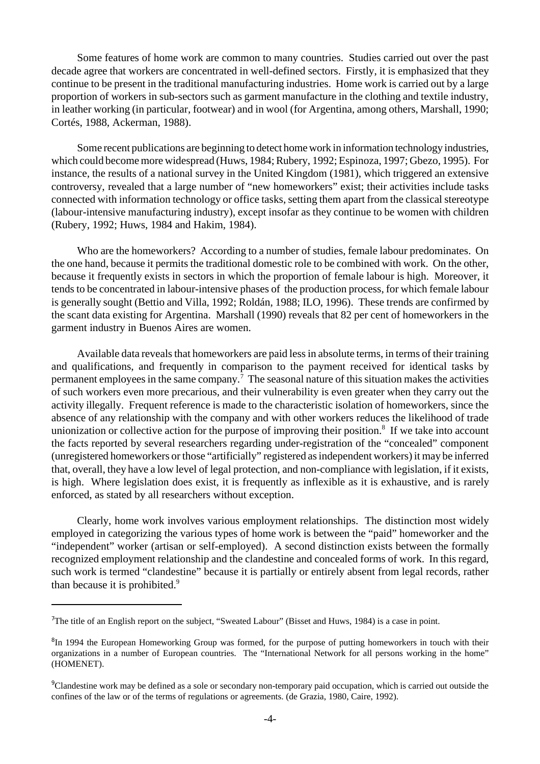Some features of home work are common to many countries. Studies carried out over the past decade agree that workers are concentrated in well-defined sectors. Firstly, it is emphasized that they continue to be present in the traditional manufacturing industries. Home work is carried out by a large proportion of workers in sub-sectors such as garment manufacture in the clothing and textile industry, in leather working (in particular, footwear) and in wool (for Argentina, among others, Marshall, 1990; Cortés, 1988, Ackerman, 1988).

Some recent publications are beginning to detect home work in information technology industries, which could become more widespread (Huws, 1984; Rubery, 1992; Espinoza, 1997; Gbezo, 1995). For instance, the results of a national survey in the United Kingdom (1981), which triggered an extensive controversy, revealed that a large number of "new homeworkers" exist; their activities include tasks connected with information technology or office tasks, setting them apart from the classical stereotype (labour-intensive manufacturing industry), except insofar as they continue to be women with children (Rubery, 1992; Huws, 1984 and Hakim, 1984).

Who are the homeworkers? According to a number of studies, female labour predominates. On the one hand, because it permits the traditional domestic role to be combined with work. On the other, because it frequently exists in sectors in which the proportion of female labour is high. Moreover, it tends to be concentrated in labour-intensive phases of the production process, for which female labour is generally sought (Bettio and Villa, 1992; Roldán, 1988; ILO, 1996). These trends are confirmed by the scant data existing for Argentina. Marshall (1990) reveals that 82 per cent of homeworkers in the garment industry in Buenos Aires are women.

Available data reveals that homeworkers are paid less in absolute terms, in terms of their training and qualifications, and frequently in comparison to the payment received for identical tasks by permanent employees in the same company.[7] The seasonal nature of this situation makes the activities of such workers even more precarious, and their vulnerability is even greater when they carry out the activity illegally. Frequent reference is made to the characteristic isolation of homeworkers, since the absence of any relationship with the company and with other workers reduces the likelihood of trade unionization or collective action for the purpose of improving their position.[8] If we take into account the facts reported by several researchers regarding under-registration of the "concealed" component (unregistered homeworkers or those "artificially" registered as independent workers) it may be inferred that, overall, they have a low level of legal protection, and non-compliance with legislation, if it exists, is high. Where legislation does exist, it is frequently as inflexible as it is exhaustive, and is rarely enforced, as stated by all researchers without exception.

Clearly, home work involves various employment relationships. The distinction most widely employed in categorizing the various types of home work is between the "paid" homeworker and the "independent" worker (artisan or self-employed). A second distinction exists between the formally recognized employment relationship and the clandestine and concealed forms of work. In this regard, such work is termed "clandestine" because it is partially or entirely absent from legal records, rather than because it is prohibited.[9]

---

[7]The title of an English report on the subject, "Sweated Labour" (Bisset and Huws, 1984) is a case in point.

[8]In 1994 the European Homeworking Group was formed, for the purpose of putting homeworkers in touch with their organizations in a number of European countries. The "International Network for all persons working in the home" (HOMENET).

[9]Clandestine work may be defined as a sole or secondary non-temporary paid occupation, which is carried out outside the confines of the law or of the terms of regulations or agreements. (de Grazia, 1980, Caire, 1992).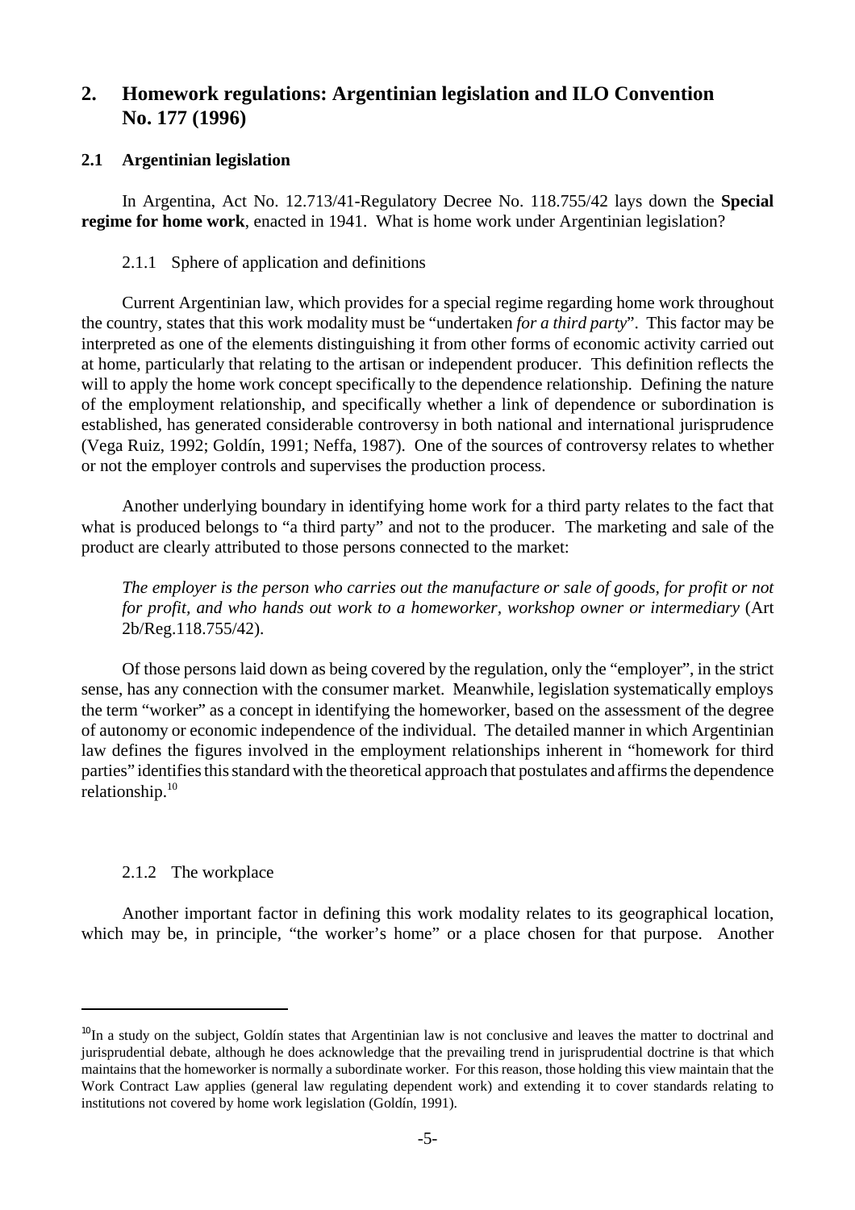## 2. Homework regulations: Argentinian legislation and ILO Convention No. 177 (1996)

### 2.1 Argentinian legislation

In Argentina, Act No. 12.713/41-Regulatory Decree No. 118.755/42 lays down the **Special regime for home work**, enacted in 1941. What is home work under Argentinian legislation?

#### 2.1.1 Sphere of application and definitions

Current Argentinian law, which provides for a special regime regarding home work throughout the country, states that this work modality must be "undertaken *for a third party*". This factor may be interpreted as one of the elements distinguishing it from other forms of economic activity carried out at home, particularly that relating to the artisan or independent producer. This definition reflects the will to apply the home work concept specifically to the dependence relationship. Defining the nature of the employment relationship, and specifically whether a link of dependence or subordination is established, has generated considerable controversy in both national and international jurisprudence (Vega Ruiz, 1992; Goldín, 1991; Neffa, 1987). One of the sources of controversy relates to whether or not the employer controls and supervises the production process.

Another underlying boundary in identifying home work for a third party relates to the fact that what is produced belongs to "a third party" and not to the producer. The marketing and sale of the product are clearly attributed to those persons connected to the market:

> *The employer is the person who carries out the manufacture or sale of goods, for profit or not for profit, and who hands out work to a homeworker, workshop owner or intermediary* (Art 2b/Reg.118.755/42).

Of those persons laid down as being covered by the regulation, only the "employer", in the strict sense, has any connection with the consumer market. Meanwhile, legislation systematically employs the term "worker" as a concept in identifying the homeworker, based on the assessment of the degree of autonomy or economic independence of the individual. The detailed manner in which Argentinian law defines the figures involved in the employment relationships inherent in "homework for third parties" identifies this standard with the theoretical approach that postulates and affirms the dependence relationship.[10]

#### 2.1.2 The workplace

Another important factor in defining this work modality relates to its geographical location, which may be, in principle, "the worker's home" or a place chosen for that purpose. Another

---

[10] In a study on the subject, Goldín states that Argentinian law is not conclusive and leaves the matter to doctrinal and jurisprudential debate, although he does acknowledge that the prevailing trend in jurisprudential doctrine is that which maintains that the homeworker is normally a subordinate worker. For this reason, those holding this view maintain that the Work Contract Law applies (general law regulating dependent work) and extending it to cover standards relating to institutions not covered by home work legislation (Goldín, 1991).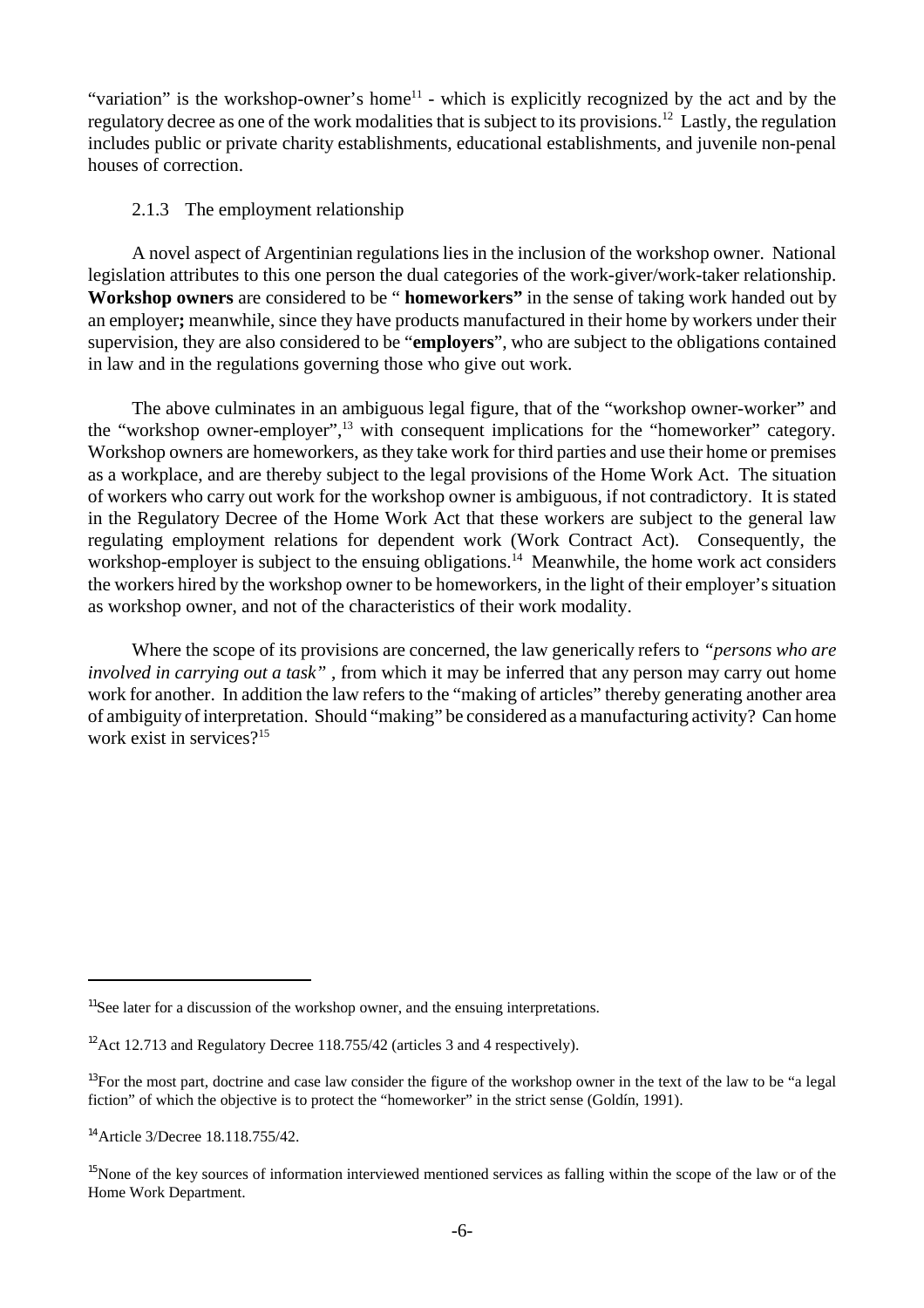"variation" is the workshop-owner's home[11] - which is explicitly recognized by the act and by the regulatory decree as one of the work modalities that is subject to its provisions.[12] Lastly, the regulation includes public or private charity establishments, educational establishments, and juvenile non-penal houses of correction.

### 2.1.3 The employment relationship

A novel aspect of Argentinian regulations lies in the inclusion of the workshop owner. National legislation attributes to this one person the dual categories of the work-giver/work-taker relationship. **Workshop owners** are considered to be " **homeworkers"** in the sense of taking work handed out by an employer**;** meanwhile, since they have products manufactured in their home by workers under their supervision, they are also considered to be "**employers**", who are subject to the obligations contained in law and in the regulations governing those who give out work.

The above culminates in an ambiguous legal figure, that of the "workshop owner-worker" and the "workshop owner-employer",[13] with consequent implications for the "homeworker" category. Workshop owners are homeworkers, as they take work for third parties and use their home or premises as a workplace, and are thereby subject to the legal provisions of the Home Work Act. The situation of workers who carry out work for the workshop owner is ambiguous, if not contradictory. It is stated in the Regulatory Decree of the Home Work Act that these workers are subject to the general law regulating employment relations for dependent work (Work Contract Act). Consequently, the workshop-employer is subject to the ensuing obligations.[14] Meanwhile, the home work act considers the workers hired by the workshop owner to be homeworkers, in the light of their employer's situation as workshop owner, and not of the characteristics of their work modality.

Where the scope of its provisions are concerned, the law generically refers to *"persons who are involved in carrying out a task"* , from which it may be inferred that any person may carry out home work for another. In addition the law refers to the "making of articles" thereby generating another area of ambiguity of interpretation. Should "making" be considered as a manufacturing activity? Can home work exist in services?[15]

---

[11] See later for a discussion of the workshop owner, and the ensuing interpretations.

[12] Act 12.713 and Regulatory Decree 118.755/42 (articles 3 and 4 respectively).

[13] For the most part, doctrine and case law consider the figure of the workshop owner in the text of the law to be "a legal fiction" of which the objective is to protect the "homeworker" in the strict sense (Goldín, 1991).

[14] Article 3/Decree 18.118.755/42.

[15] None of the key sources of information interviewed mentioned services as falling within the scope of the law or of the Home Work Department.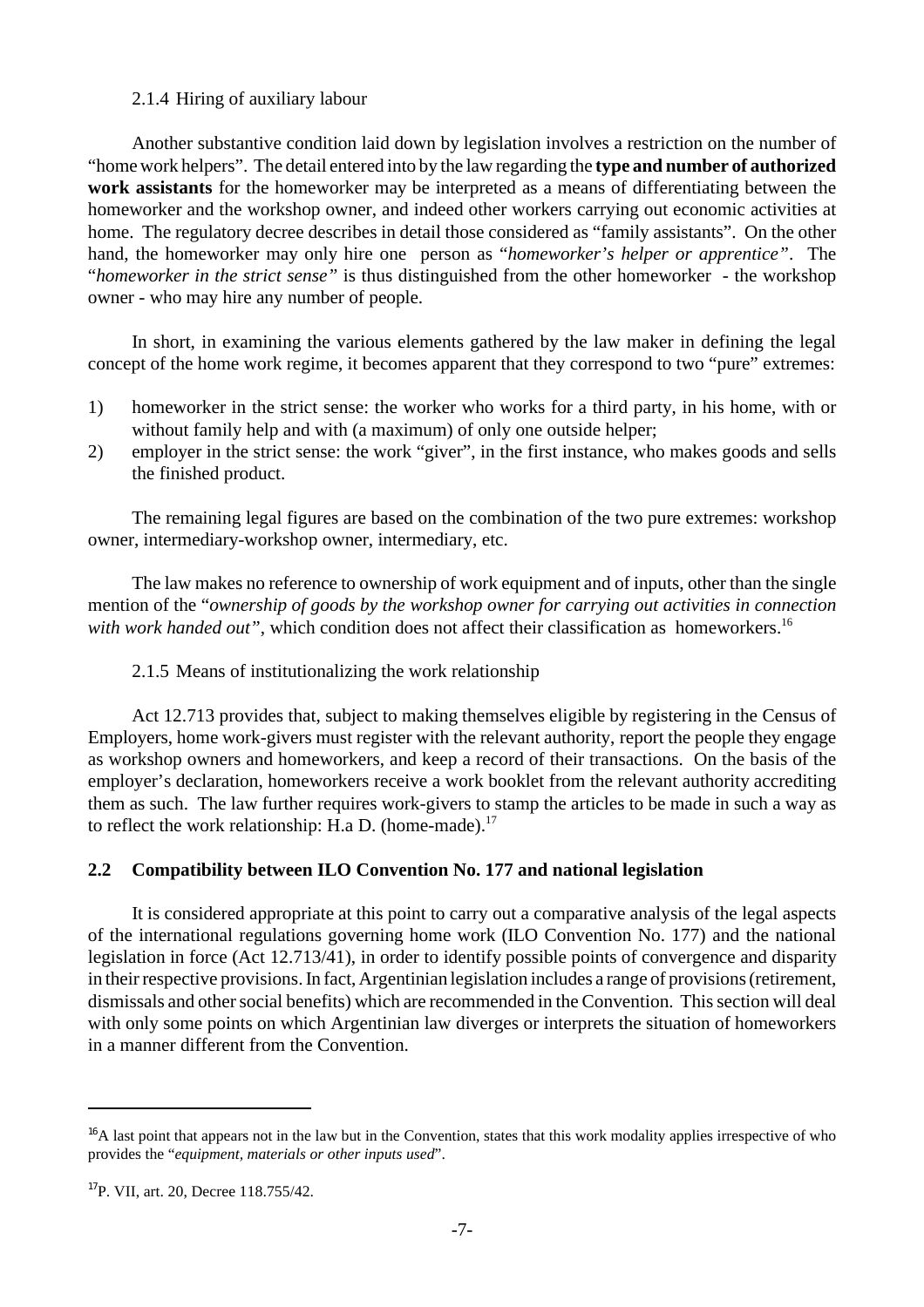#### 2.1.4 Hiring of auxiliary labour

Another substantive condition laid down by legislation involves a restriction on the number of "home work helpers". The detail entered into by the law regarding the **type and number of authorized work assistants** for the homeworker may be interpreted as a means of differentiating between the homeworker and the workshop owner, and indeed other workers carrying out economic activities at home. The regulatory decree describes in detail those considered as "family assistants". On the other hand, the homeworker may only hire one person as "*homeworker's helper or apprentice*". The "*homeworker in the strict sense*" is thus distinguished from the other homeworker - the workshop owner - who may hire any number of people.

In short, in examining the various elements gathered by the law maker in defining the legal concept of the home work regime, it becomes apparent that they correspond to two "pure" extremes:

1) homeworker in the strict sense: the worker who works for a third party, in his home, with or without family help and with (a maximum) of only one outside helper;
2) employer in the strict sense: the work "giver", in the first instance, who makes goods and sells the finished product.

The remaining legal figures are based on the combination of the two pure extremes: workshop owner, intermediary-workshop owner, intermediary, etc.

The law makes no reference to ownership of work equipment and of inputs, other than the single mention of the "*ownership of goods by the workshop owner for carrying out activities in connection with work handed out*", which condition does not affect their classification as homeworkers.[16]

#### 2.1.5 Means of institutionalizing the work relationship

Act 12.713 provides that, subject to making themselves eligible by registering in the Census of Employers, home work-givers must register with the relevant authority, report the people they engage as workshop owners and homeworkers, and keep a record of their transactions. On the basis of the employer's declaration, homeworkers receive a work booklet from the relevant authority accrediting them as such. The law further requires work-givers to stamp the articles to be made in such a way as to reflect the work relationship: H.a D. (home-made).[17]

### 2.2 Compatibility between ILO Convention No. 177 and national legislation

It is considered appropriate at this point to carry out a comparative analysis of the legal aspects of the international regulations governing home work (ILO Convention No. 177) and the national legislation in force (Act 12.713/41), in order to identify possible points of convergence and disparity in their respective provisions. In fact, Argentinian legislation includes a range of provisions (retirement, dismissals and other social benefits) which are recommended in the Convention. This section will deal with only some points on which Argentinian law diverges or interprets the situation of homeworkers in a manner different from the Convention.

---

[16] A last point that appears not in the law but in the Convention, states that this work modality applies irrespective of who provides the "*equipment, materials or other inputs used*".

[17] P. VII, art. 20, Decree 118.755/42.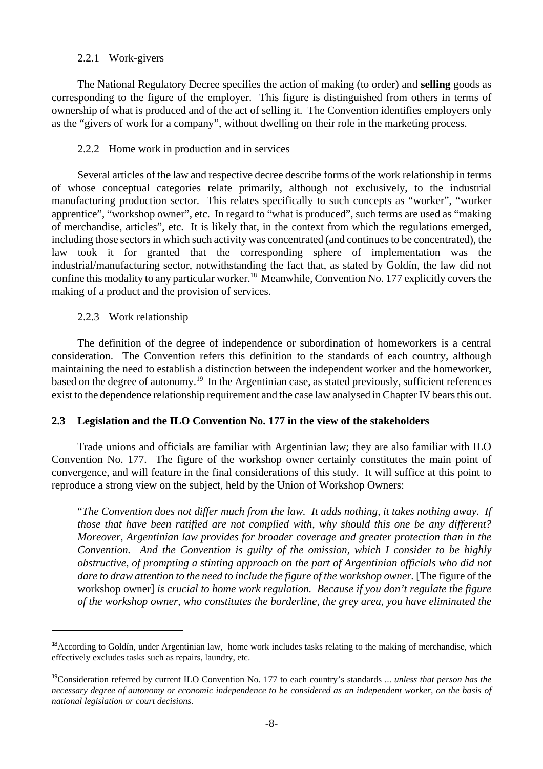#### 2.2.1 Work-givers

The National Regulatory Decree specifies the action of making (to order) and **selling** goods as corresponding to the figure of the employer. This figure is distinguished from others in terms of ownership of what is produced and of the act of selling it. The Convention identifies employers only as the "givers of work for a company", without dwelling on their role in the marketing process.

#### 2.2.2 Home work in production and in services

Several articles of the law and respective decree describe forms of the work relationship in terms of whose conceptual categories relate primarily, although not exclusively, to the industrial manufacturing production sector. This relates specifically to such concepts as "worker", "worker apprentice", "workshop owner", etc. In regard to "what is produced", such terms are used as "making of merchandise, articles", etc. It is likely that, in the context from which the regulations emerged, including those sectors in which such activity was concentrated (and continues to be concentrated), the law took it for granted that the corresponding sphere of implementation was the industrial/manufacturing sector, notwithstanding the fact that, as stated by Goldín, the law did not confine this modality to any particular worker.[18] Meanwhile, Convention No. 177 explicitly covers the making of a product and the provision of services.

#### 2.2.3 Work relationship

The definition of the degree of independence or subordination of homeworkers is a central consideration. The Convention refers this definition to the standards of each country, although maintaining the need to establish a distinction between the independent worker and the homeworker, based on the degree of autonomy.[19] In the Argentinian case, as stated previously, sufficient references exist to the dependence relationship requirement and the case law analysed in Chapter IV bears this out.

### 2.3 Legislation and the ILO Convention No. 177 in the view of the stakeholders

Trade unions and officials are familiar with Argentinian law; they are also familiar with ILO Convention No. 177. The figure of the workshop owner certainly constitutes the main point of convergence, and will feature in the final considerations of this study. It will suffice at this point to reproduce a strong view on the subject, held by the Union of Workshop Owners:

> "*The Convention does not differ much from the law. It adds nothing, it takes nothing away. If those that have been ratified are not complied with, why should this one be any different? Moreover, Argentinian law provides for broader coverage and greater protection than in the Convention. And the Convention is guilty of the omission, which I consider to be highly obstructive, of prompting a stinting approach on the part of Argentinian officials who did not dare to draw attention to the need to include the figure of the workshop owner.* [The figure of the workshop owner] *is crucial to home work regulation. Because if you don't regulate the figure of the workshop owner, who constitutes the borderline, the grey area, you have eliminated the*

---

[18] According to Goldín, under Argentinian law, home work includes tasks relating to the making of merchandise, which effectively excludes tasks such as repairs, laundry, etc.

[19] Consideration referred by current ILO Convention No. 177 to each country's standards ... *unless that person has the necessary degree of autonomy or economic independence to be considered as an independent worker, on the basis of national legislation or court decisions.*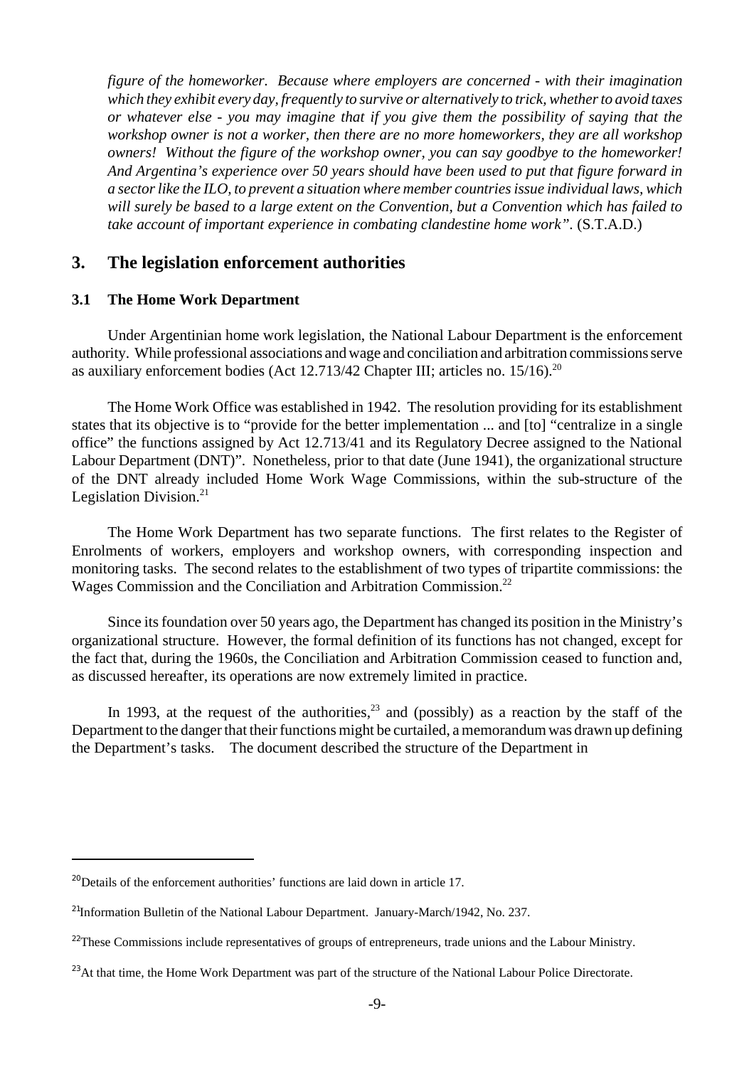*figure of the homeworker. Because where employers are concerned - with their imagination which they exhibit every day, frequently to survive or alternatively to trick, whether to avoid taxes or whatever else - you may imagine that if you give them the possibility of saying that the workshop owner is not a worker, then there are no more homeworkers, they are all workshop owners! Without the figure of the workshop owner, you can say goodbye to the homeworker! And Argentina's experience over 50 years should have been used to put that figure forward in a sector like the ILO, to prevent a situation where member countries issue individual laws, which will surely be based to a large extent on the Convention, but a Convention which has failed to take account of important experience in combating clandestine home work".* (S.T.A.D.)

## 3. The legislation enforcement authorities

### 3.1 The Home Work Department

Under Argentinian home work legislation, the National Labour Department is the enforcement authority. While professional associations and wage and conciliation and arbitration commissions serve as auxiliary enforcement bodies (Act 12.713/42 Chapter III; articles no. 15/16).[20]

The Home Work Office was established in 1942. The resolution providing for its establishment states that its objective is to "provide for the better implementation ... and [to] "centralize in a single office" the functions assigned by Act 12.713/41 and its Regulatory Decree assigned to the National Labour Department (DNT)". Nonetheless, prior to that date (June 1941), the organizational structure of the DNT already included Home Work Wage Commissions, within the sub-structure of the Legislation Division.[21]

The Home Work Department has two separate functions. The first relates to the Register of Enrolments of workers, employers and workshop owners, with corresponding inspection and monitoring tasks. The second relates to the establishment of two types of tripartite commissions: the Wages Commission and the Conciliation and Arbitration Commission.[22]

Since its foundation over 50 years ago, the Department has changed its position in the Ministry's organizational structure. However, the formal definition of its functions has not changed, except for the fact that, during the 1960s, the Conciliation and Arbitration Commission ceased to function and, as discussed hereafter, its operations are now extremely limited in practice.

In 1993, at the request of the authorities,[23] and (possibly) as a reaction by the staff of the Department to the danger that their functions might be curtailed, a memorandum was drawn up defining the Department's tasks. The document described the structure of the Department in

---

[20] Details of the enforcement authorities' functions are laid down in article 17.

[21] Information Bulletin of the National Labour Department. January-March/1942, No. 237.

[22] These Commissions include representatives of groups of entrepreneurs, trade unions and the Labour Ministry.

[23] At that time, the Home Work Department was part of the structure of the National Labour Police Directorate.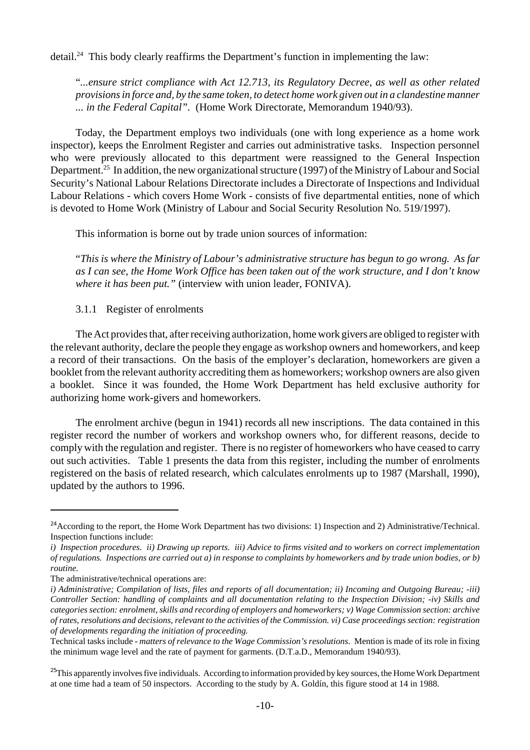detail.[24] This body clearly reaffirms the Department's function in implementing the law:

"*...ensure strict compliance with Act 12.713, its Regulatory Decree, as well as other related provisions in force and, by the same token, to detect home work given out in a clandestine manner ... in the Federal Capital"*. (Home Work Directorate, Memorandum 1940/93).

Today, the Department employs two individuals (one with long experience as a home work inspector), keeps the Enrolment Register and carries out administrative tasks. Inspection personnel who were previously allocated to this department were reassigned to the General Inspection Department.[25] In addition, the new organizational structure (1997) of the Ministry of Labour and Social Security's National Labour Relations Directorate includes a Directorate of Inspections and Individual Labour Relations - which covers Home Work - consists of five departmental entities, none of which is devoted to Home Work (Ministry of Labour and Social Security Resolution No. 519/1997).

This information is borne out by trade union sources of information:

"*This is where the Ministry of Labour's administrative structure has begun to go wrong. As far as I can see, the Home Work Office has been taken out of the work structure, and I don't know where it has been put."* (interview with union leader, FONIVA).

### 3.1.1 Register of enrolments

The Act provides that, after receiving authorization, home work givers are obliged to register with the relevant authority, declare the people they engage as workshop owners and homeworkers, and keep a record of their transactions. On the basis of the employer's declaration, homeworkers are given a booklet from the relevant authority accrediting them as homeworkers; workshop owners are also given a booklet. Since it was founded, the Home Work Department has held exclusive authority for authorizing home work-givers and homeworkers.

The enrolment archive (begun in 1941) records all new inscriptions. The data contained in this register record the number of workers and workshop owners who, for different reasons, decide to comply with the regulation and register. There is no register of homeworkers who have ceased to carry out such activities. Table 1 presents the data from this register, including the number of enrolments registered on the basis of related research, which calculates enrolments up to 1987 (Marshall, 1990), updated by the authors to 1996.

---

[24] According to the report, the Home Work Department has two divisions: 1) Inspection and 2) Administrative/Technical. Inspection functions include:

*i) Inspection procedures. ii) Drawing up reports. iii) Advice to firms visited and to workers on correct implementation of regulations. Inspections are carried out a) in response to complaints by homeworkers and by trade union bodies, or b) routine.*

The administrative/technical operations are:

*i) Administrative; Compilation of lists, files and reports of all documentation; ii) Incoming and Outgoing Bureau; -iii) Controller Section: handling of complaints and all documentation relating to the Inspection Division; -iv) Skills and categories section: enrolment, skills and recording of employers and homeworkers; v) Wage Commission section: archive of rates, resolutions and decisions, relevant to the activities of the Commission. vi) Case proceedings section: registration of developments regarding the initiation of proceeding.*

Technical tasks include - *matters of relevance to the Wage Commission's resolutions.* Mention is made of its role in fixing the minimum wage level and the rate of payment for garments. (D.T.a.D., Memorandum 1940/93).

[25] This apparently involves five individuals. According to information provided by key sources, the Home Work Department at one time had a team of 50 inspectors. According to the study by A. Goldín, this figure stood at 14 in 1988.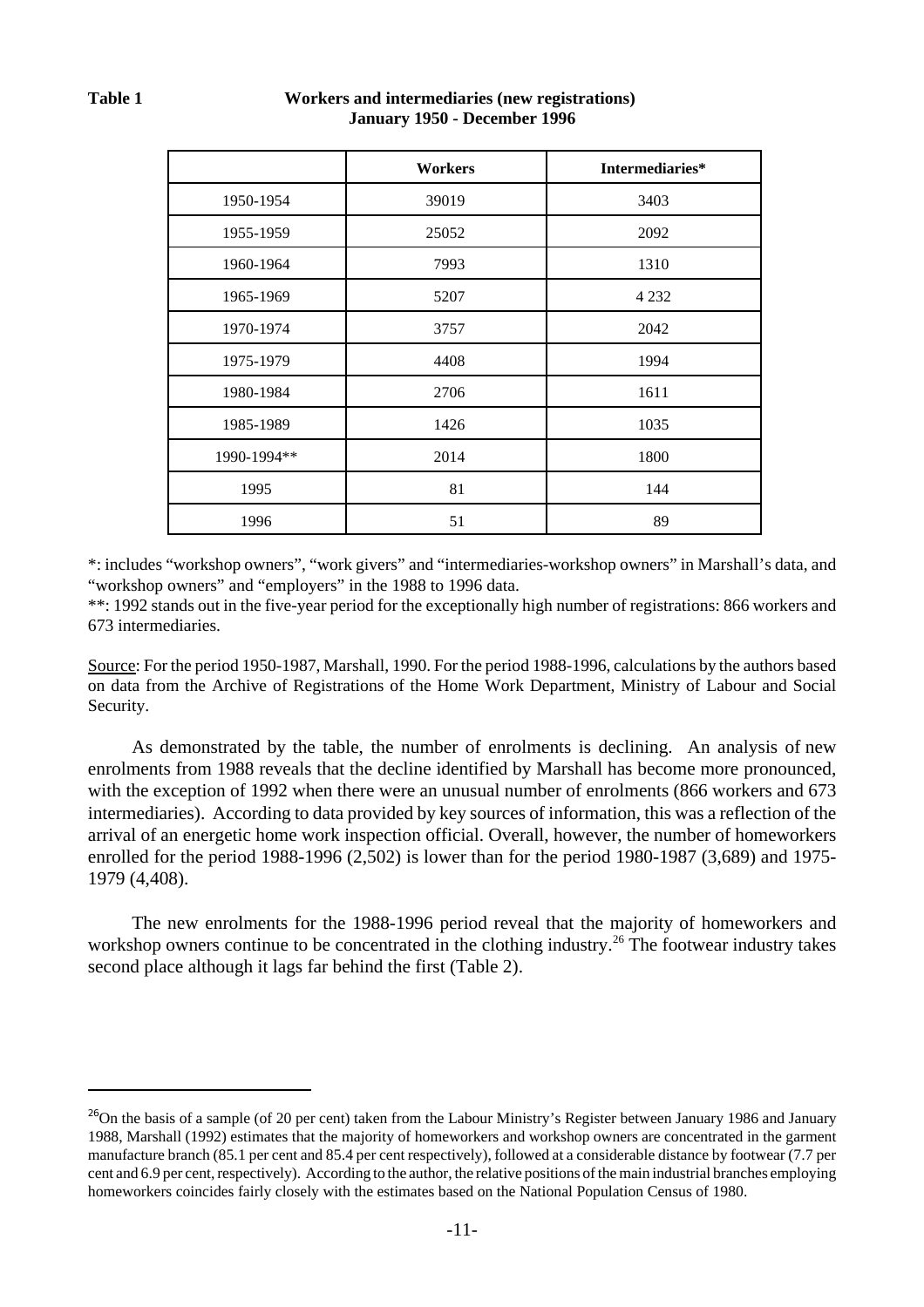**Table 1** **Workers and intermediaries (new registrations) January 1950 - December 1996**

| | Workers | Intermediaries* |
|---|---|---|
| 1950-1954 | 39019 | 3403 |
| 1955-1959 | 25052 | 2092 |
| 1960-1964 | 7993 | 1310 |
| 1965-1969 | 5207 | 4 232 |
| 1970-1974 | 3757 | 2042 |
| 1975-1979 | 4408 | 1994 |
| 1980-1984 | 2706 | 1611 |
| 1985-1989 | 1426 | 1035 |
| 1990-1994** | 2014 | 1800 |
| 1995 | 81 | 144 |
| 1996 | 51 | 89 |

*: includes "workshop owners", "work givers" and "intermediaries-workshop owners" in Marshall's data, and "workshop owners" and "employers" in the 1988 to 1996 data.

**: 1992 stands out in the five-year period for the exceptionally high number of registrations: 866 workers and 673 intermediaries.

Source: For the period 1950-1987, Marshall, 1990. For the period 1988-1996, calculations by the authors based on data from the Archive of Registrations of the Home Work Department, Ministry of Labour and Social Security.

As demonstrated by the table, the number of enrolments is declining. An analysis of new enrolments from 1988 reveals that the decline identified by Marshall has become more pronounced, with the exception of 1992 when there were an unusual number of enrolments (866 workers and 673 intermediaries). According to data provided by key sources of information, this was a reflection of the arrival of an energetic home work inspection official. Overall, however, the number of homeworkers enrolled for the period 1988-1996 (2,502) is lower than for the period 1980-1987 (3,689) and 1975-1979 (4,408).

The new enrolments for the 1988-1996 period reveal that the majority of homeworkers and workshop owners continue to be concentrated in the clothing industry.[26] The footwear industry takes second place although it lags far behind the first (Table 2).

[26]On the basis of a sample (of 20 per cent) taken from the Labour Ministry's Register between January 1986 and January 1988, Marshall (1992) estimates that the majority of homeworkers and workshop owners are concentrated in the garment manufacture branch (85.1 per cent and 85.4 per cent respectively), followed at a considerable distance by footwear (7.7 per cent and 6.9 per cent, respectively). According to the author, the relative positions of the main industrial branches employing homeworkers coincides fairly closely with the estimates based on the National Population Census of 1980.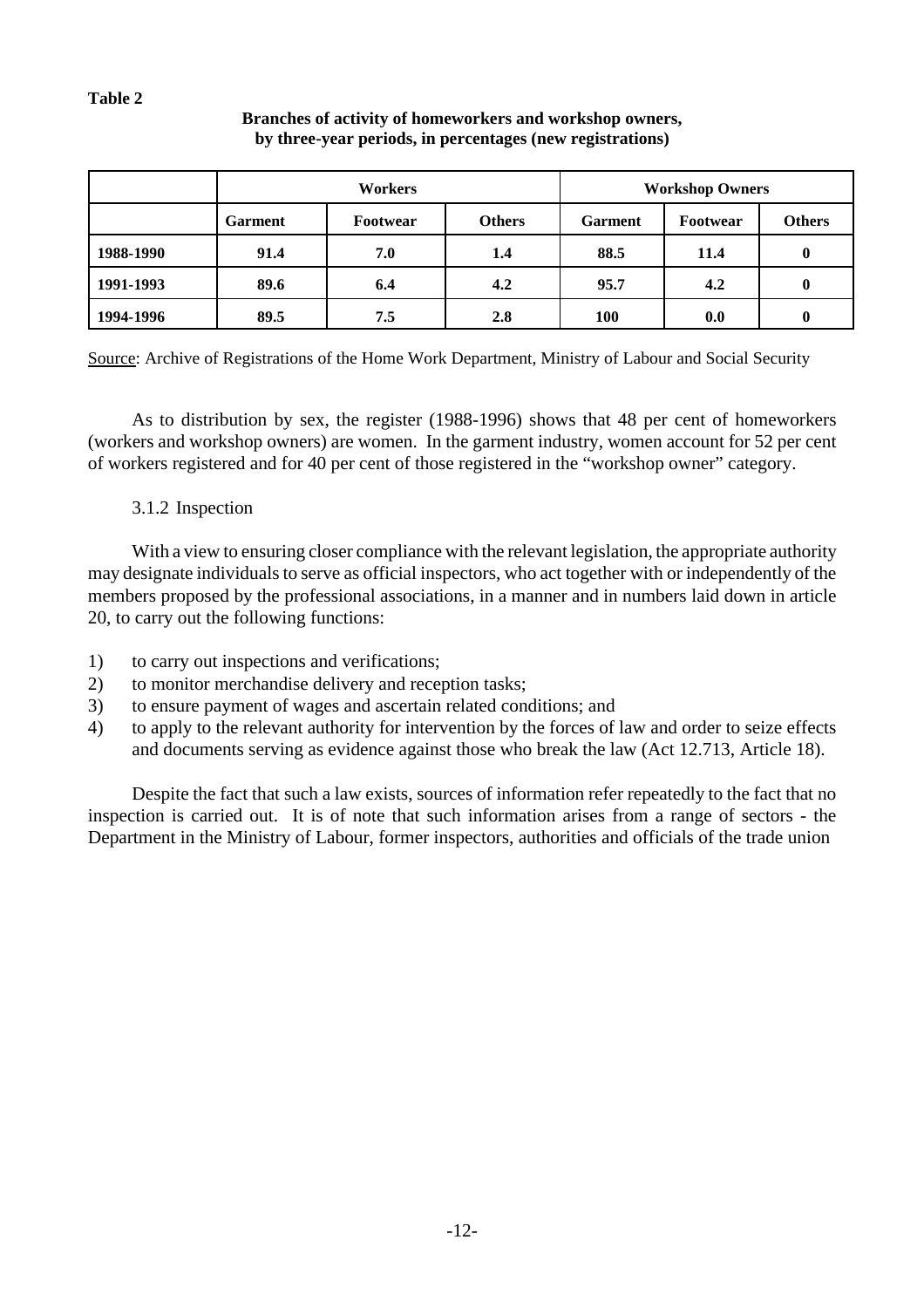**Table 2**

**Branches of activity of homeworkers and workshop owners, by three-year periods, in percentages (new registrations)**

| | **Workers** | | | **Workshop Owners** | | |
|---|---|---|---|---|---|---|
| | **Garment** | **Footwear** | **Others** | **Garment** | **Footwear** | **Others** |
| **1988-1990** | **91.4** | **7.0** | **1.4** | **88.5** | **11.4** | **0** |
| **1991-1993** | **89.6** | **6.4** | **4.2** | **95.7** | **4.2** | **0** |
| **1994-1996** | **89.5** | **7.5** | **2.8** | **100** | **0.0** | **0** |

Source: Archive of Registrations of the Home Work Department, Ministry of Labour and Social Security

As to distribution by sex, the register (1988-1996) shows that 48 per cent of homeworkers (workers and workshop owners) are women. In the garment industry, women account for 52 per cent of workers registered and for 40 per cent of those registered in the "workshop owner" category.

3.1.2 Inspection

With a view to ensuring closer compliance with the relevant legislation, the appropriate authority may designate individuals to serve as official inspectors, who act together with or independently of the members proposed by the professional associations, in a manner and in numbers laid down in article 20, to carry out the following functions:

1) to carry out inspections and verifications;
2) to monitor merchandise delivery and reception tasks;
3) to ensure payment of wages and ascertain related conditions; and
4) to apply to the relevant authority for intervention by the forces of law and order to seize effects and documents serving as evidence against those who break the law (Act 12.713, Article 18).

Despite the fact that such a law exists, sources of information refer repeatedly to the fact that no inspection is carried out. It is of note that such information arises from a range of sectors - the Department in the Ministry of Labour, former inspectors, authorities and officials of the trade union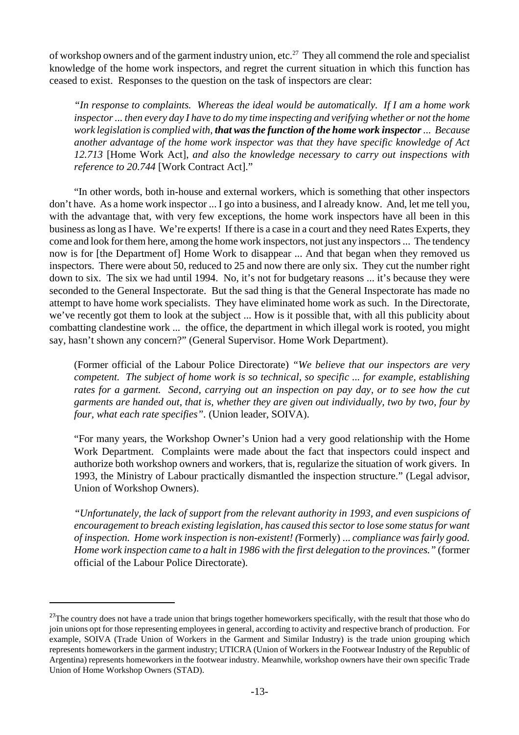of workshop owners and of the garment industry union, etc.[27] They all commend the role and specialist knowledge of the home work inspectors, and regret the current situation in which this function has ceased to exist. Responses to the question on the task of inspectors are clear:

> *"In response to complaints. Whereas the ideal would be automatically. If I am a home work inspector ... then every day I have to do my time inspecting and verifying whether or not the home work legislation is complied with, **that was the function of the home work inspector** ... Because another advantage of the home work inspector was that they have specific knowledge of Act 12.713* [Home Work Act], *and also the knowledge necessary to carry out inspections with reference to 20.744* [Work Contract Act]."

"In other words, both in-house and external workers, which is something that other inspectors don't have. As a home work inspector ... I go into a business, and I already know. And, let me tell you, with the advantage that, with very few exceptions, the home work inspectors have all been in this business as long as I have. We're experts! If there is a case in a court and they need Rates Experts, they come and look for them here, among the home work inspectors, not just any inspectors ... The tendency now is for [the Department of] Home Work to disappear ... And that began when they removed us inspectors. There were about 50, reduced to 25 and now there are only six. They cut the number right down to six. The six we had until 1994. No, it's not for budgetary reasons ... it's because they were seconded to the General Inspectorate. But the sad thing is that the General Inspectorate has made no attempt to have home work specialists. They have eliminated home work as such. In the Directorate, we've recently got them to look at the subject ... How is it possible that, with all this publicity about combatting clandestine work ... the office, the department in which illegal work is rooted, you might say, hasn't shown any concern?" (General Supervisor. Home Work Department).

> (Former official of the Labour Police Directorate) *"We believe that our inspectors are very competent. The subject of home work is so technical, so specific ... for example, establishing rates for a garment. Second, carrying out an inspection on pay day, or to see how the cut garments are handed out, that is, whether they are given out individually, two by two, four by four, what each rate specifies".* (Union leader, SOIVA).

> "For many years, the Workshop Owner's Union had a very good relationship with the Home Work Department. Complaints were made about the fact that inspectors could inspect and authorize both workshop owners and workers, that is, regularize the situation of work givers. In 1993, the Ministry of Labour practically dismantled the inspection structure." (Legal advisor, Union of Workshop Owners).

> *"Unfortunately, the lack of support from the relevant authority in 1993, and even suspicions of encouragement to breach existing legislation, has caused this sector to lose some status for want of inspection. Home work inspection is non-existent! (*Formerly) *... compliance was fairly good. Home work inspection came to a halt in 1986 with the first delegation to the provinces."* (former official of the Labour Police Directorate).

---

[27] The country does not have a trade union that brings together homeworkers specifically, with the result that those who do join unions opt for those representing employees in general, according to activity and respective branch of production. For example, SOIVA (Trade Union of Workers in the Garment and Similar Industry) is the trade union grouping which represents homeworkers in the garment industry; UTICRA (Union of Workers in the Footwear Industry of the Republic of Argentina) represents homeworkers in the footwear industry. Meanwhile, workshop owners have their own specific Trade Union of Home Workshop Owners (STAD).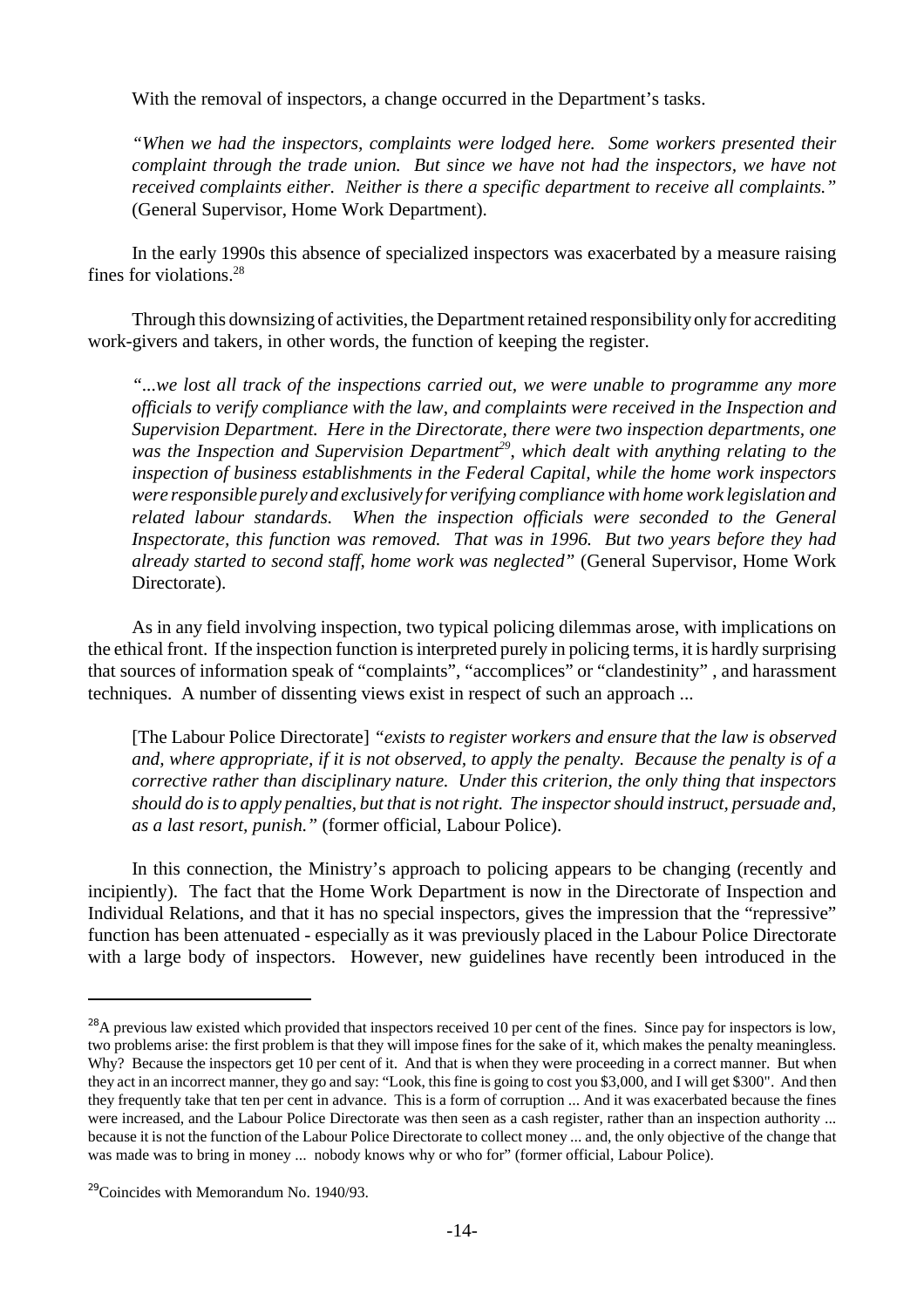With the removal of inspectors, a change occurred in the Department's tasks.

*"When we had the inspectors, complaints were lodged here. Some workers presented their complaint through the trade union. But since we have not had the inspectors, we have not received complaints either. Neither is there a specific department to receive all complaints."* (General Supervisor, Home Work Department).

In the early 1990s this absence of specialized inspectors was exacerbated by a measure raising fines for violations.[28]

Through this downsizing of activities, the Department retained responsibility only for accrediting work-givers and takers, in other words, the function of keeping the register.

*"...we lost all track of the inspections carried out, we were unable to programme any more officials to verify compliance with the law, and complaints were received in the Inspection and Supervision Department. Here in the Directorate, there were two inspection departments, one was the Inspection and Supervision Department[29], which dealt with anything relating to the inspection of business establishments in the Federal Capital, while the home work inspectors were responsible purely and exclusively for verifying compliance with home work legislation and related labour standards. When the inspection officials were seconded to the General Inspectorate, this function was removed. That was in 1996. But two years before they had already started to second staff, home work was neglected"* (General Supervisor, Home Work Directorate).

As in any field involving inspection, two typical policing dilemmas arose, with implications on the ethical front. If the inspection function is interpreted purely in policing terms, it is hardly surprising that sources of information speak of "complaints", "accomplices" or "clandestinity" , and harassment techniques. A number of dissenting views exist in respect of such an approach ...

[The Labour Police Directorate] *"exists to register workers and ensure that the law is observed and, where appropriate, if it is not observed, to apply the penalty. Because the penalty is of a corrective rather than disciplinary nature. Under this criterion, the only thing that inspectors should do is to apply penalties, but that is not right. The inspector should instruct, persuade and, as a last resort, punish."* (former official, Labour Police).

In this connection, the Ministry's approach to policing appears to be changing (recently and incipiently). The fact that the Home Work Department is now in the Directorate of Inspection and Individual Relations, and that it has no special inspectors, gives the impression that the "repressive" function has been attenuated - especially as it was previously placed in the Labour Police Directorate with a large body of inspectors. However, new guidelines have recently been introduced in the

---

[28] A previous law existed which provided that inspectors received 10 per cent of the fines. Since pay for inspectors is low, two problems arise: the first problem is that they will impose fines for the sake of it, which makes the penalty meaningless. Why? Because the inspectors get 10 per cent of it. And that is when they were proceeding in a correct manner. But when they act in an incorrect manner, they go and say: "Look, this fine is going to cost you $3,000, and I will get $300". And then they frequently take that ten per cent in advance. This is a form of corruption ... And it was exacerbated because the fines were increased, and the Labour Police Directorate was then seen as a cash register, rather than an inspection authority ... because it is not the function of the Labour Police Directorate to collect money ... and, the only objective of the change that was made was to bring in money ... nobody knows why or who for" (former official, Labour Police).

[29] Coincides with Memorandum No. 1940/93.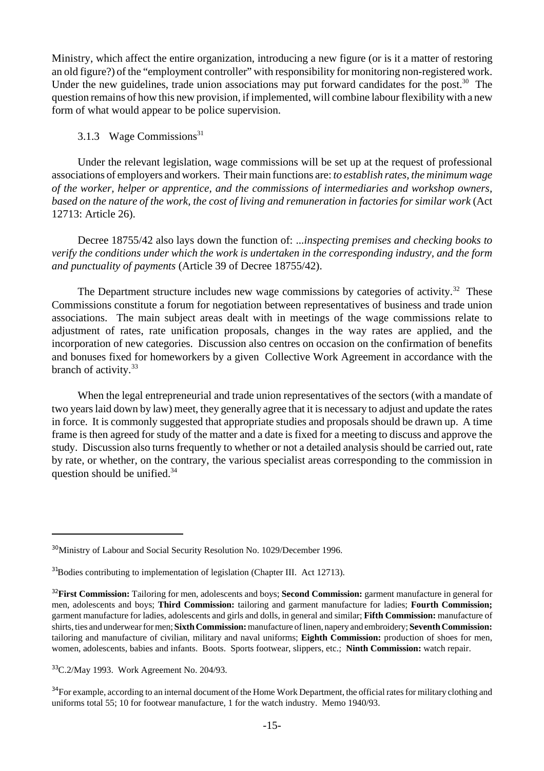Ministry, which affect the entire organization, introducing a new figure (or is it a matter of restoring an old figure?) of the "employment controller" with responsibility for monitoring non-registered work. Under the new guidelines, trade union associations may put forward candidates for the post.[30] The question remains of how this new provision, if implemented, will combine labour flexibility with a new form of what would appear to be police supervision.

### 3.1.3 Wage Commissions[31]

Under the relevant legislation, wage commissions will be set up at the request of professional associations of employers and workers. Their main functions are: *to establish rates, the minimum wage of the worker, helper or apprentice, and the commissions of intermediaries and workshop owners, based on the nature of the work, the cost of living and remuneration in factories for similar work* (Act 12713: Article 26).

Decree 18755/42 also lays down the function of: ...*inspecting premises and checking books to verify the conditions under which the work is undertaken in the corresponding industry, and the form and punctuality of payments* (Article 39 of Decree 18755/42).

The Department structure includes new wage commissions by categories of activity.[32] These Commissions constitute a forum for negotiation between representatives of business and trade union associations. The main subject areas dealt with in meetings of the wage commissions relate to adjustment of rates, rate unification proposals, changes in the way rates are applied, and the incorporation of new categories. Discussion also centres on occasion on the confirmation of benefits and bonuses fixed for homeworkers by a given Collective Work Agreement in accordance with the branch of activity.[33]

When the legal entrepreneurial and trade union representatives of the sectors (with a mandate of two years laid down by law) meet, they generally agree that it is necessary to adjust and update the rates in force. It is commonly suggested that appropriate studies and proposals should be drawn up. A time frame is then agreed for study of the matter and a date is fixed for a meeting to discuss and approve the study. Discussion also turns frequently to whether or not a detailed analysis should be carried out, rate by rate, or whether, on the contrary, the various specialist areas corresponding to the commission in question should be unified.[34]

---

[30] Ministry of Labour and Social Security Resolution No. 1029/December 1996.

[31] Bodies contributing to implementation of legislation (Chapter III. Act 12713).

[32] **First Commission:** Tailoring for men, adolescents and boys; **Second Commission:** garment manufacture in general for men, adolescents and boys; **Third Commission:** tailoring and garment manufacture for ladies; **Fourth Commission;** garment manufacture for ladies, adolescents and girls and dolls, in general and similar; **Fifth Commission:** manufacture of shirts, ties and underwear for men; **Sixth Commission:** manufacture of linen, napery and embroidery; **Seventh Commission:** tailoring and manufacture of civilian, military and naval uniforms; **Eighth Commission:** production of shoes for men, women, adolescents, babies and infants. Boots. Sports footwear, slippers, etc.; **Ninth Commission:** watch repair.

[33] C.2/May 1993. Work Agreement No. 204/93.

[34] For example, according to an internal document of the Home Work Department, the official rates for military clothing and uniforms total 55; 10 for footwear manufacture, 1 for the watch industry. Memo 1940/93.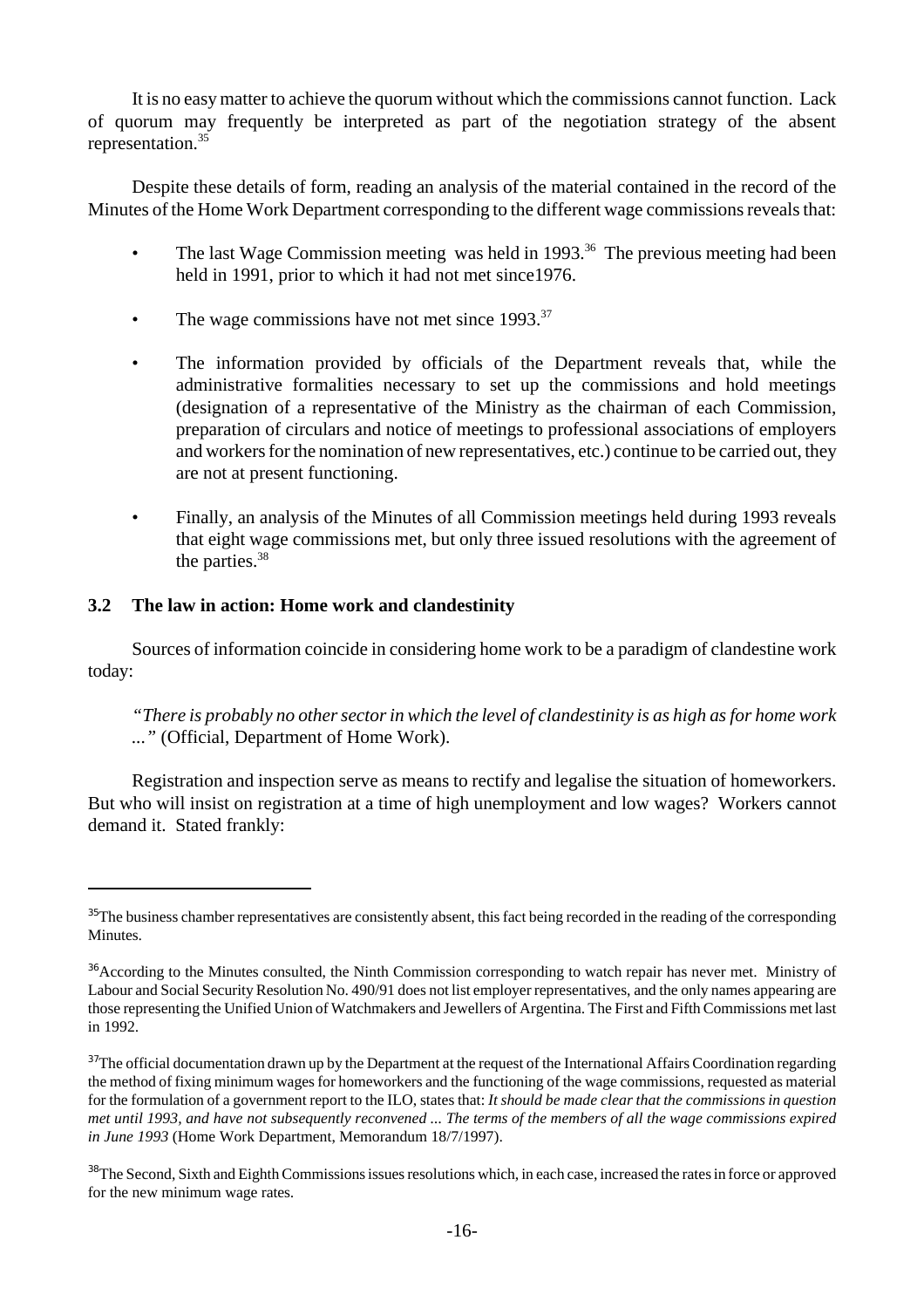It is no easy matter to achieve the quorum without which the commissions cannot function. Lack of quorum may frequently be interpreted as part of the negotiation strategy of the absent representation.[35]

Despite these details of form, reading an analysis of the material contained in the record of the Minutes of the Home Work Department corresponding to the different wage commissions reveals that:

- The last Wage Commission meeting was held in 1993.[36] The previous meeting had been held in 1991, prior to which it had not met since1976.
- The wage commissions have not met since 1993.[37]
- The information provided by officials of the Department reveals that, while the administrative formalities necessary to set up the commissions and hold meetings (designation of a representative of the Ministry as the chairman of each Commission, preparation of circulars and notice of meetings to professional associations of employers and workers for the nomination of new representatives, etc.) continue to be carried out, they are not at present functioning.
- Finally, an analysis of the Minutes of all Commission meetings held during 1993 reveals that eight wage commissions met, but only three issued resolutions with the agreement of the parties.[38]

### 3.2 The law in action: Home work and clandestinity

Sources of information coincide in considering home work to be a paradigm of clandestine work today:

*"There is probably no other sector in which the level of clandestinity is as high as for home work ..."* (Official, Department of Home Work).

Registration and inspection serve as means to rectify and legalise the situation of homeworkers. But who will insist on registration at a time of high unemployment and low wages? Workers cannot demand it. Stated frankly:

---

[35] The business chamber representatives are consistently absent, this fact being recorded in the reading of the corresponding Minutes.

[36] According to the Minutes consulted, the Ninth Commission corresponding to watch repair has never met. Ministry of Labour and Social Security Resolution No. 490/91 does not list employer representatives, and the only names appearing are those representing the Unified Union of Watchmakers and Jewellers of Argentina. The First and Fifth Commissions met last in 1992.

[37] The official documentation drawn up by the Department at the request of the International Affairs Coordination regarding the method of fixing minimum wages for homeworkers and the functioning of the wage commissions, requested as material for the formulation of a government report to the ILO, states that: *It should be made clear that the commissions in question met until 1993, and have not subsequently reconvened ... The terms of the members of all the wage commissions expired in June 1993* (Home Work Department, Memorandum 18/7/1997).

[38] The Second, Sixth and Eighth Commissions issues resolutions which, in each case, increased the rates in force or approved for the new minimum wage rates.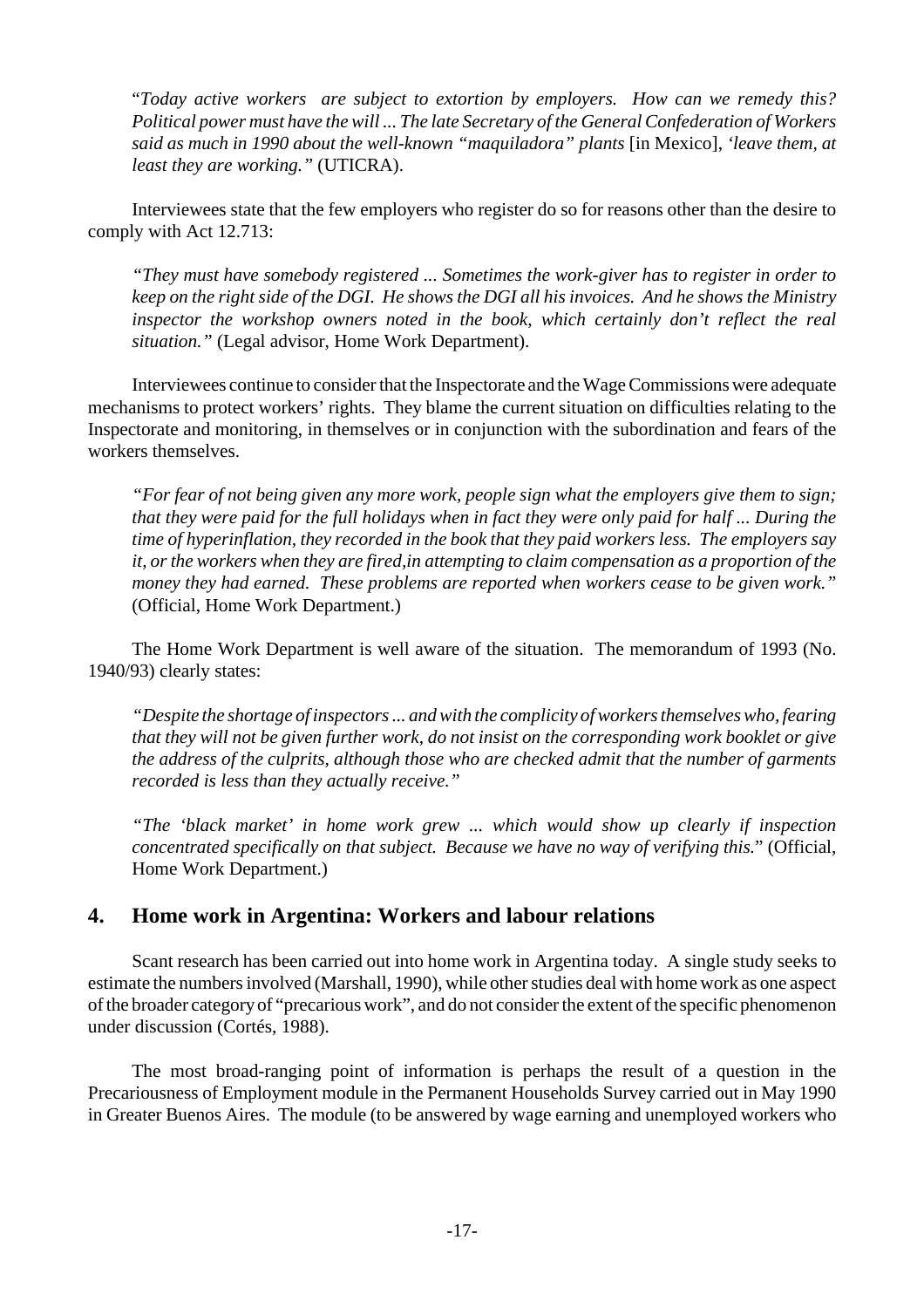"*Today active workers are subject to extortion by employers. How can we remedy this? Political power must have the will ... The late Secretary of the General Confederation of Workers said as much in 1990 about the well-known "maquiladora" plants* [in Mexico], *'leave them, at least they are working."* (UTICRA).

Interviewees state that the few employers who register do so for reasons other than the desire to comply with Act 12.713:

*"They must have somebody registered ... Sometimes the work-giver has to register in order to keep on the right side of the DGI. He shows the DGI all his invoices. And he shows the Ministry inspector the workshop owners noted in the book, which certainly don't reflect the real situation."* (Legal advisor, Home Work Department).

Interviewees continue to consider that the Inspectorate and the Wage Commissions were adequate mechanisms to protect workers' rights. They blame the current situation on difficulties relating to the Inspectorate and monitoring, in themselves or in conjunction with the subordination and fears of the workers themselves.

*"For fear of not being given any more work, people sign what the employers give them to sign; that they were paid for the full holidays when in fact they were only paid for half ... During the time of hyperinflation, they recorded in the book that they paid workers less. The employers say it, or the workers when they are fired,in attempting to claim compensation as a proportion of the money they had earned. These problems are reported when workers cease to be given work."* (Official, Home Work Department.)

The Home Work Department is well aware of the situation. The memorandum of 1993 (No. 1940/93) clearly states:

*"Despite the shortage of inspectors ... and with the complicity of workers themselves who, fearing that they will not be given further work, do not insist on the corresponding work booklet or give the address of the culprits, although those who are checked admit that the number of garments recorded is less than they actually receive."*

*"The 'black market' in home work grew ... which would show up clearly if inspection concentrated specifically on that subject. Because we have no way of verifying this.*" (Official, Home Work Department.)

## 4. Home work in Argentina: Workers and labour relations

Scant research has been carried out into home work in Argentina today. A single study seeks to estimate the numbers involved (Marshall, 1990), while other studies deal with home work as one aspect of the broader category of "precarious work", and do not consider the extent of the specific phenomenon under discussion (Cortés, 1988).

The most broad-ranging point of information is perhaps the result of a question in the Precariousness of Employment module in the Permanent Households Survey carried out in May 1990 in Greater Buenos Aires. The module (to be answered by wage earning and unemployed workers who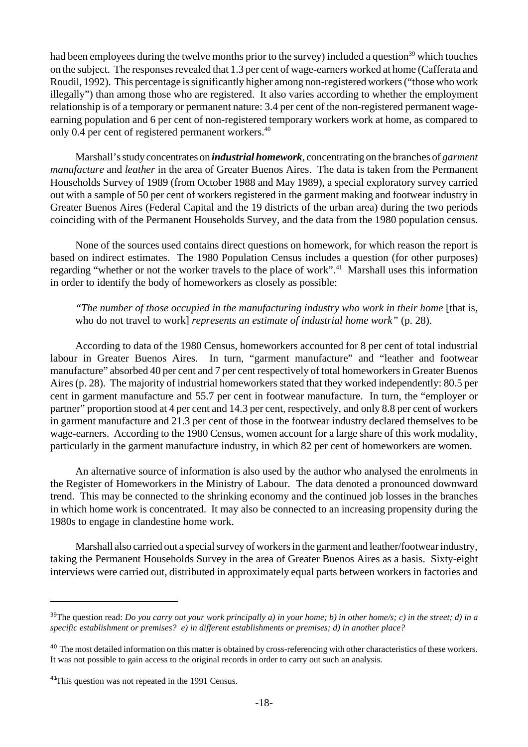had been employees during the twelve months prior to the survey) included a question[39] which touches on the subject. The responses revealed that 1.3 per cent of wage-earners worked at home (Cafferata and Roudil, 1992). This percentage is significantly higher among non-registered workers ("those who work illegally") than among those who are registered. It also varies according to whether the employment relationship is of a temporary or permanent nature: 3.4 per cent of the non-registered permanent wage-earning population and 6 per cent of non-registered temporary workers work at home, as compared to only 0.4 per cent of registered permanent workers.[40]

Marshall's study concentrates on ***industrial homework***, concentrating on the branches of *garment manufacture* and *leather* in the area of Greater Buenos Aires. The data is taken from the Permanent Households Survey of 1989 (from October 1988 and May 1989), a special exploratory survey carried out with a sample of 50 per cent of workers registered in the garment making and footwear industry in Greater Buenos Aires (Federal Capital and the 19 districts of the urban area) during the two periods coinciding with of the Permanent Households Survey, and the data from the 1980 population census.

None of the sources used contains direct questions on homework, for which reason the report is based on indirect estimates. The 1980 Population Census includes a question (for other purposes) regarding "whether or not the worker travels to the place of work".[41] Marshall uses this information in order to identify the body of homeworkers as closely as possible:

> *"The number of those occupied in the manufacturing industry who work in their home* [that is, who do not travel to work] *represents an estimate of industrial home work"* (p. 28).

According to data of the 1980 Census, homeworkers accounted for 8 per cent of total industrial labour in Greater Buenos Aires. In turn, "garment manufacture" and "leather and footwear manufacture" absorbed 40 per cent and 7 per cent respectively of total homeworkers in Greater Buenos Aires (p. 28). The majority of industrial homeworkers stated that they worked independently: 80.5 per cent in garment manufacture and 55.7 per cent in footwear manufacture. In turn, the "employer or partner" proportion stood at 4 per cent and 14.3 per cent, respectively, and only 8.8 per cent of workers in garment manufacture and 21.3 per cent of those in the footwear industry declared themselves to be wage-earners. According to the 1980 Census, women account for a large share of this work modality, particularly in the garment manufacture industry, in which 82 per cent of homeworkers are women.

An alternative source of information is also used by the author who analysed the enrolments in the Register of Homeworkers in the Ministry of Labour. The data denoted a pronounced downward trend. This may be connected to the shrinking economy and the continued job losses in the branches in which home work is concentrated. It may also be connected to an increasing propensity during the 1980s to engage in clandestine home work.

Marshall also carried out a special survey of workers in the garment and leather/footwear industry, taking the Permanent Households Survey in the area of Greater Buenos Aires as a basis. Sixty-eight interviews were carried out, distributed in approximately equal parts between workers in factories and

---

[39]The question read: *Do you carry out your work principally a) in your home; b) in other home/s; c) in the street; d) in a specific establishment or premises? e) in different establishments or premises; d) in another place?*

[40] The most detailed information on this matter is obtained by cross-referencing with other characteristics of these workers. It was not possible to gain access to the original records in order to carry out such an analysis.

[41]This question was not repeated in the 1991 Census.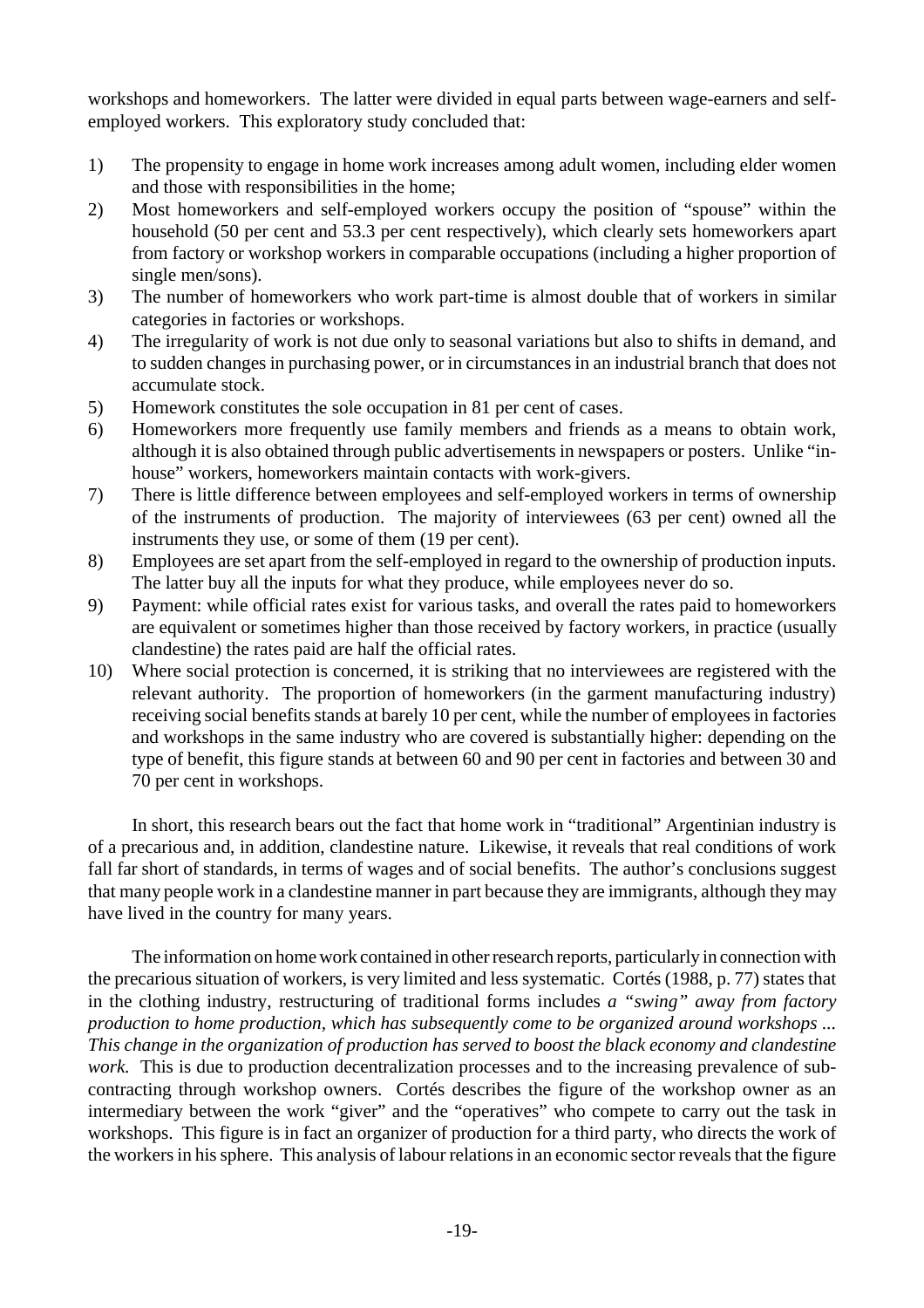workshops and homeworkers. The latter were divided in equal parts between wage-earners and self-employed workers. This exploratory study concluded that:

1) The propensity to engage in home work increases among adult women, including elder women and those with responsibilities in the home;
2) Most homeworkers and self-employed workers occupy the position of "spouse" within the household (50 per cent and 53.3 per cent respectively), which clearly sets homeworkers apart from factory or workshop workers in comparable occupations (including a higher proportion of single men/sons).
3) The number of homeworkers who work part-time is almost double that of workers in similar categories in factories or workshops.
4) The irregularity of work is not due only to seasonal variations but also to shifts in demand, and to sudden changes in purchasing power, or in circumstances in an industrial branch that does not accumulate stock.
5) Homework constitutes the sole occupation in 81 per cent of cases.
6) Homeworkers more frequently use family members and friends as a means to obtain work, although it is also obtained through public advertisements in newspapers or posters. Unlike "in-house" workers, homeworkers maintain contacts with work-givers.
7) There is little difference between employees and self-employed workers in terms of ownership of the instruments of production. The majority of interviewees (63 per cent) owned all the instruments they use, or some of them (19 per cent).
8) Employees are set apart from the self-employed in regard to the ownership of production inputs. The latter buy all the inputs for what they produce, while employees never do so.
9) Payment: while official rates exist for various tasks, and overall the rates paid to homeworkers are equivalent or sometimes higher than those received by factory workers, in practice (usually clandestine) the rates paid are half the official rates.
10) Where social protection is concerned, it is striking that no interviewees are registered with the relevant authority. The proportion of homeworkers (in the garment manufacturing industry) receiving social benefits stands at barely 10 per cent, while the number of employees in factories and workshops in the same industry who are covered is substantially higher: depending on the type of benefit, this figure stands at between 60 and 90 per cent in factories and between 30 and 70 per cent in workshops.

In short, this research bears out the fact that home work in "traditional" Argentinian industry is of a precarious and, in addition, clandestine nature. Likewise, it reveals that real conditions of work fall far short of standards, in terms of wages and of social benefits. The author's conclusions suggest that many people work in a clandestine manner in part because they are immigrants, although they may have lived in the country for many years.

The information on home work contained in other research reports, particularly in connection with the precarious situation of workers, is very limited and less systematic. Cortés (1988, p. 77) states that in the clothing industry, restructuring of traditional forms includes *a "swing" away from factory production to home production, which has subsequently come to be organized around workshops ... This change in the organization of production has served to boost the black economy and clandestine work.* This is due to production decentralization processes and to the increasing prevalence of sub-contracting through workshop owners. Cortés describes the figure of the workshop owner as an intermediary between the work "giver" and the "operatives" who compete to carry out the task in workshops. This figure is in fact an organizer of production for a third party, who directs the work of the workers in his sphere. This analysis of labour relations in an economic sector reveals that the figure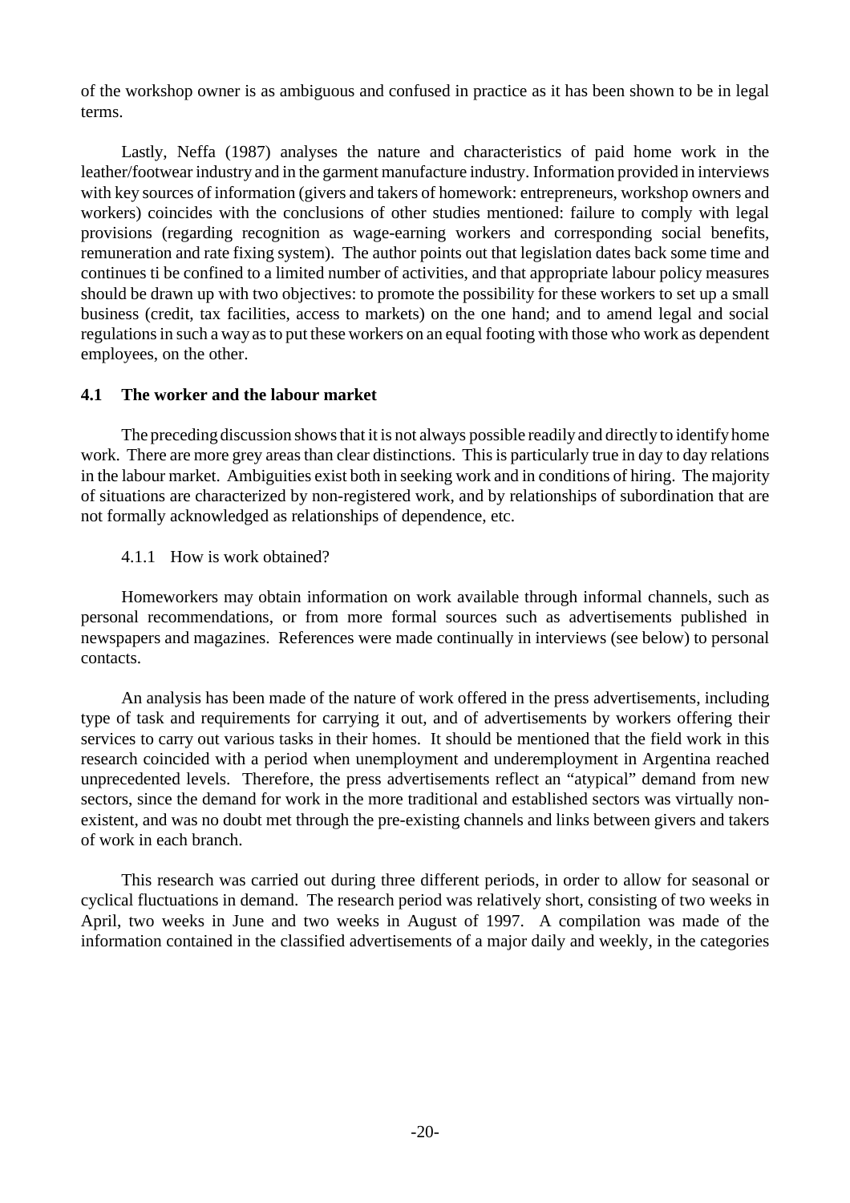of the workshop owner is as ambiguous and confused in practice as it has been shown to be in legal terms.

Lastly, Neffa (1987) analyses the nature and characteristics of paid home work in the leather/footwear industry and in the garment manufacture industry. Information provided in interviews with key sources of information (givers and takers of homework: entrepreneurs, workshop owners and workers) coincides with the conclusions of other studies mentioned: failure to comply with legal provisions (regarding recognition as wage-earning workers and corresponding social benefits, remuneration and rate fixing system). The author points out that legislation dates back some time and continues ti be confined to a limited number of activities, and that appropriate labour policy measures should be drawn up with two objectives: to promote the possibility for these workers to set up a small business (credit, tax facilities, access to markets) on the one hand; and to amend legal and social regulations in such a way as to put these workers on an equal footing with those who work as dependent employees, on the other.

## 4.1 The worker and the labour market

The preceding discussion shows that it is not always possible readily and directly to identify home work. There are more grey areas than clear distinctions. This is particularly true in day to day relations in the labour market. Ambiguities exist both in seeking work and in conditions of hiring. The majority of situations are characterized by non-registered work, and by relationships of subordination that are not formally acknowledged as relationships of dependence, etc.

### 4.1.1 How is work obtained?

Homeworkers may obtain information on work available through informal channels, such as personal recommendations, or from more formal sources such as advertisements published in newspapers and magazines. References were made continually in interviews (see below) to personal contacts.

An analysis has been made of the nature of work offered in the press advertisements, including type of task and requirements for carrying it out, and of advertisements by workers offering their services to carry out various tasks in their homes. It should be mentioned that the field work in this research coincided with a period when unemployment and underemployment in Argentina reached unprecedented levels. Therefore, the press advertisements reflect an "atypical" demand from new sectors, since the demand for work in the more traditional and established sectors was virtually non-existent, and was no doubt met through the pre-existing channels and links between givers and takers of work in each branch.

This research was carried out during three different periods, in order to allow for seasonal or cyclical fluctuations in demand. The research period was relatively short, consisting of two weeks in April, two weeks in June and two weeks in August of 1997. A compilation was made of the information contained in the classified advertisements of a major daily and weekly, in the categories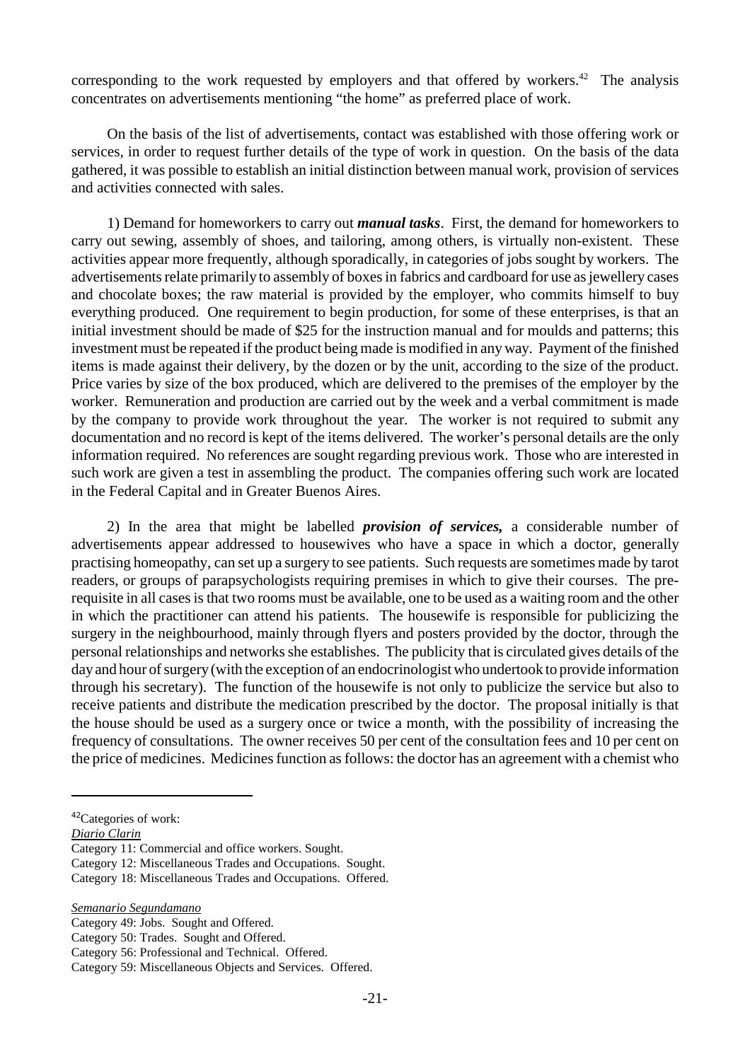corresponding to the work requested by employers and that offered by workers.[42] The analysis concentrates on advertisements mentioning "the home" as preferred place of work.

On the basis of the list of advertisements, contact was established with those offering work or services, in order to request further details of the type of work in question. On the basis of the data gathered, it was possible to establish an initial distinction between manual work, provision of services and activities connected with sales.

1) Demand for homeworkers to carry out ***manual tasks***. First, the demand for homeworkers to carry out sewing, assembly of shoes, and tailoring, among others, is virtually non-existent. These activities appear more frequently, although sporadically, in categories of jobs sought by workers. The advertisements relate primarily to assembly of boxes in fabrics and cardboard for use as jewellery cases and chocolate boxes; the raw material is provided by the employer, who commits himself to buy everything produced. One requirement to begin production, for some of these enterprises, is that an initial investment should be made of $25 for the instruction manual and for moulds and patterns; this investment must be repeated if the product being made is modified in any way. Payment of the finished items is made against their delivery, by the dozen or by the unit, according to the size of the product. Price varies by size of the box produced, which are delivered to the premises of the employer by the worker. Remuneration and production are carried out by the week and a verbal commitment is made by the company to provide work throughout the year. The worker is not required to submit any documentation and no record is kept of the items delivered. The worker's personal details are the only information required. No references are sought regarding previous work. Those who are interested in such work are given a test in assembling the product. The companies offering such work are located in the Federal Capital and in Greater Buenos Aires.

2) In the area that might be labelled ***provision of services,*** a considerable number of advertisements appear addressed to housewives who have a space in which a doctor, generally practising homeopathy, can set up a surgery to see patients. Such requests are sometimes made by tarot readers, or groups of parapsychologists requiring premises in which to give their courses. The pre-requisite in all cases is that two rooms must be available, one to be used as a waiting room and the other in which the practitioner can attend his patients. The housewife is responsible for publicizing the surgery in the neighbourhood, mainly through flyers and posters provided by the doctor, through the personal relationships and networks she establishes. The publicity that is circulated gives details of the day and hour of surgery (with the exception of an endocrinologist who undertook to provide information through his secretary). The function of the housewife is not only to publicize the service but also to receive patients and distribute the medication prescribed by the doctor. The proposal initially is that the house should be used as a surgery once or twice a month, with the possibility of increasing the frequency of consultations. The owner receives 50 per cent of the consultation fees and 10 per cent on the price of medicines. Medicines function as follows: the doctor has an agreement with a chemist who

---

[42]Categories of work:

*Diario Clarin*

Category 11: Commercial and office workers. Sought.
Category 12: Miscellaneous Trades and Occupations. Sought.
Category 18: Miscellaneous Trades and Occupations. Offered.

*Semanario Segundamano*

Category 49: Jobs. Sought and Offered.
Category 50: Trades. Sought and Offered.
Category 56: Professional and Technical. Offered.
Category 59: Miscellaneous Objects and Services. Offered.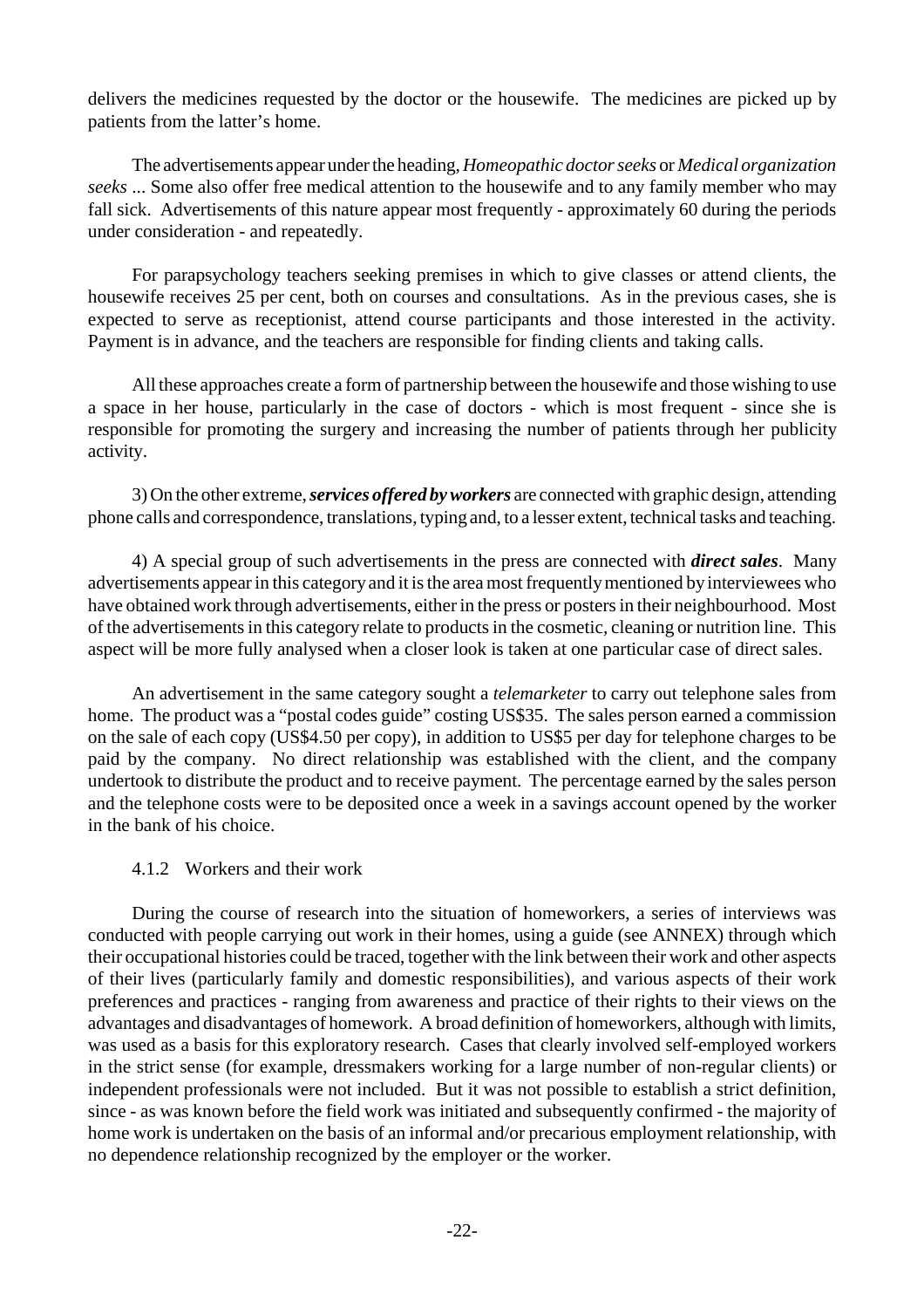delivers the medicines requested by the doctor or the housewife. The medicines are picked up by patients from the latter's home.

The advertisements appear under the heading, *Homeopathic doctor seeks* or *Medical organization seeks* ... Some also offer free medical attention to the housewife and to any family member who may fall sick. Advertisements of this nature appear most frequently - approximately 60 during the periods under consideration - and repeatedly.

For parapsychology teachers seeking premises in which to give classes or attend clients, the housewife receives 25 per cent, both on courses and consultations. As in the previous cases, she is expected to serve as receptionist, attend course participants and those interested in the activity. Payment is in advance, and the teachers are responsible for finding clients and taking calls.

All these approaches create a form of partnership between the housewife and those wishing to use a space in her house, particularly in the case of doctors - which is most frequent - since she is responsible for promoting the surgery and increasing the number of patients through her publicity activity.

3) On the other extreme, ***services offered by workers*** are connected with graphic design, attending phone calls and correspondence, translations, typing and, to a lesser extent, technical tasks and teaching.

4) A special group of such advertisements in the press are connected with ***direct sales***. Many advertisements appear in this category and it is the area most frequently mentioned by interviewees who have obtained work through advertisements, either in the press or posters in their neighbourhood. Most of the advertisements in this category relate to products in the cosmetic, cleaning or nutrition line. This aspect will be more fully analysed when a closer look is taken at one particular case of direct sales.

An advertisement in the same category sought a *telemarketer* to carry out telephone sales from home. The product was a "postal codes guide" costing US$35. The sales person earned a commission on the sale of each copy (US$4.50 per copy), in addition to US$5 per day for telephone charges to be paid by the company. No direct relationship was established with the client, and the company undertook to distribute the product and to receive payment. The percentage earned by the sales person and the telephone costs were to be deposited once a week in a savings account opened by the worker in the bank of his choice.

### 4.1.2 Workers and their work

During the course of research into the situation of homeworkers, a series of interviews was conducted with people carrying out work in their homes, using a guide (see ANNEX) through which their occupational histories could be traced, together with the link between their work and other aspects of their lives (particularly family and domestic responsibilities), and various aspects of their work preferences and practices - ranging from awareness and practice of their rights to their views on the advantages and disadvantages of homework. A broad definition of homeworkers, although with limits, was used as a basis for this exploratory research. Cases that clearly involved self-employed workers in the strict sense (for example, dressmakers working for a large number of non-regular clients) or independent professionals were not included. But it was not possible to establish a strict definition, since - as was known before the field work was initiated and subsequently confirmed - the majority of home work is undertaken on the basis of an informal and/or precarious employment relationship, with no dependence relationship recognized by the employer or the worker.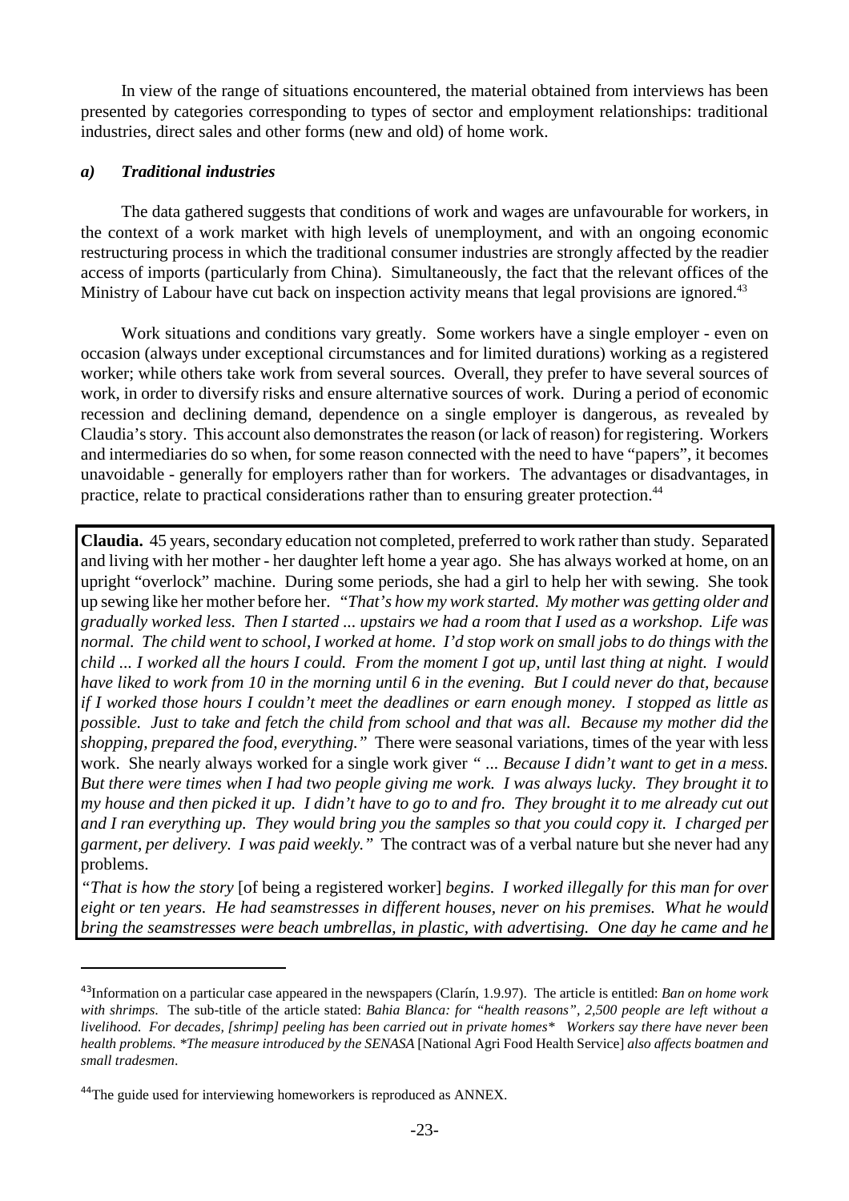In view of the range of situations encountered, the material obtained from interviews has been presented by categories corresponding to types of sector and employment relationships: traditional industries, direct sales and other forms (new and old) of home work.

### *a) Traditional industries*

The data gathered suggests that conditions of work and wages are unfavourable for workers, in the context of a work market with high levels of unemployment, and with an ongoing economic restructuring process in which the traditional consumer industries are strongly affected by the readier access of imports (particularly from China). Simultaneously, the fact that the relevant offices of the Ministry of Labour have cut back on inspection activity means that legal provisions are ignored.[43]

Work situations and conditions vary greatly. Some workers have a single employer - even on occasion (always under exceptional circumstances and for limited durations) working as a registered worker; while others take work from several sources. Overall, they prefer to have several sources of work, in order to diversify risks and ensure alternative sources of work. During a period of economic recession and declining demand, dependence on a single employer is dangerous, as revealed by Claudia's story. This account also demonstrates the reason (or lack of reason) for registering. Workers and intermediaries do so when, for some reason connected with the need to have "papers", it becomes unavoidable - generally for employers rather than for workers. The advantages or disadvantages, in practice, relate to practical considerations rather than to ensuring greater protection.[44]

**Claudia.** 45 years, secondary education not completed, preferred to work rather than study. Separated and living with her mother - her daughter left home a year ago. She has always worked at home, on an upright "overlock" machine. During some periods, she had a girl to help her with sewing. She took up sewing like her mother before her. "*That's how my work started. My mother was getting older and gradually worked less. Then I started ... upstairs we had a room that I used as a workshop. Life was normal. The child went to school, I worked at home. I'd stop work on small jobs to do things with the child ... I worked all the hours I could. From the moment I got up, until last thing at night. I would have liked to work from 10 in the morning until 6 in the evening. But I could never do that, because if I worked those hours I couldn't meet the deadlines or earn enough money. I stopped as little as possible. Just to take and fetch the child from school and that was all. Because my mother did the shopping, prepared the food, everything."* There were seasonal variations, times of the year with less work. She nearly always worked for a single work giver " ... *Because I didn't want to get in a mess. But there were times when I had two people giving me work. I was always lucky. They brought it to my house and then picked it up. I didn't have to go to and fro. They brought it to me already cut out and I ran everything up. They would bring you the samples so that you could copy it. I charged per garment, per delivery. I was paid weekly."* The contract was of a verbal nature but she never had any problems.

*"That is how the story* [of being a registered worker] *begins. I worked illegally for this man for over eight or ten years. He had seamstresses in different houses, never on his premises. What he would bring the seamstresses were beach umbrellas, in plastic, with advertising. One day he came and he*

---

[43] Information on a particular case appeared in the newspapers (Clarín, 1.9.97). The article is entitled: *Ban on home work with shrimps.* The sub-title of the article stated: *Bahia Blanca: for "health reasons", 2,500 people are left without a livelihood. For decades, [shrimp] peeling has been carried out in private homes\* Workers say there have never been health problems. \*The measure introduced by the SENASA* [National Agri Food Health Service] *also affects boatmen and small tradesmen*.

[44] The guide used for interviewing homeworkers is reproduced as ANNEX.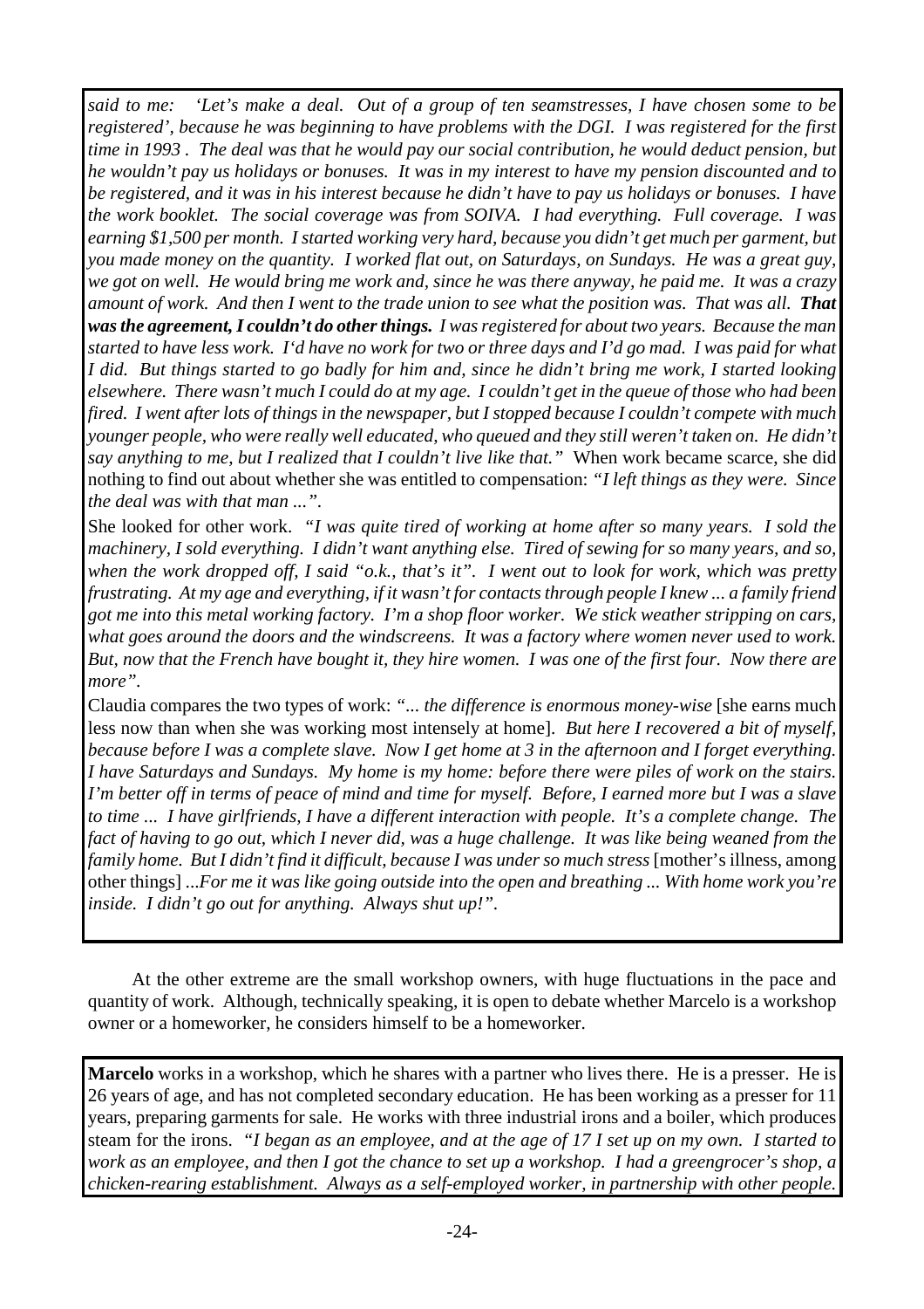*said to me: 'Let's make a deal. Out of a group of ten seamstresses, I have chosen some to be registered', because he was beginning to have problems with the DGI. I was registered for the first time in 1993 . The deal was that he would pay our social contribution, he would deduct pension, but he wouldn't pay us holidays or bonuses. It was in my interest to have my pension discounted and to be registered, and it was in his interest because he didn't have to pay us holidays or bonuses. I have the work booklet. The social coverage was from SOIVA. I had everything. Full coverage. I was earning $1,500 per month. I started working very hard, because you didn't get much per garment, but you made money on the quantity. I worked flat out, on Saturdays, on Sundays. He was a great guy, we got on well. He would bring me work and, since he was there anyway, he paid me. It was a crazy amount of work. And then I went to the trade union to see what the position was. That was all.* ***That was the agreement, I couldn't do other things.*** *I was registered for about two years. Because the man started to have less work. I'd have no work for two or three days and I'd go mad. I was paid for what I did. But things started to go badly for him and, since he didn't bring me work, I started looking elsewhere. There wasn't much I could do at my age. I couldn't get in the queue of those who had been fired. I went after lots of things in the newspaper, but I stopped because I couldn't compete with much younger people, who were really well educated, who queued and they still weren't taken on. He didn't say anything to me, but I realized that I couldn't live like that."* When work became scarce, she did nothing to find out about whether she was entitled to compensation: *"I left things as they were. Since the deal was with that man ...".*

She looked for other work. *"I was quite tired of working at home after so many years. I sold the machinery, I sold everything. I didn't want anything else. Tired of sewing for so many years, and so, when the work dropped off, I said "o.k., that's it". I went out to look for work, which was pretty frustrating. At my age and everything, if it wasn't for contacts through people I knew ... a family friend got me into this metal working factory. I'm a shop floor worker. We stick weather stripping on cars, what goes around the doors and the windscreens. It was a factory where women never used to work. But, now that the French have bought it, they hire women. I was one of the first four. Now there are more".*

Claudia compares the two types of work: *"... the difference is enormous money-wise* [she earns much less now than when she was working most intensely at home]. *But here I recovered a bit of myself, because before I was a complete slave. Now I get home at 3 in the afternoon and I forget everything. I have Saturdays and Sundays. My home is my home: before there were piles of work on the stairs. I'm better off in terms of peace of mind and time for myself. Before, I earned more but I was a slave to time ... I have girlfriends, I have a different interaction with people. It's a complete change. The fact of having to go out, which I never did, was a huge challenge. It was like being weaned from the family home. But I didn't find it difficult, because I was under so much stress* [mother's illness, among other things] *...For me it was like going outside into the open and breathing ... With home work you're inside. I didn't go out for anything. Always shut up!".*

At the other extreme are the small workshop owners, with huge fluctuations in the pace and quantity of work. Although, technically speaking, it is open to debate whether Marcelo is a workshop owner or a homeworker, he considers himself to be a homeworker.

**Marcelo** works in a workshop, which he shares with a partner who lives there. He is a presser. He is 26 years of age, and has not completed secondary education. He has been working as a presser for 11 years, preparing garments for sale. He works with three industrial irons and a boiler, which produces steam for the irons. *"I began as an employee, and at the age of 17 I set up on my own. I started to work as an employee, and then I got the chance to set up a workshop. I had a greengrocer's shop, a chicken-rearing establishment. Always as a self-employed worker, in partnership with other people.*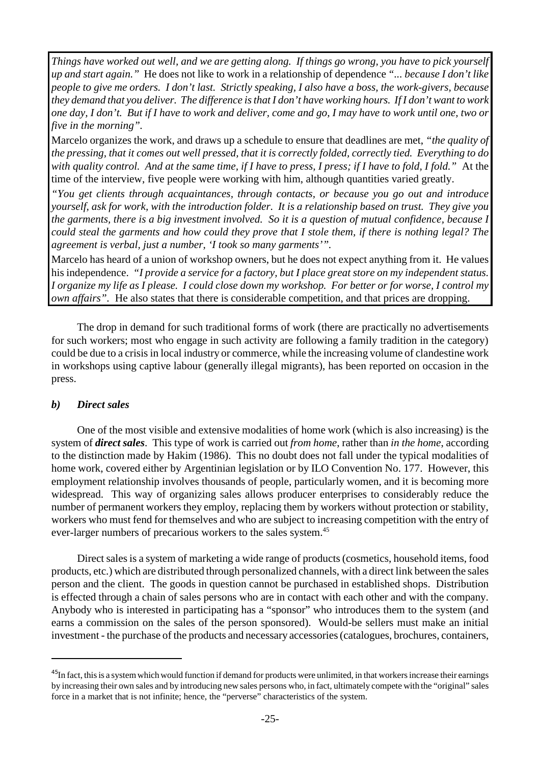*Things have worked out well, and we are getting along. If things go wrong, you have to pick yourself up and start again."* He does not like to work in a relationship of dependence "*... because I don't like people to give me orders. I don't last. Strictly speaking, I also have a boss, the work-givers, because they demand that you deliver. The difference is that I don't have working hours. If I don't want to work one day, I don't. But if I have to work and deliver, come and go, I may have to work until one, two or five in the morning".*

Marcelo organizes the work, and draws up a schedule to ensure that deadlines are met, *"the quality of the pressing, that it comes out well pressed, that it is correctly folded, correctly tied. Everything to do with quality control. And at the same time, if I have to press, I press; if I have to fold, I fold."* At the time of the interview, five people were working with him, although quantities varied greatly.

*"You get clients through acquaintances, through contacts, or because you go out and introduce yourself, ask for work, with the introduction folder. It is a relationship based on trust. They give you the garments, there is a big investment involved. So it is a question of mutual confidence, because I could steal the garments and how could they prove that I stole them, if there is nothing legal? The agreement is verbal, just a number, 'I took so many garments'".*

Marcelo has heard of a union of workshop owners, but he does not expect anything from it. He values his independence. *"I provide a service for a factory, but I place great store on my independent status. I organize my life as I please. I could close down my workshop. For better or for worse, I control my own affairs".* He also states that there is considerable competition, and that prices are dropping.

The drop in demand for such traditional forms of work (there are practically no advertisements for such workers; most who engage in such activity are following a family tradition in the category) could be due to a crisis in local industry or commerce, while the increasing volume of clandestine work in workshops using captive labour (generally illegal migrants), has been reported on occasion in the press.

### *b) Direct sales*

One of the most visible and extensive modalities of home work (which is also increasing) is the system of ***direct sales***. This type of work is carried out *from home*, rather than *in the home*, according to the distinction made by Hakim (1986). This no doubt does not fall under the typical modalities of home work, covered either by Argentinian legislation or by ILO Convention No. 177. However, this employment relationship involves thousands of people, particularly women, and it is becoming more widespread. This way of organizing sales allows producer enterprises to considerably reduce the number of permanent workers they employ, replacing them by workers without protection or stability, workers who must fend for themselves and who are subject to increasing competition with the entry of ever-larger numbers of precarious workers to the sales system.[45]

Direct sales is a system of marketing a wide range of products (cosmetics, household items, food products, etc.) which are distributed through personalized channels, with a direct link between the sales person and the client. The goods in question cannot be purchased in established shops. Distribution is effected through a chain of sales persons who are in contact with each other and with the company. Anybody who is interested in participating has a "sponsor" who introduces them to the system (and earns a commission on the sales of the person sponsored). Would-be sellers must make an initial investment - the purchase of the products and necessary accessories (catalogues, brochures, containers,

---

[45] In fact, this is a system which would function if demand for products were unlimited, in that workers increase their earnings by increasing their own sales and by introducing new sales persons who, in fact, ultimately compete with the "original" sales force in a market that is not infinite; hence, the "perverse" characteristics of the system.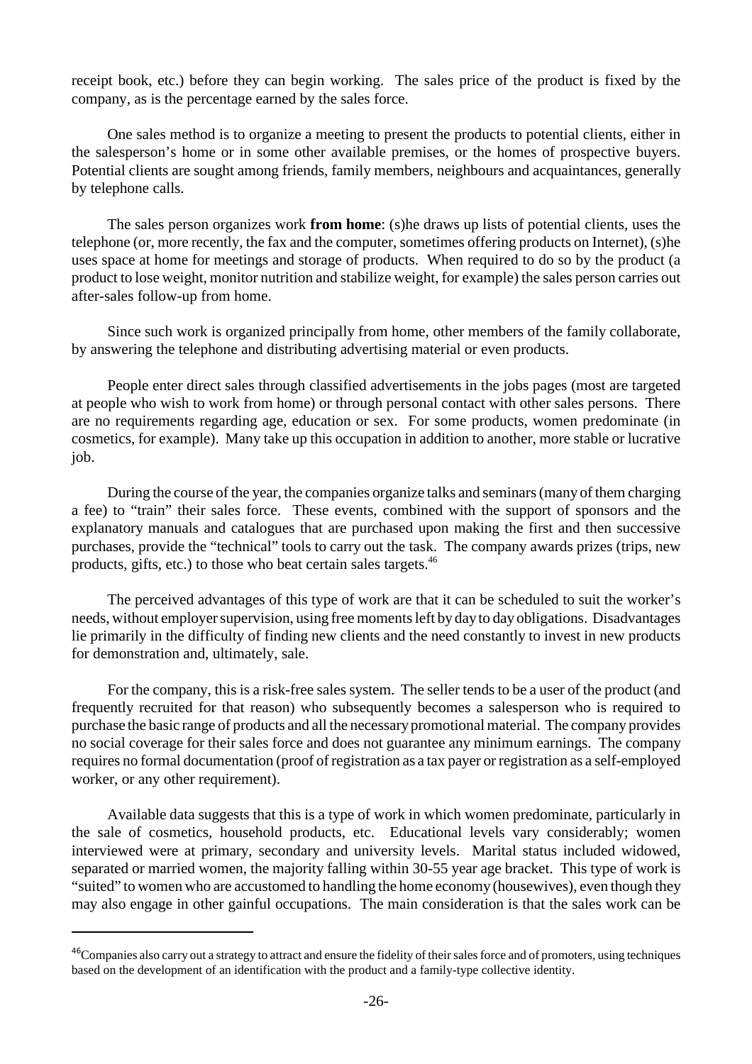receipt book, etc.) before they can begin working. The sales price of the product is fixed by the company, as is the percentage earned by the sales force.

One sales method is to organize a meeting to present the products to potential clients, either in the salesperson's home or in some other available premises, or the homes of prospective buyers. Potential clients are sought among friends, family members, neighbours and acquaintances, generally by telephone calls.

The sales person organizes work **from home**: (s)he draws up lists of potential clients, uses the telephone (or, more recently, the fax and the computer, sometimes offering products on Internet), (s)he uses space at home for meetings and storage of products. When required to do so by the product (a product to lose weight, monitor nutrition and stabilize weight, for example) the sales person carries out after-sales follow-up from home.

Since such work is organized principally from home, other members of the family collaborate, by answering the telephone and distributing advertising material or even products.

People enter direct sales through classified advertisements in the jobs pages (most are targeted at people who wish to work from home) or through personal contact with other sales persons. There are no requirements regarding age, education or sex. For some products, women predominate (in cosmetics, for example). Many take up this occupation in addition to another, more stable or lucrative job.

During the course of the year, the companies organize talks and seminars (many of them charging a fee) to "train" their sales force. These events, combined with the support of sponsors and the explanatory manuals and catalogues that are purchased upon making the first and then successive purchases, provide the "technical" tools to carry out the task. The company awards prizes (trips, new products, gifts, etc.) to those who beat certain sales targets.[46]

The perceived advantages of this type of work are that it can be scheduled to suit the worker's needs, without employer supervision, using free moments left by day to day obligations. Disadvantages lie primarily in the difficulty of finding new clients and the need constantly to invest in new products for demonstration and, ultimately, sale.

For the company, this is a risk-free sales system. The seller tends to be a user of the product (and frequently recruited for that reason) who subsequently becomes a salesperson who is required to purchase the basic range of products and all the necessary promotional material. The company provides no social coverage for their sales force and does not guarantee any minimum earnings. The company requires no formal documentation (proof of registration as a tax payer or registration as a self-employed worker, or any other requirement).

Available data suggests that this is a type of work in which women predominate, particularly in the sale of cosmetics, household products, etc. Educational levels vary considerably; women interviewed were at primary, secondary and university levels. Marital status included widowed, separated or married women, the majority falling within 30-55 year age bracket. This type of work is "suited" to women who are accustomed to handling the home economy (housewives), even though they may also engage in other gainful occupations. The main consideration is that the sales work can be

---

[46] Companies also carry out a strategy to attract and ensure the fidelity of their sales force and of promoters, using techniques based on the development of an identification with the product and a family-type collective identity.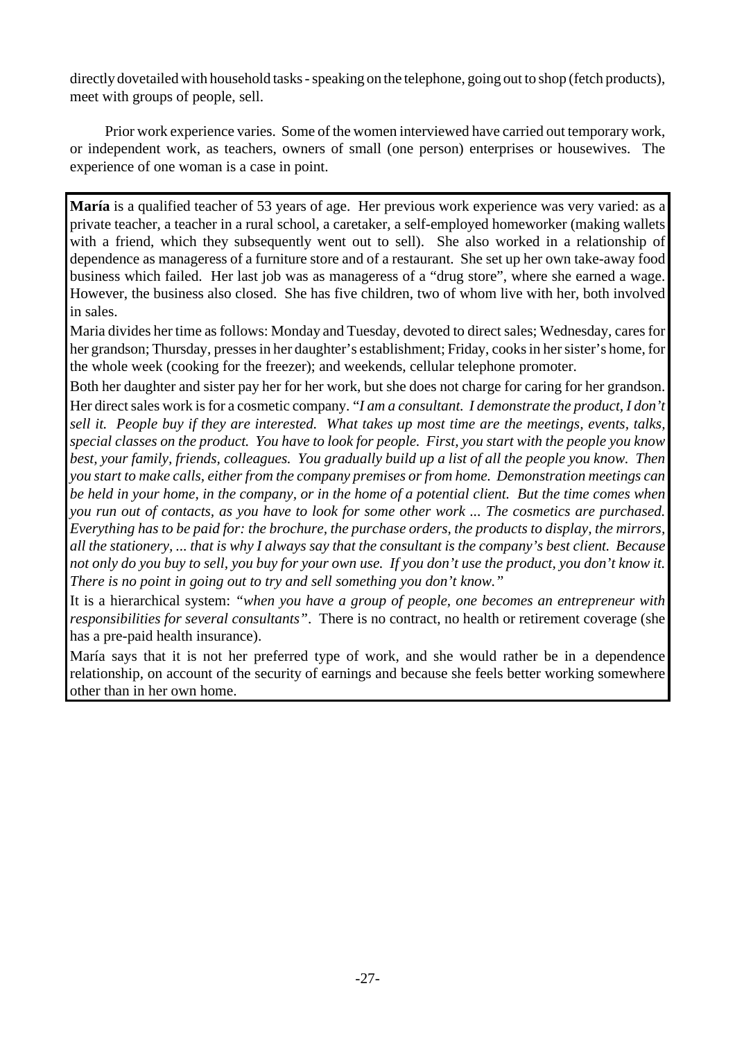directly dovetailed with household tasks - speaking on the telephone, going out to shop (fetch products), meet with groups of people, sell.

Prior work experience varies. Some of the women interviewed have carried out temporary work, or independent work, as teachers, owners of small (one person) enterprises or housewives. The experience of one woman is a case in point.

> **María** is a qualified teacher of 53 years of age. Her previous work experience was very varied: as a private teacher, a teacher in a rural school, a caretaker, a self-employed homeworker (making wallets with a friend, which they subsequently went out to sell). She also worked in a relationship of dependence as manageress of a furniture store and of a restaurant. She set up her own take-away food business which failed. Her last job was as manageress of a "drug store", where she earned a wage. However, the business also closed. She has five children, two of whom live with her, both involved in sales.
>
> Maria divides her time as follows: Monday and Tuesday, devoted to direct sales; Wednesday, cares for her grandson; Thursday, presses in her daughter's establishment; Friday, cooks in her sister's home, for the whole week (cooking for the freezer); and weekends, cellular telephone promoter.
>
> Both her daughter and sister pay her for her work, but she does not charge for caring for her grandson.
>
> Her direct sales work is for a cosmetic company. "*I am a consultant. I demonstrate the product, I don't sell it. People buy if they are interested. What takes up most time are the meetings, events, talks, special classes on the product. You have to look for people. First, you start with the people you know best, your family, friends, colleagues. You gradually build up a list of all the people you know. Then you start to make calls, either from the company premises or from home. Demonstration meetings can be held in your home, in the company, or in the home of a potential client. But the time comes when you run out of contacts, as you have to look for some other work ... The cosmetics are purchased. Everything has to be paid for: the brochure, the purchase orders, the products to display, the mirrors, all the stationery, ... that is why I always say that the consultant is the company's best client. Because not only do you buy to sell, you buy for your own use. If you don't use the product, you don't know it. There is no point in going out to try and sell something you don't know."*
>
> It is a hierarchical system: *"when you have a group of people, one becomes an entrepreneur with responsibilities for several consultants"*. There is no contract, no health or retirement coverage (she has a pre-paid health insurance).
>
> María says that it is not her preferred type of work, and she would rather be in a dependence relationship, on account of the security of earnings and because she feels better working somewhere other than in her own home.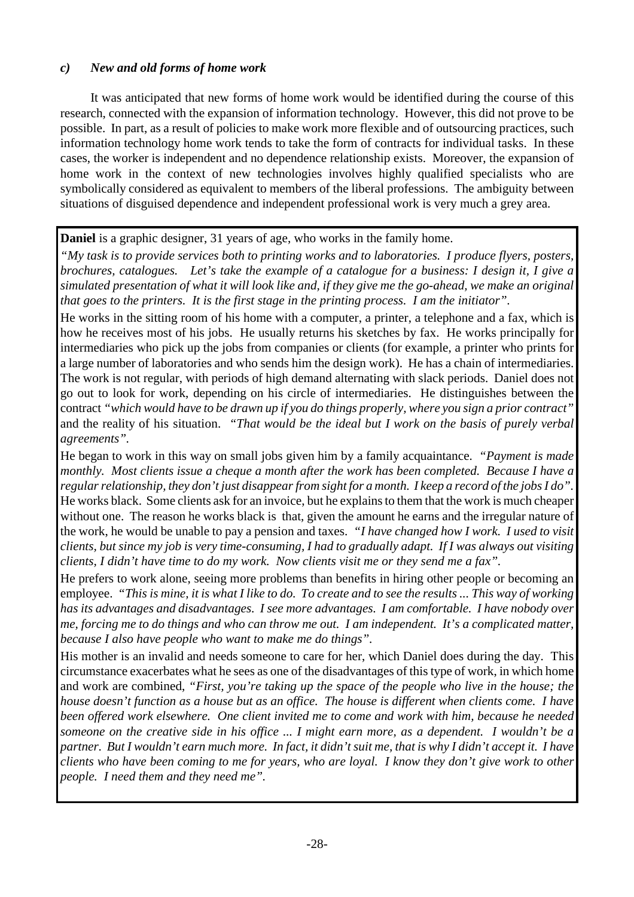### *c) New and old forms of home work*

It was anticipated that new forms of home work would be identified during the course of this research, connected with the expansion of information technology. However, this did not prove to be possible. In part, as a result of policies to make work more flexible and of outsourcing practices, such information technology home work tends to take the form of contracts for individual tasks. In these cases, the worker is independent and no dependence relationship exists. Moreover, the expansion of home work in the context of new technologies involves highly qualified specialists who are symbolically considered as equivalent to members of the liberal professions. The ambiguity between situations of disguised dependence and independent professional work is very much a grey area.

**Daniel** is a graphic designer, 31 years of age, who works in the family home.

*"My task is to provide services both to printing works and to laboratories. I produce flyers, posters, brochures, catalogues. Let's take the example of a catalogue for a business: I design it, I give a simulated presentation of what it will look like and, if they give me the go-ahead, we make an original that goes to the printers. It is the first stage in the printing process. I am the initiator".*

He works in the sitting room of his home with a computer, a printer, a telephone and a fax, which is how he receives most of his jobs. He usually returns his sketches by fax. He works principally for intermediaries who pick up the jobs from companies or clients (for example, a printer who prints for a large number of laboratories and who sends him the design work). He has a chain of intermediaries. The work is not regular, with periods of high demand alternating with slack periods. Daniel does not go out to look for work, depending on his circle of intermediaries. He distinguishes between the contract *"which would have to be drawn up if you do things properly, where you sign a prior contract"* and the reality of his situation. *"That would be the ideal but I work on the basis of purely verbal agreements".*

He began to work in this way on small jobs given him by a family acquaintance. *"Payment is made monthly. Most clients issue a cheque a month after the work has been completed. Because I have a regular relationship, they don't just disappear from sight for a month. I keep a record of the jobs I do".* He works black. Some clients ask for an invoice, but he explains to them that the work is much cheaper without one. The reason he works black is that, given the amount he earns and the irregular nature of the work, he would be unable to pay a pension and taxes. *"I have changed how I work. I used to visit clients, but since my job is very time-consuming, I had to gradually adapt. If I was always out visiting clients, I didn't have time to do my work. Now clients visit me or they send me a fax".*

He prefers to work alone, seeing more problems than benefits in hiring other people or becoming an employee. *"This is mine, it is what I like to do. To create and to see the results ... This way of working has its advantages and disadvantages. I see more advantages. I am comfortable. I have nobody over me, forcing me to do things and who can throw me out. I am independent. It's a complicated matter, because I also have people who want to make me do things".*

His mother is an invalid and needs someone to care for her, which Daniel does during the day. This circumstance exacerbates what he sees as one of the disadvantages of this type of work, in which home and work are combined, *"First, you're taking up the space of the people who live in the house; the house doesn't function as a house but as an office. The house is different when clients come. I have been offered work elsewhere. One client invited me to come and work with him, because he needed someone on the creative side in his office ... I might earn more, as a dependent. I wouldn't be a partner. But I wouldn't earn much more. In fact, it didn't suit me, that is why I didn't accept it. I have clients who have been coming to me for years, who are loyal. I know they don't give work to other people. I need them and they need me".*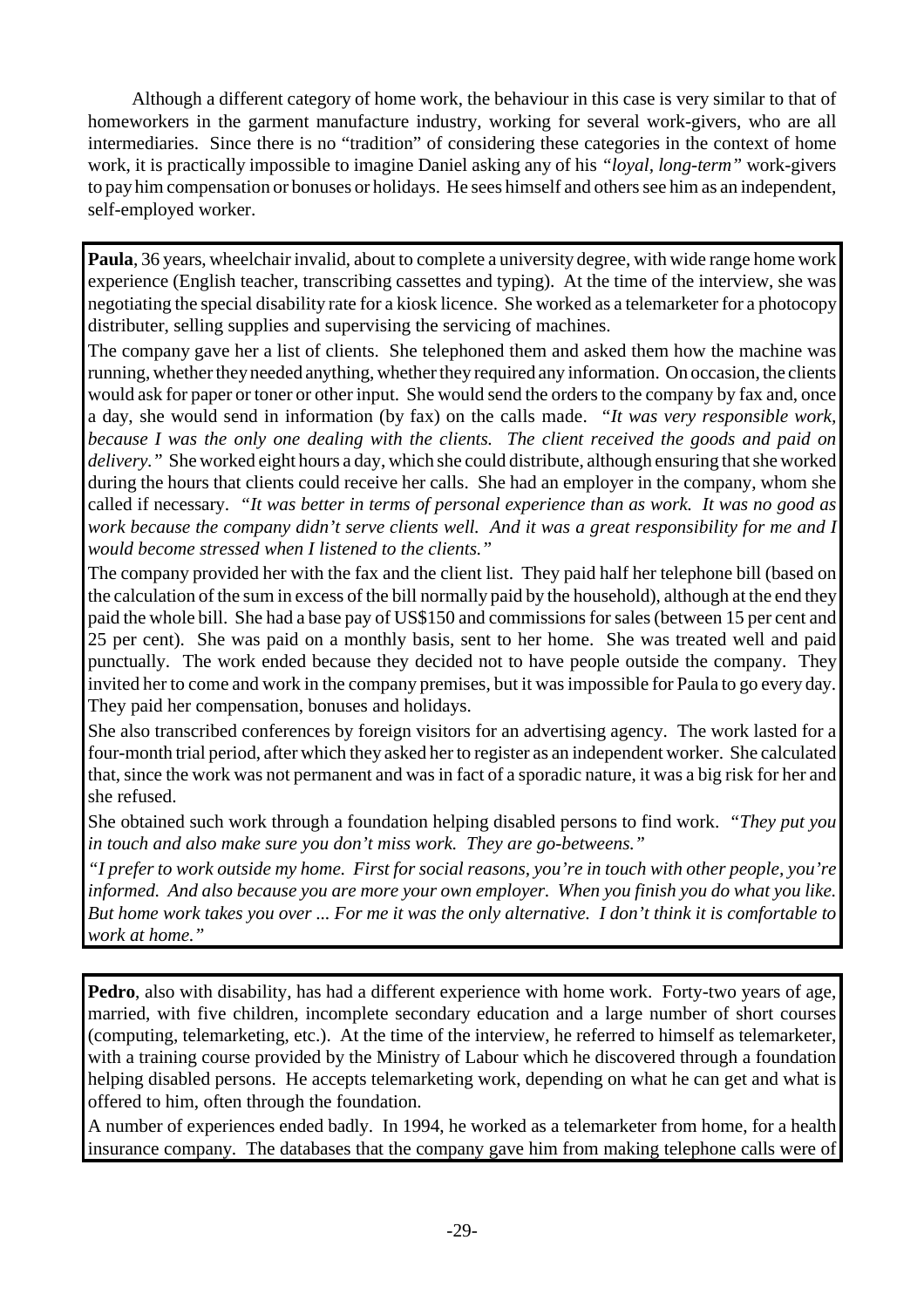Although a different category of home work, the behaviour in this case is very similar to that of homeworkers in the garment manufacture industry, working for several work-givers, who are all intermediaries. Since there is no "tradition" of considering these categories in the context of home work, it is practically impossible to imagine Daniel asking any of his *"loyal, long-term"* work-givers to pay him compensation or bonuses or holidays. He sees himself and others see him as an independent, self-employed worker.

**Paula**, 36 years, wheelchair invalid, about to complete a university degree, with wide range home work experience (English teacher, transcribing cassettes and typing). At the time of the interview, she was negotiating the special disability rate for a kiosk licence. She worked as a telemarketer for a photocopy distributer, selling supplies and supervising the servicing of machines.

The company gave her a list of clients. She telephoned them and asked them how the machine was running, whether they needed anything, whether they required any information. On occasion, the clients would ask for paper or toner or other input. She would send the orders to the company by fax and, once a day, she would send in information (by fax) on the calls made. *"It was very responsible work, because I was the only one dealing with the clients. The client received the goods and paid on delivery."* She worked eight hours a day, which she could distribute, although ensuring that she worked during the hours that clients could receive her calls. She had an employer in the company, whom she called if necessary. *"It was better in terms of personal experience than as work. It was no good as work because the company didn't serve clients well. And it was a great responsibility for me and I would become stressed when I listened to the clients."*

The company provided her with the fax and the client list. They paid half her telephone bill (based on the calculation of the sum in excess of the bill normally paid by the household), although at the end they paid the whole bill. She had a base pay of US$150 and commissions for sales (between 15 per cent and 25 per cent). She was paid on a monthly basis, sent to her home. She was treated well and paid punctually. The work ended because they decided not to have people outside the company. They invited her to come and work in the company premises, but it was impossible for Paula to go every day. They paid her compensation, bonuses and holidays.

She also transcribed conferences by foreign visitors for an advertising agency. The work lasted for a four-month trial period, after which they asked her to register as an independent worker. She calculated that, since the work was not permanent and was in fact of a sporadic nature, it was a big risk for her and she refused.

She obtained such work through a foundation helping disabled persons to find work. *"They put you in touch and also make sure you don't miss work. They are go-betweens."*

*"I prefer to work outside my home. First for social reasons, you're in touch with other people, you're informed. And also because you are more your own employer. When you finish you do what you like. But home work takes you over ... For me it was the only alternative. I don't think it is comfortable to work at home."*

**Pedro**, also with disability, has had a different experience with home work. Forty-two years of age, married, with five children, incomplete secondary education and a large number of short courses (computing, telemarketing, etc.). At the time of the interview, he referred to himself as telemarketer, with a training course provided by the Ministry of Labour which he discovered through a foundation helping disabled persons. He accepts telemarketing work, depending on what he can get and what is offered to him, often through the foundation.

A number of experiences ended badly. In 1994, he worked as a telemarketer from home, for a health insurance company. The databases that the company gave him from making telephone calls were of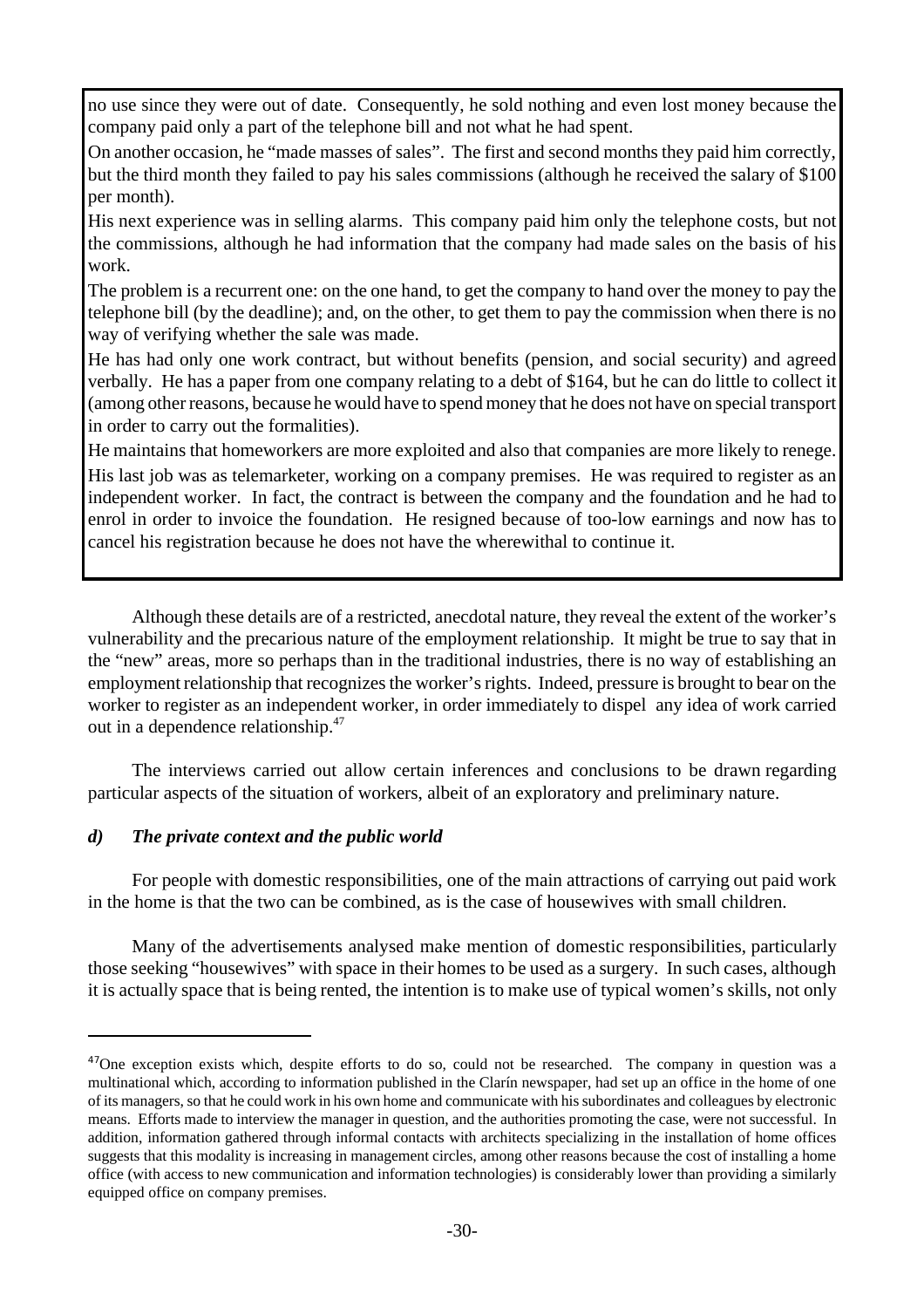no use since they were out of date. Consequently, he sold nothing and even lost money because the company paid only a part of the telephone bill and not what he had spent.

On another occasion, he "made masses of sales". The first and second months they paid him correctly, but the third month they failed to pay his sales commissions (although he received the salary of $100 per month).

His next experience was in selling alarms. This company paid him only the telephone costs, but not the commissions, although he had information that the company had made sales on the basis of his work.

The problem is a recurrent one: on the one hand, to get the company to hand over the money to pay the telephone bill (by the deadline); and, on the other, to get them to pay the commission when there is no way of verifying whether the sale was made.

He has had only one work contract, but without benefits (pension, and social security) and agreed verbally. He has a paper from one company relating to a debt of $164, but he can do little to collect it (among other reasons, because he would have to spend money that he does not have on special transport in order to carry out the formalities).

He maintains that homeworkers are more exploited and also that companies are more likely to renege.

His last job was as telemarketer, working on a company premises. He was required to register as an independent worker. In fact, the contract is between the company and the foundation and he had to enrol in order to invoice the foundation. He resigned because of too-low earnings and now has to cancel his registration because he does not have the wherewithal to continue it.

Although these details are of a restricted, anecdotal nature, they reveal the extent of the worker's vulnerability and the precarious nature of the employment relationship. It might be true to say that in the "new" areas, more so perhaps than in the traditional industries, there is no way of establishing an employment relationship that recognizes the worker's rights. Indeed, pressure is brought to bear on the worker to register as an independent worker, in order immediately to dispel any idea of work carried out in a dependence relationship.[47]

The interviews carried out allow certain inferences and conclusions to be drawn regarding particular aspects of the situation of workers, albeit of an exploratory and preliminary nature.

### *d) The private context and the public world*

For people with domestic responsibilities, one of the main attractions of carrying out paid work in the home is that the two can be combined, as is the case of housewives with small children.

Many of the advertisements analysed make mention of domestic responsibilities, particularly those seeking "housewives" with space in their homes to be used as a surgery. In such cases, although it is actually space that is being rented, the intention is to make use of typical women's skills, not only

---

[47]One exception exists which, despite efforts to do so, could not be researched. The company in question was a multinational which, according to information published in the Clarín newspaper, had set up an office in the home of one of its managers, so that he could work in his own home and communicate with his subordinates and colleagues by electronic means. Efforts made to interview the manager in question, and the authorities promoting the case, were not successful. In addition, information gathered through informal contacts with architects specializing in the installation of home offices suggests that this modality is increasing in management circles, among other reasons because the cost of installing a home office (with access to new communication and information technologies) is considerably lower than providing a similarly equipped office on company premises.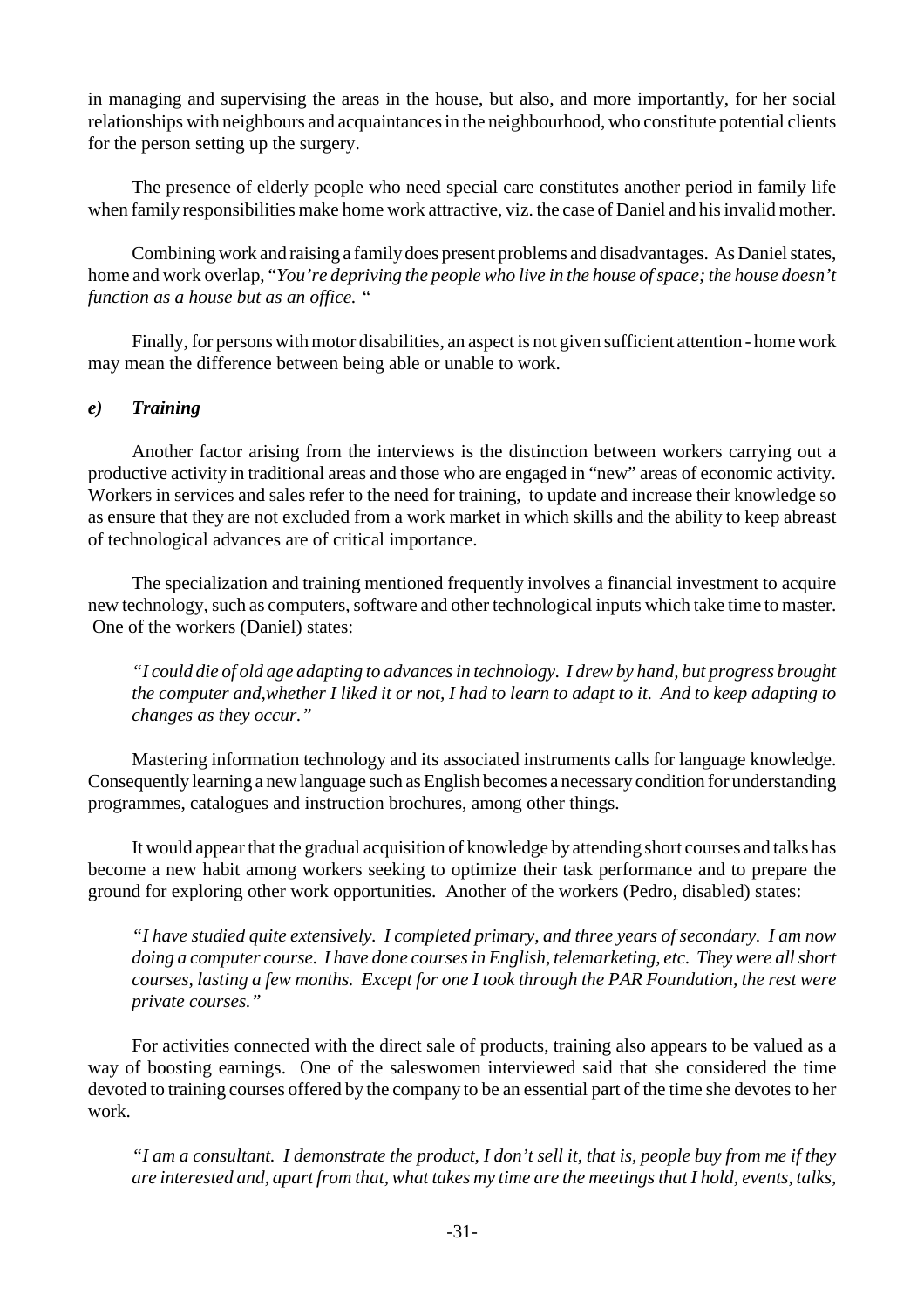in managing and supervising the areas in the house, but also, and more importantly, for her social relationships with neighbours and acquaintances in the neighbourhood, who constitute potential clients for the person setting up the surgery.

The presence of elderly people who need special care constitutes another period in family life when family responsibilities make home work attractive, viz. the case of Daniel and his invalid mother.

Combining work and raising a family does present problems and disadvantages. As Daniel states, home and work overlap, "*You're depriving the people who live in the house of space; the house doesn't function as a house but as an office.* "

Finally, for persons with motor disabilities, an aspect is not given sufficient attention - home work may mean the difference between being able or unable to work.

### *e) Training*

Another factor arising from the interviews is the distinction between workers carrying out a productive activity in traditional areas and those who are engaged in "new" areas of economic activity. Workers in services and sales refer to the need for training, to update and increase their knowledge so as ensure that they are not excluded from a work market in which skills and the ability to keep abreast of technological advances are of critical importance.

The specialization and training mentioned frequently involves a financial investment to acquire new technology, such as computers, software and other technological inputs which take time to master. One of the workers (Daniel) states:

*"I could die of old age adapting to advances in technology. I drew by hand, but progress brought the computer and,whether I liked it or not, I had to learn to adapt to it. And to keep adapting to changes as they occur."*

Mastering information technology and its associated instruments calls for language knowledge. Consequently learning a new language such as English becomes a necessary condition for understanding programmes, catalogues and instruction brochures, among other things.

It would appear that the gradual acquisition of knowledge by attending short courses and talks has become a new habit among workers seeking to optimize their task performance and to prepare the ground for exploring other work opportunities. Another of the workers (Pedro, disabled) states:

*"I have studied quite extensively. I completed primary, and three years of secondary. I am now doing a computer course. I have done courses in English, telemarketing, etc. They were all short courses, lasting a few months. Except for one I took through the PAR Foundation, the rest were private courses."*

For activities connected with the direct sale of products, training also appears to be valued as a way of boosting earnings. One of the saleswomen interviewed said that she considered the time devoted to training courses offered by the company to be an essential part of the time she devotes to her work.

*"I am a consultant. I demonstrate the product, I don't sell it, that is, people buy from me if they are interested and, apart from that, what takes my time are the meetings that I hold, events, talks,*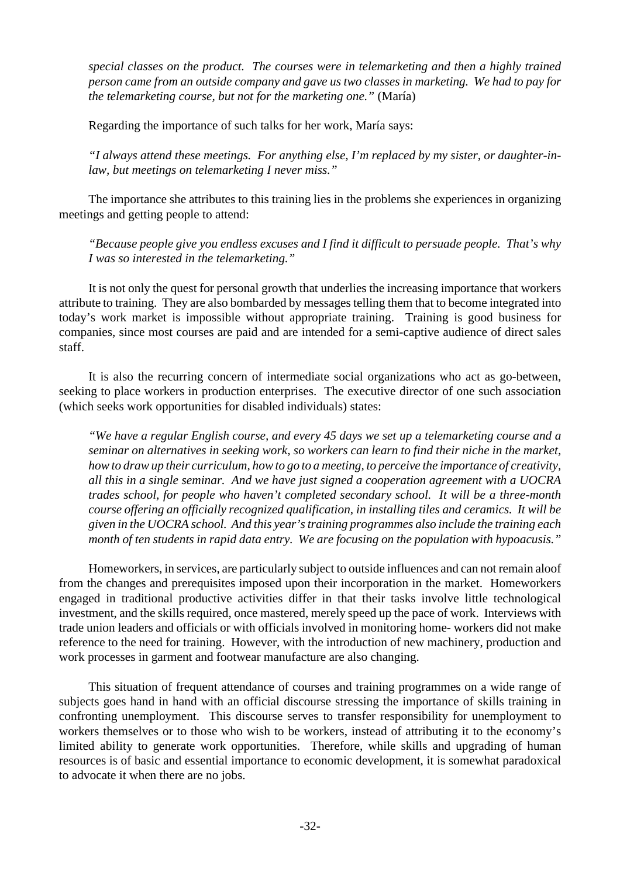*special classes on the product. The courses were in telemarketing and then a highly trained person came from an outside company and gave us two classes in marketing. We had to pay for the telemarketing course, but not for the marketing one."* (María)

Regarding the importance of such talks for her work, María says:

*"I always attend these meetings. For anything else, I'm replaced by my sister, or daughter-in-law, but meetings on telemarketing I never miss."*

The importance she attributes to this training lies in the problems she experiences in organizing meetings and getting people to attend:

*"Because people give you endless excuses and I find it difficult to persuade people. That's why I was so interested in the telemarketing."*

It is not only the quest for personal growth that underlies the increasing importance that workers attribute to training. They are also bombarded by messages telling them that to become integrated into today's work market is impossible without appropriate training. Training is good business for companies, since most courses are paid and are intended for a semi-captive audience of direct sales staff.

It is also the recurring concern of intermediate social organizations who act as go-between, seeking to place workers in production enterprises. The executive director of one such association (which seeks work opportunities for disabled individuals) states:

*"We have a regular English course, and every 45 days we set up a telemarketing course and a seminar on alternatives in seeking work, so workers can learn to find their niche in the market, how to draw up their curriculum, how to go to a meeting, to perceive the importance of creativity, all this in a single seminar. And we have just signed a cooperation agreement with a UOCRA trades school, for people who haven't completed secondary school. It will be a three-month course offering an officially recognized qualification, in installing tiles and ceramics. It will be given in the UOCRA school. And this year's training programmes also include the training each month of ten students in rapid data entry. We are focusing on the population with hypoacusis."*

Homeworkers, in services, are particularly subject to outside influences and can not remain aloof from the changes and prerequisites imposed upon their incorporation in the market. Homeworkers engaged in traditional productive activities differ in that their tasks involve little technological investment, and the skills required, once mastered, merely speed up the pace of work. Interviews with trade union leaders and officials or with officials involved in monitoring home- workers did not make reference to the need for training. However, with the introduction of new machinery, production and work processes in garment and footwear manufacture are also changing.

This situation of frequent attendance of courses and training programmes on a wide range of subjects goes hand in hand with an official discourse stressing the importance of skills training in confronting unemployment. This discourse serves to transfer responsibility for unemployment to workers themselves or to those who wish to be workers, instead of attributing it to the economy's limited ability to generate work opportunities. Therefore, while skills and upgrading of human resources is of basic and essential importance to economic development, it is somewhat paradoxical to advocate it when there are no jobs.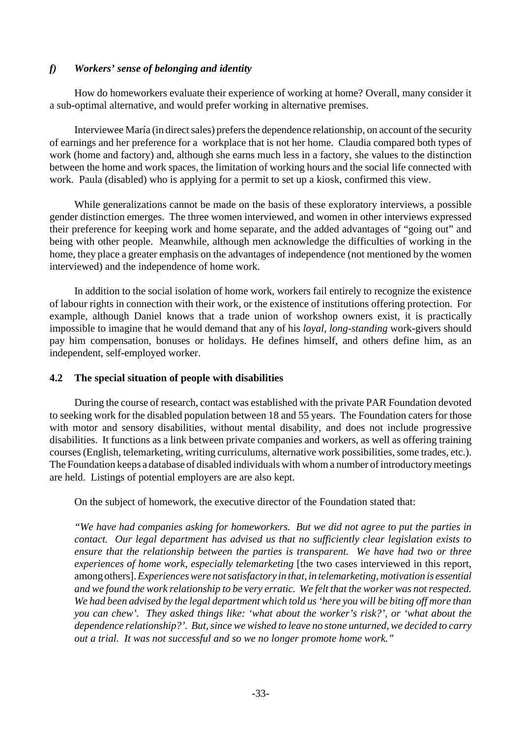### *f) Workers' sense of belonging and identity*

How do homeworkers evaluate their experience of working at home? Overall, many consider it a sub-optimal alternative, and would prefer working in alternative premises.

Interviewee María (in direct sales) prefers the dependence relationship, on account of the security of earnings and her preference for a workplace that is not her home. Claudia compared both types of work (home and factory) and, although she earns much less in a factory, she values to the distinction between the home and work spaces, the limitation of working hours and the social life connected with work. Paula (disabled) who is applying for a permit to set up a kiosk, confirmed this view.

While generalizations cannot be made on the basis of these exploratory interviews, a possible gender distinction emerges. The three women interviewed, and women in other interviews expressed their preference for keeping work and home separate, and the added advantages of "going out" and being with other people. Meanwhile, although men acknowledge the difficulties of working in the home, they place a greater emphasis on the advantages of independence (not mentioned by the women interviewed) and the independence of home work.

In addition to the social isolation of home work, workers fail entirely to recognize the existence of labour rights in connection with their work, or the existence of institutions offering protection. For example, although Daniel knows that a trade union of workshop owners exist, it is practically impossible to imagine that he would demand that any of his *loyal, long-standing* work-givers should pay him compensation, bonuses or holidays. He defines himself, and others define him, as an independent, self-employed worker.

## 4.2 The special situation of people with disabilities

During the course of research, contact was established with the private PAR Foundation devoted to seeking work for the disabled population between 18 and 55 years. The Foundation caters for those with motor and sensory disabilities, without mental disability, and does not include progressive disabilities. It functions as a link between private companies and workers, as well as offering training courses (English, telemarketing, writing curriculums, alternative work possibilities, some trades, etc.). The Foundation keeps a database of disabled individuals with whom a number of introductory meetings are held. Listings of potential employers are are also kept.

On the subject of homework, the executive director of the Foundation stated that:

*"We have had companies asking for homeworkers. But we did not agree to put the parties in contact. Our legal department has advised us that no sufficiently clear legislation exists to ensure that the relationship between the parties is transparent. We have had two or three experiences of home work, especially telemarketing* [the two cases interviewed in this report, among others]. *Experiences were not satisfactory in that, in telemarketing, motivation is essential and we found the work relationship to be very erratic. We felt that the worker was not respected. We had been advised by the legal department which told us 'here you will be biting off more than you can chew'. They asked things like: 'what about the worker's risk?', or 'what about the dependence relationship?'. But, since we wished to leave no stone unturned, we decided to carry out a trial. It was not successful and so we no longer promote home work."*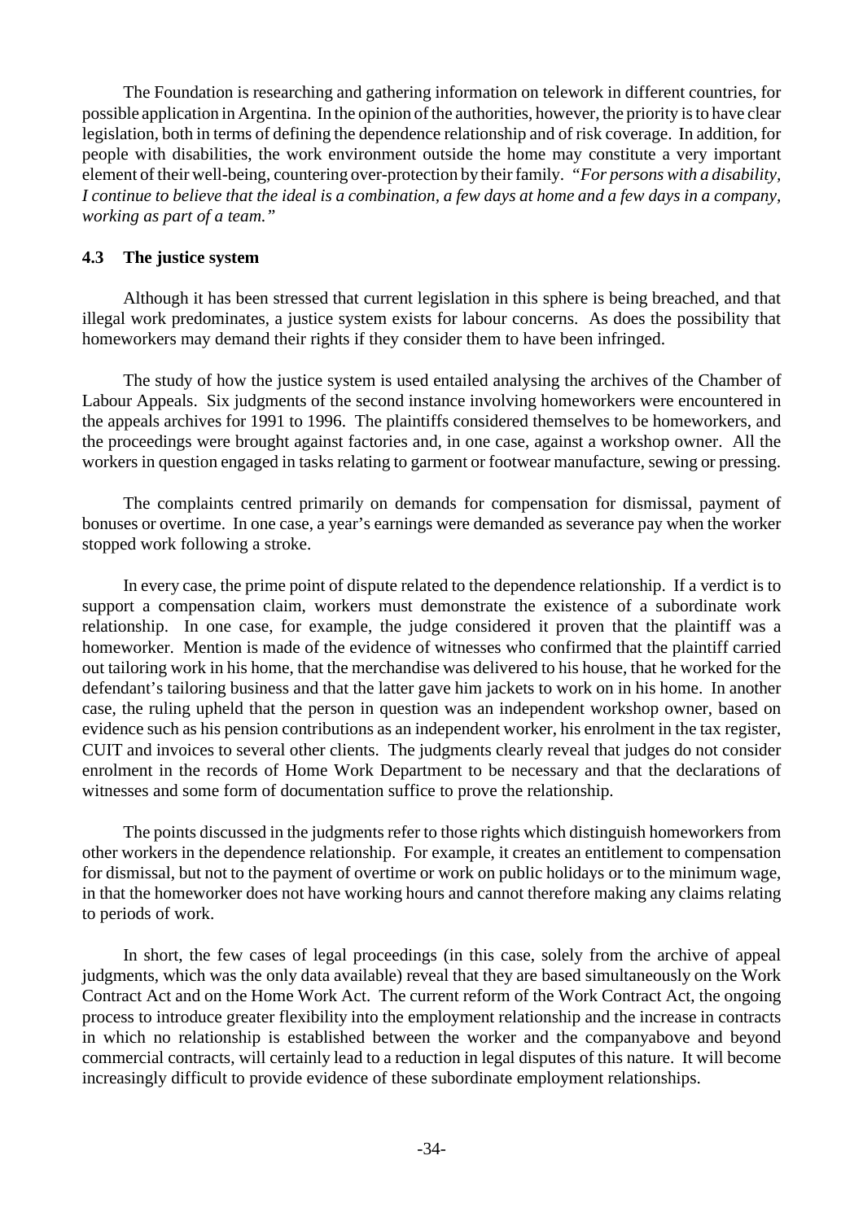The Foundation is researching and gathering information on telework in different countries, for possible application in Argentina. In the opinion of the authorities, however, the priority is to have clear legislation, both in terms of defining the dependence relationship and of risk coverage. In addition, for people with disabilities, the work environment outside the home may constitute a very important element of their well-being, countering over-protection by their family. *"For persons with a disability, I continue to believe that the ideal is a combination, a few days at home and a few days in a company, working as part of a team."*

### 4.3 The justice system

Although it has been stressed that current legislation in this sphere is being breached, and that illegal work predominates, a justice system exists for labour concerns. As does the possibility that homeworkers may demand their rights if they consider them to have been infringed.

The study of how the justice system is used entailed analysing the archives of the Chamber of Labour Appeals. Six judgments of the second instance involving homeworkers were encountered in the appeals archives for 1991 to 1996. The plaintiffs considered themselves to be homeworkers, and the proceedings were brought against factories and, in one case, against a workshop owner. All the workers in question engaged in tasks relating to garment or footwear manufacture, sewing or pressing.

The complaints centred primarily on demands for compensation for dismissal, payment of bonuses or overtime. In one case, a year's earnings were demanded as severance pay when the worker stopped work following a stroke.

In every case, the prime point of dispute related to the dependence relationship. If a verdict is to support a compensation claim, workers must demonstrate the existence of a subordinate work relationship. In one case, for example, the judge considered it proven that the plaintiff was a homeworker. Mention is made of the evidence of witnesses who confirmed that the plaintiff carried out tailoring work in his home, that the merchandise was delivered to his house, that he worked for the defendant's tailoring business and that the latter gave him jackets to work on in his home. In another case, the ruling upheld that the person in question was an independent workshop owner, based on evidence such as his pension contributions as an independent worker, his enrolment in the tax register, CUIT and invoices to several other clients. The judgments clearly reveal that judges do not consider enrolment in the records of Home Work Department to be necessary and that the declarations of witnesses and some form of documentation suffice to prove the relationship.

The points discussed in the judgments refer to those rights which distinguish homeworkers from other workers in the dependence relationship. For example, it creates an entitlement to compensation for dismissal, but not to the payment of overtime or work on public holidays or to the minimum wage, in that the homeworker does not have working hours and cannot therefore making any claims relating to periods of work.

In short, the few cases of legal proceedings (in this case, solely from the archive of appeal judgments, which was the only data available) reveal that they are based simultaneously on the Work Contract Act and on the Home Work Act. The current reform of the Work Contract Act, the ongoing process to introduce greater flexibility into the employment relationship and the increase in contracts in which no relationship is established between the worker and the companyabove and beyond commercial contracts, will certainly lead to a reduction in legal disputes of this nature. It will become increasingly difficult to provide evidence of these subordinate employment relationships.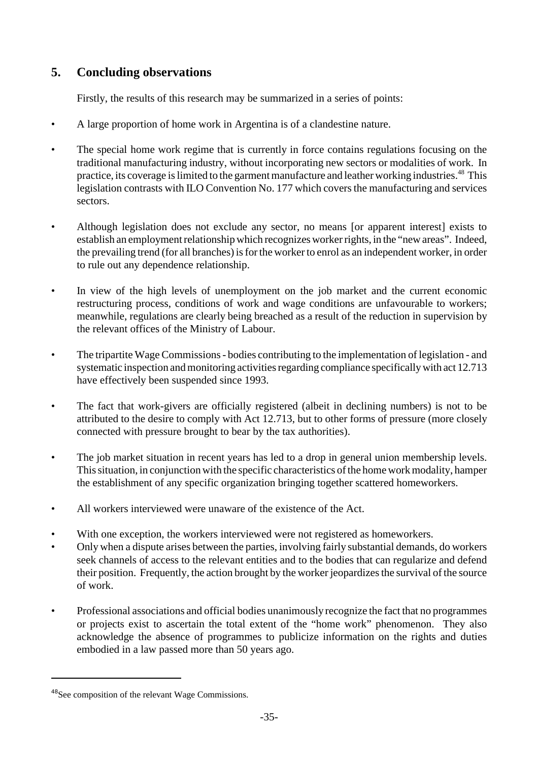## 5. Concluding observations

Firstly, the results of this research may be summarized in a series of points:

- A large proportion of home work in Argentina is of a clandestine nature.
- The special home work regime that is currently in force contains regulations focusing on the traditional manufacturing industry, without incorporating new sectors or modalities of work. In practice, its coverage is limited to the garment manufacture and leather working industries.[48] This legislation contrasts with ILO Convention No. 177 which covers the manufacturing and services sectors.
- Although legislation does not exclude any sector, no means [or apparent interest] exists to establish an employment relationship which recognizes worker rights, in the "new areas". Indeed, the prevailing trend (for all branches) is for the worker to enrol as an independent worker, in order to rule out any dependence relationship.
- In view of the high levels of unemployment on the job market and the current economic restructuring process, conditions of work and wage conditions are unfavourable to workers; meanwhile, regulations are clearly being breached as a result of the reduction in supervision by the relevant offices of the Ministry of Labour.
- The tripartite Wage Commissions - bodies contributing to the implementation of legislation - and systematic inspection and monitoring activities regarding compliance specifically with act 12.713 have effectively been suspended since 1993.
- The fact that work-givers are officially registered (albeit in declining numbers) is not to be attributed to the desire to comply with Act 12.713, but to other forms of pressure (more closely connected with pressure brought to bear by the tax authorities).
- The job market situation in recent years has led to a drop in general union membership levels. This situation, in conjunction with the specific characteristics of the home work modality, hamper the establishment of any specific organization bringing together scattered homeworkers.
- All workers interviewed were unaware of the existence of the Act.
- With one exception, the workers interviewed were not registered as homeworkers.
- Only when a dispute arises between the parties, involving fairly substantial demands, do workers seek channels of access to the relevant entities and to the bodies that can regularize and defend their position. Frequently, the action brought by the worker jeopardizes the survival of the source of work.
- Professional associations and official bodies unanimously recognize the fact that no programmes or projects exist to ascertain the total extent of the "home work" phenomenon. They also acknowledge the absence of programmes to publicize information on the rights and duties embodied in a law passed more than 50 years ago.

[48] See composition of the relevant Wage Commissions.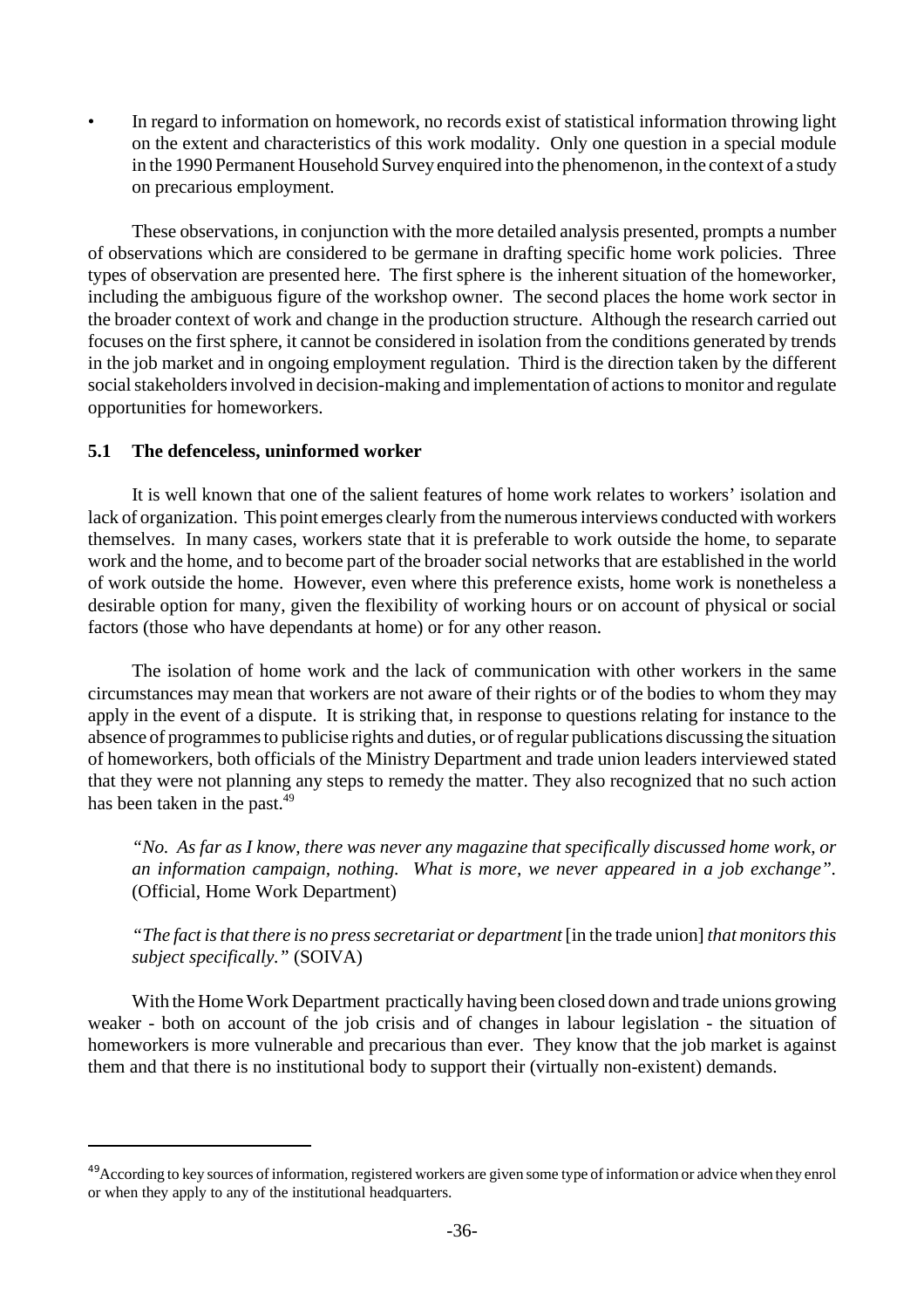- In regard to information on homework, no records exist of statistical information throwing light on the extent and characteristics of this work modality. Only one question in a special module in the 1990 Permanent Household Survey enquired into the phenomenon, in the context of a study on precarious employment.

These observations, in conjunction with the more detailed analysis presented, prompts a number of observations which are considered to be germane in drafting specific home work policies. Three types of observation are presented here. The first sphere is the inherent situation of the homeworker, including the ambiguous figure of the workshop owner. The second places the home work sector in the broader context of work and change in the production structure. Although the research carried out focuses on the first sphere, it cannot be considered in isolation from the conditions generated by trends in the job market and in ongoing employment regulation. Third is the direction taken by the different social stakeholders involved in decision-making and implementation of actions to monitor and regulate opportunities for homeworkers.

### 5.1 The defenceless, uninformed worker

It is well known that one of the salient features of home work relates to workers' isolation and lack of organization. This point emerges clearly from the numerous interviews conducted with workers themselves. In many cases, workers state that it is preferable to work outside the home, to separate work and the home, and to become part of the broader social networks that are established in the world of work outside the home. However, even where this preference exists, home work is nonetheless a desirable option for many, given the flexibility of working hours or on account of physical or social factors (those who have dependants at home) or for any other reason.

The isolation of home work and the lack of communication with other workers in the same circumstances may mean that workers are not aware of their rights or of the bodies to whom they may apply in the event of a dispute. It is striking that, in response to questions relating for instance to the absence of programmes to publicise rights and duties, or of regular publications discussing the situation of homeworkers, both officials of the Ministry Department and trade union leaders interviewed stated that they were not planning any steps to remedy the matter. They also recognized that no such action has been taken in the past.[49]

*"No. As far as I know, there was never any magazine that specifically discussed home work, or an information campaign, nothing. What is more, we never appeared in a job exchange".* (Official, Home Work Department)

*"The fact is that there is no press secretariat or department* [in the trade union] *that monitors this subject specifically."* (SOIVA)

With the Home Work Department practically having been closed down and trade unions growing weaker - both on account of the job crisis and of changes in labour legislation - the situation of homeworkers is more vulnerable and precarious than ever. They know that the job market is against them and that there is no institutional body to support their (virtually non-existent) demands.

---

[49] According to key sources of information, registered workers are given some type of information or advice when they enrol or when they apply to any of the institutional headquarters.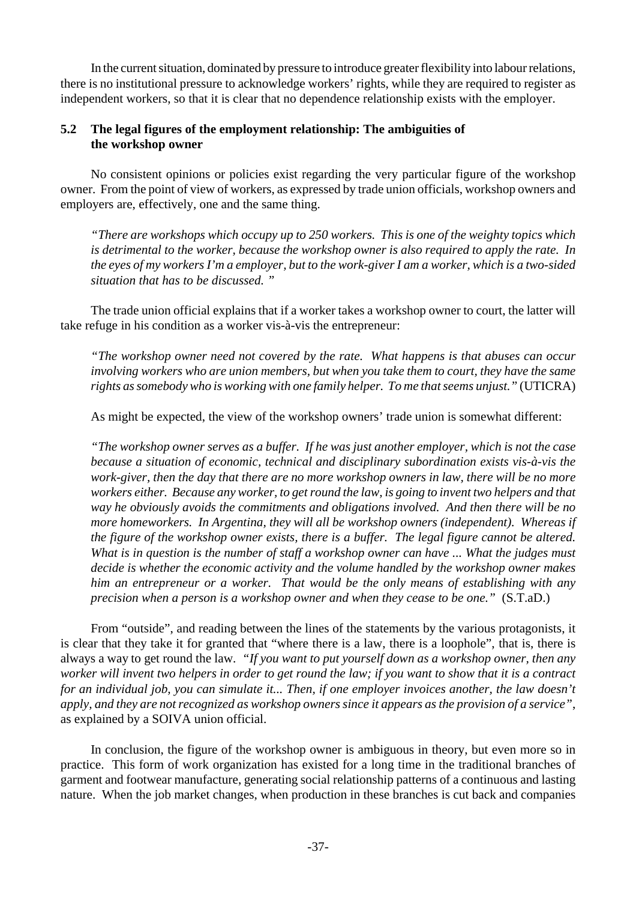In the current situation, dominated by pressure to introduce greater flexibility into labour relations, there is no institutional pressure to acknowledge workers' rights, while they are required to register as independent workers, so that it is clear that no dependence relationship exists with the employer.

### 5.2 The legal figures of the employment relationship: The ambiguities of the workshop owner

No consistent opinions or policies exist regarding the very particular figure of the workshop owner. From the point of view of workers, as expressed by trade union officials, workshop owners and employers are, effectively, one and the same thing.

> *"There are workshops which occupy up to 250 workers. This is one of the weighty topics which is detrimental to the worker, because the workshop owner is also required to apply the rate. In the eyes of my workers I'm a employer, but to the work-giver I am a worker, which is a two-sided situation that has to be discussed. "*

The trade union official explains that if a worker takes a workshop owner to court, the latter will take refuge in his condition as a worker vis-à-vis the entrepreneur:

> *"The workshop owner need not covered by the rate. What happens is that abuses can occur involving workers who are union members, but when you take them to court, they have the same rights as somebody who is working with one family helper. To me that seems unjust."* (UTICRA)

As might be expected, the view of the workshop owners' trade union is somewhat different:

> *"The workshop owner serves as a buffer. If he was just another employer, which is not the case because a situation of economic, technical and disciplinary subordination exists vis-à-vis the work-giver, then the day that there are no more workshop owners in law, there will be no more workers either. Because any worker, to get round the law, is going to invent two helpers and that way he obviously avoids the commitments and obligations involved. And then there will be no more homeworkers. In Argentina, they will all be workshop owners (independent). Whereas if the figure of the workshop owner exists, there is a buffer. The legal figure cannot be altered. What is in question is the number of staff a workshop owner can have ... What the judges must decide is whether the economic activity and the volume handled by the workshop owner makes him an entrepreneur or a worker. That would be the only means of establishing with any precision when a person is a workshop owner and when they cease to be one."* (S.T.aD.)

From "outside", and reading between the lines of the statements by the various protagonists, it is clear that they take it for granted that "where there is a law, there is a loophole", that is, there is always a way to get round the law. *"If you want to put yourself down as a workshop owner, then any worker will invent two helpers in order to get round the law; if you want to show that it is a contract for an individual job, you can simulate it... Then, if one employer invoices another, the law doesn't apply, and they are not recognized as workshop owners since it appears as the provision of a service"*, as explained by a SOIVA union official.

In conclusion, the figure of the workshop owner is ambiguous in theory, but even more so in practice. This form of work organization has existed for a long time in the traditional branches of garment and footwear manufacture, generating social relationship patterns of a continuous and lasting nature. When the job market changes, when production in these branches is cut back and companies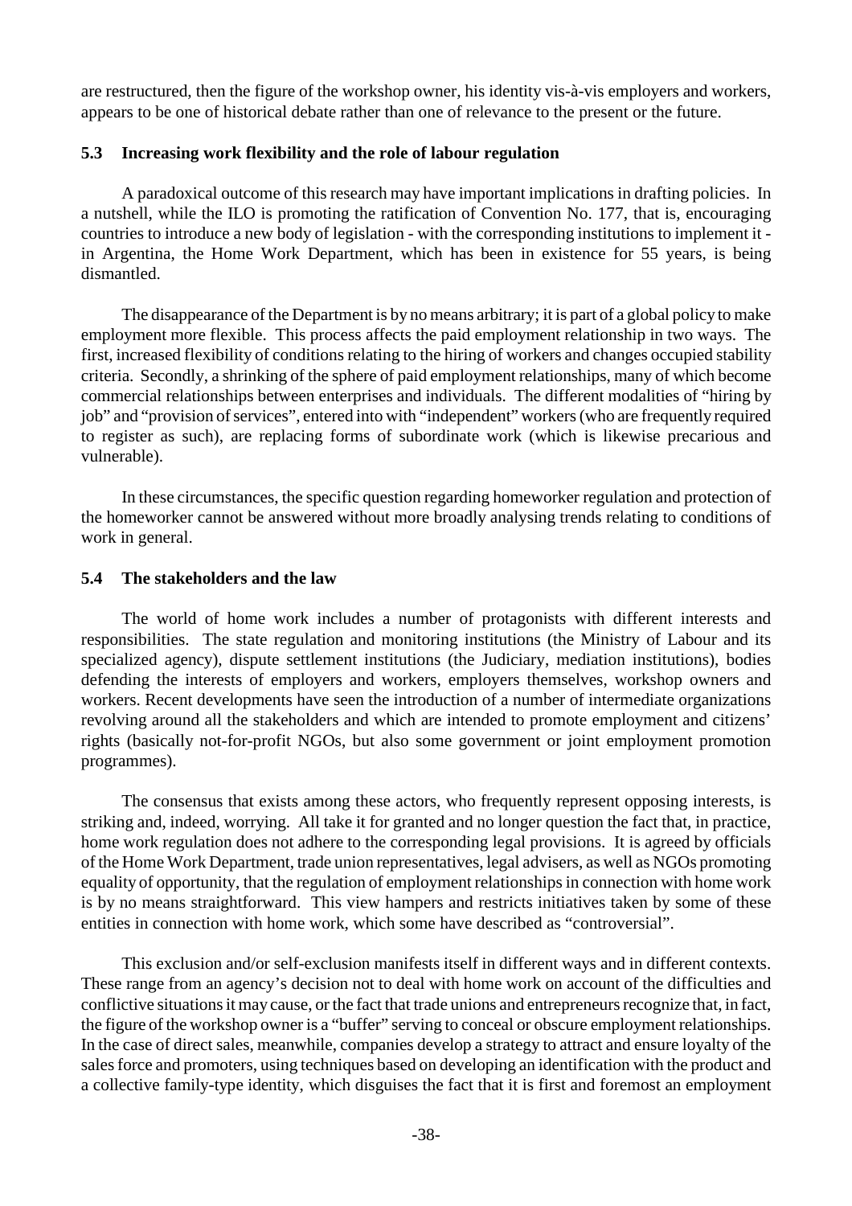are restructured, then the figure of the workshop owner, his identity vis-à-vis employers and workers, appears to be one of historical debate rather than one of relevance to the present or the future.

### 5.3 Increasing work flexibility and the role of labour regulation

A paradoxical outcome of this research may have important implications in drafting policies. In a nutshell, while the ILO is promoting the ratification of Convention No. 177, that is, encouraging countries to introduce a new body of legislation - with the corresponding institutions to implement it - in Argentina, the Home Work Department, which has been in existence for 55 years, is being dismantled.

The disappearance of the Department is by no means arbitrary; it is part of a global policy to make employment more flexible. This process affects the paid employment relationship in two ways. The first, increased flexibility of conditions relating to the hiring of workers and changes occupied stability criteria. Secondly, a shrinking of the sphere of paid employment relationships, many of which become commercial relationships between enterprises and individuals. The different modalities of "hiring by job" and "provision of services", entered into with "independent" workers (who are frequently required to register as such), are replacing forms of subordinate work (which is likewise precarious and vulnerable).

In these circumstances, the specific question regarding homeworker regulation and protection of the homeworker cannot be answered without more broadly analysing trends relating to conditions of work in general.

### 5.4 The stakeholders and the law

The world of home work includes a number of protagonists with different interests and responsibilities. The state regulation and monitoring institutions (the Ministry of Labour and its specialized agency), dispute settlement institutions (the Judiciary, mediation institutions), bodies defending the interests of employers and workers, employers themselves, workshop owners and workers. Recent developments have seen the introduction of a number of intermediate organizations revolving around all the stakeholders and which are intended to promote employment and citizens' rights (basically not-for-profit NGOs, but also some government or joint employment promotion programmes).

The consensus that exists among these actors, who frequently represent opposing interests, is striking and, indeed, worrying. All take it for granted and no longer question the fact that, in practice, home work regulation does not adhere to the corresponding legal provisions. It is agreed by officials of the Home Work Department, trade union representatives, legal advisers, as well as NGOs promoting equality of opportunity, that the regulation of employment relationships in connection with home work is by no means straightforward. This view hampers and restricts initiatives taken by some of these entities in connection with home work, which some have described as "controversial".

This exclusion and/or self-exclusion manifests itself in different ways and in different contexts. These range from an agency's decision not to deal with home work on account of the difficulties and conflictive situations it may cause, or the fact that trade unions and entrepreneurs recognize that, in fact, the figure of the workshop owner is a "buffer" serving to conceal or obscure employment relationships. In the case of direct sales, meanwhile, companies develop a strategy to attract and ensure loyalty of the sales force and promoters, using techniques based on developing an identification with the product and a collective family-type identity, which disguises the fact that it is first and foremost an employment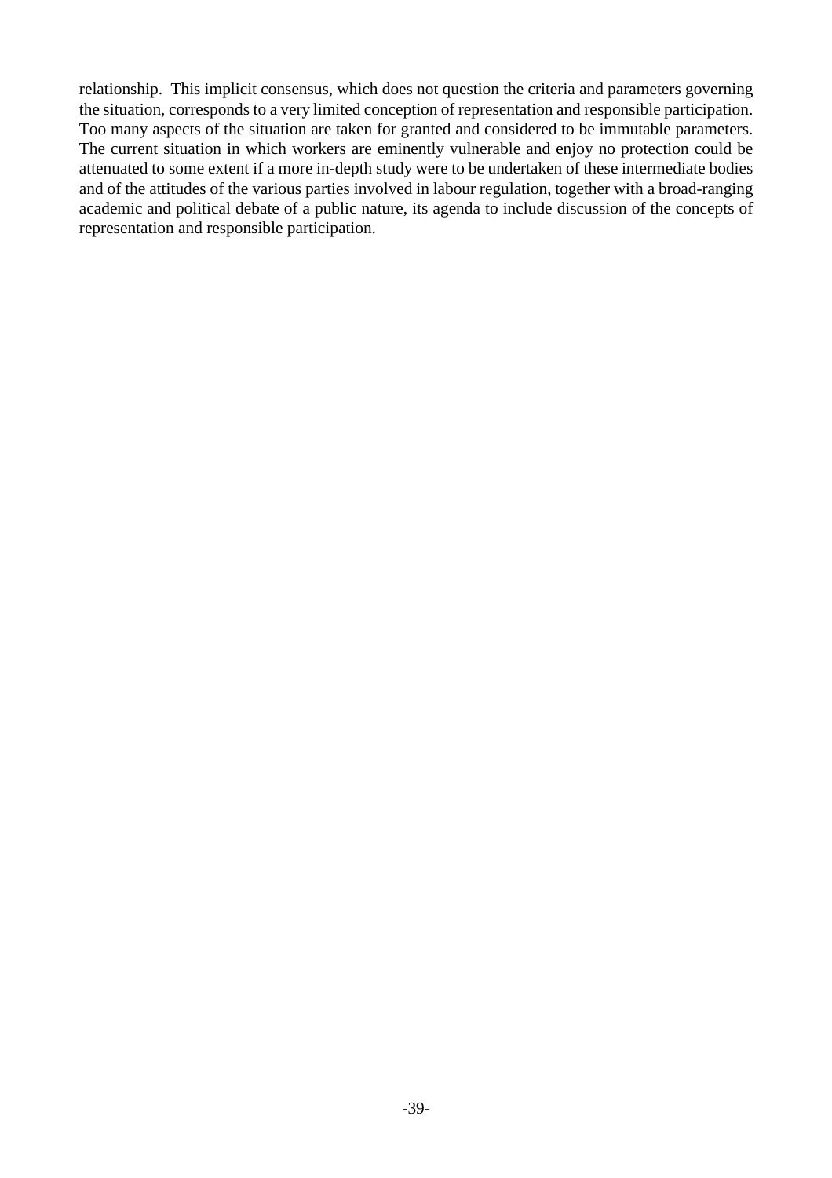relationship. This implicit consensus, which does not question the criteria and parameters governing the situation, corresponds to a very limited conception of representation and responsible participation. Too many aspects of the situation are taken for granted and considered to be immutable parameters. The current situation in which workers are eminently vulnerable and enjoy no protection could be attenuated to some extent if a more in-depth study were to be undertaken of these intermediate bodies and of the attitudes of the various parties involved in labour regulation, together with a broad-ranging academic and political debate of a public nature, its agenda to include discussion of the concepts of representation and responsible participation.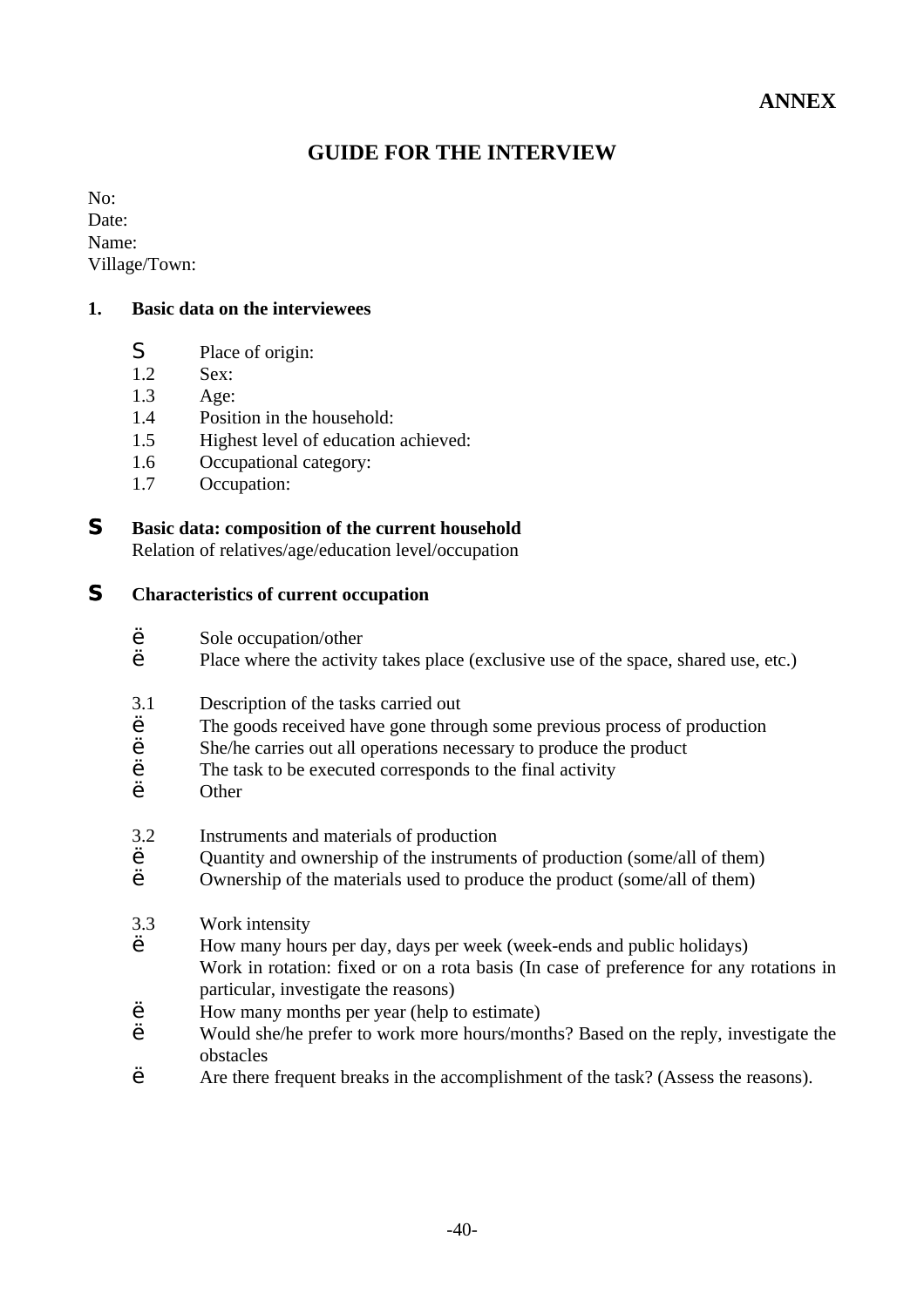**ANNEX**

# GUIDE FOR THE INTERVIEW

No:
Date:
Name:
Village/Town:

**1. Basic data on the interviewees**

- S Place of origin:
- 1.2 Sex:
- 1.3 Age:
- 1.4 Position in the household:
- 1.5 Highest level of education achieved:
- 1.6 Occupational category:
- 1.7 Occupation:

**S Basic data: composition of the current household**
Relation of relatives/age/education level/occupation

**S Characteristics of current occupation**

- ë Sole occupation/other
- ë Place where the activity takes place (exclusive use of the space, shared use, etc.)

3.1 Description of the tasks carried out
- ë The goods received have gone through some previous process of production
- ë She/he carries out all operations necessary to produce the product
- ë The task to be executed corresponds to the final activity
- ë Other

3.2 Instruments and materials of production
- ë Quantity and ownership of the instruments of production (some/all of them)
- ë Ownership of the materials used to produce the product (some/all of them)

3.3 Work intensity
- ë How many hours per day, days per week (week-ends and public holidays)
  Work in rotation: fixed or on a rota basis (In case of preference for any rotations in particular, investigate the reasons)
- ë How many months per year (help to estimate)
- ë Would she/he prefer to work more hours/months? Based on the reply, investigate the obstacles
- ë Are there frequent breaks in the accomplishment of the task? (Assess the reasons).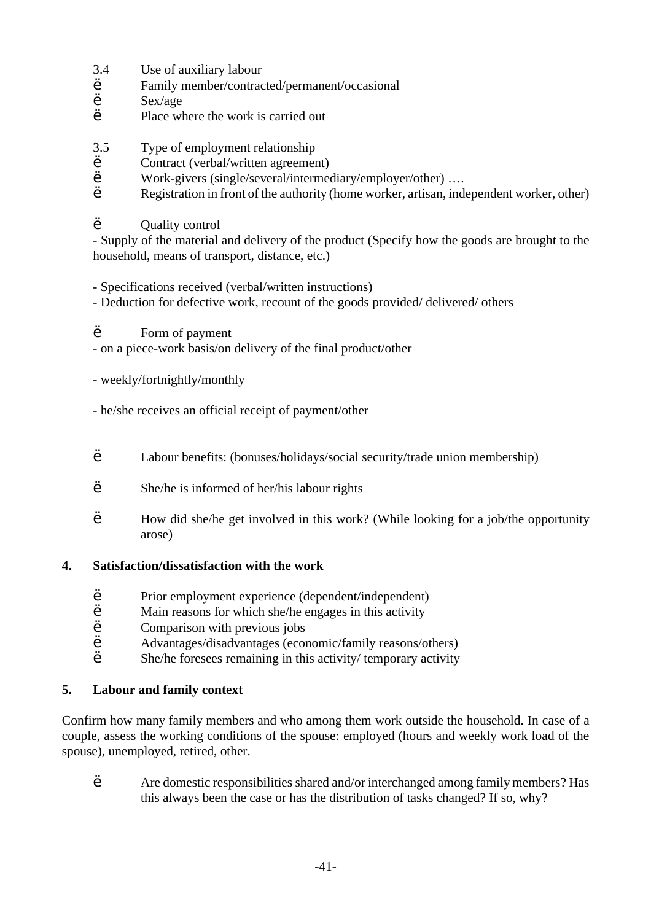3.4 Use of auxiliary labour

- Family member/contracted/permanent/occasional
- Sex/age
- Place where the work is carried out

3.5 Type of employment relationship

- Contract (verbal/written agreement)
- Work-givers (single/several/intermediary/employer/other) ….
- Registration in front of the authority (home worker, artisan, independent worker, other)

- Quality control

- Supply of the material and delivery of the product (Specify how the goods are brought to the household, means of transport, distance, etc.)

- Specifications received (verbal/written instructions)
- Deduction for defective work, recount of the goods provided/ delivered/ others

- Form of payment

- on a piece-work basis/on delivery of the final product/other

- weekly/fortnightly/monthly

- he/she receives an official receipt of payment/other

- Labour benefits: (bonuses/holidays/social security/trade union membership)

- She/he is informed of her/his labour rights

- How did she/he get involved in this work? (While looking for a job/the opportunity arose)

**4. Satisfaction/dissatisfaction with the work**

- Prior employment experience (dependent/independent)
- Main reasons for which she/he engages in this activity
- Comparison with previous jobs
- Advantages/disadvantages (economic/family reasons/others)
- She/he foresees remaining in this activity/ temporary activity

**5. Labour and family context**

Confirm how many family members and who among them work outside the household. In case of a couple, assess the working conditions of the spouse: employed (hours and weekly work load of the spouse), unemployed, retired, other.

- Are domestic responsibilities shared and/or interchanged among family members? Has this always been the case or has the distribution of tasks changed? If so, why?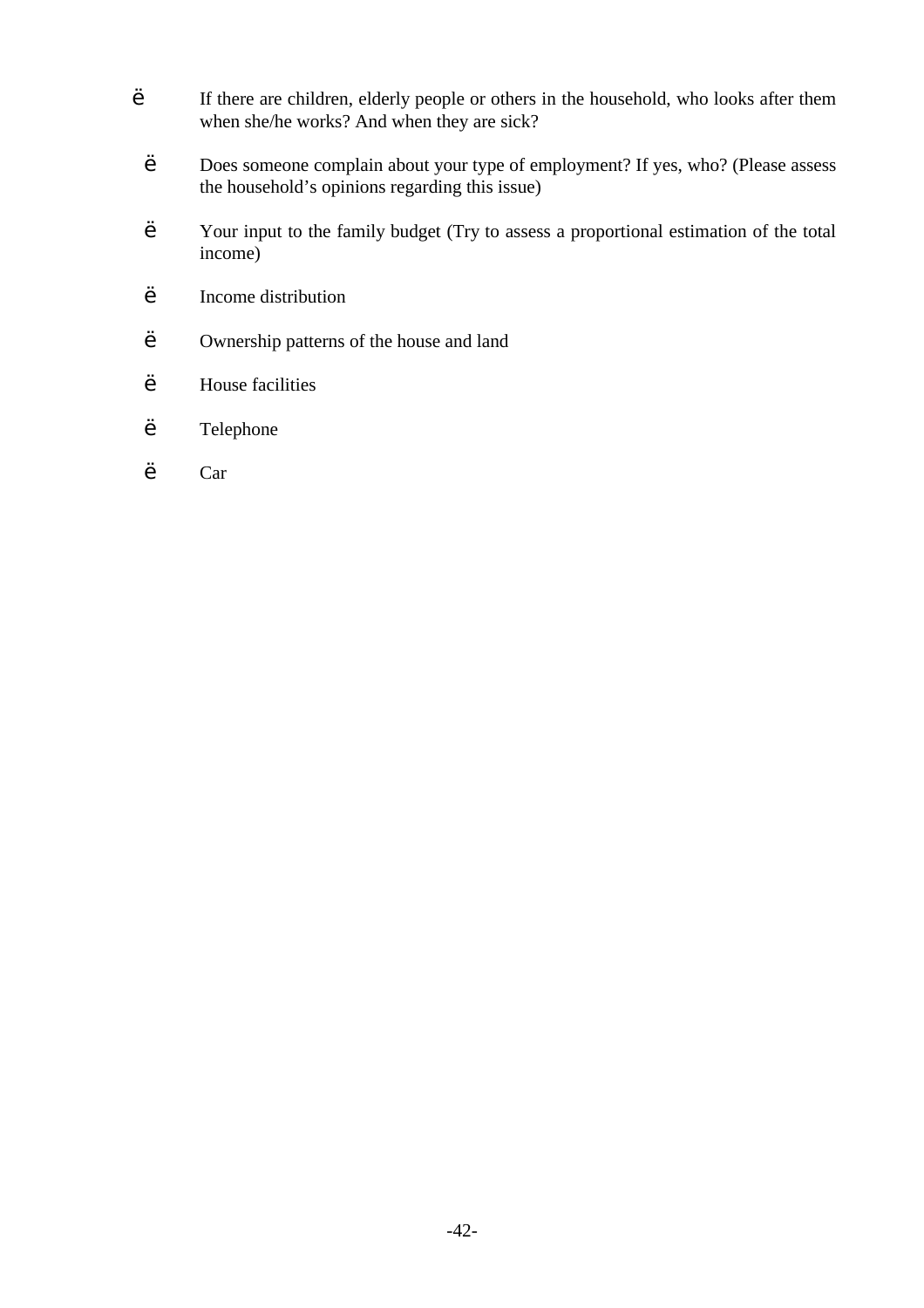- If there are children, elderly people or others in the household, who looks after them when she/he works? And when they are sick?
- Does someone complain about your type of employment? If yes, who? (Please assess the household's opinions regarding this issue)
- Your input to the family budget (Try to assess a proportional estimation of the total income)
- Income distribution
- Ownership patterns of the house and land
- House facilities
- Telephone
- Car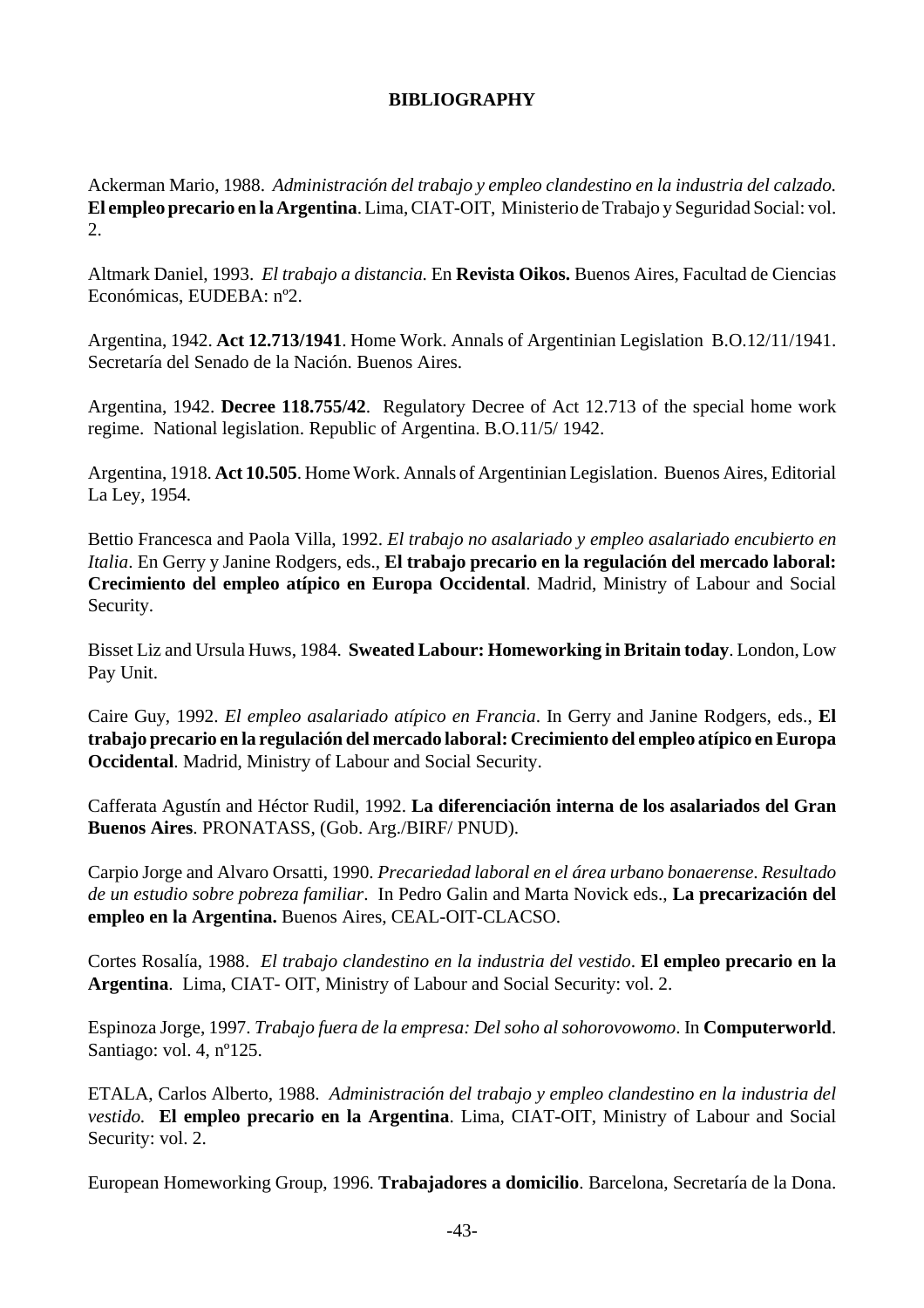**BIBLIOGRAPHY**

Ackerman Mario, 1988. *Administración del trabajo y empleo clandestino en la industria del calzado.* **El empleo precario en la Argentina**. Lima, CIAT-OIT, Ministerio de Trabajo y Seguridad Social: vol. 2.

Altmark Daniel, 1993. *El trabajo a distancia.* En **Revista Oikos.** Buenos Aires, Facultad de Ciencias Económicas, EUDEBA: nº2.

Argentina, 1942. **Act 12.713/1941**. Home Work. Annals of Argentinian Legislation B.O.12/11/1941. Secretaría del Senado de la Nación. Buenos Aires.

Argentina, 1942. **Decree 118.755/42**. Regulatory Decree of Act 12.713 of the special home work regime. National legislation. Republic of Argentina. B.O.11/5/ 1942.

Argentina, 1918. **Act 10.505**. Home Work. Annals of Argentinian Legislation. Buenos Aires, Editorial La Ley, 1954.

Bettio Francesca and Paola Villa, 1992. *El trabajo no asalariado y empleo asalariado encubierto en Italia*. En Gerry y Janine Rodgers, eds., **El trabajo precario en la regulación del mercado laboral: Crecimiento del empleo atípico en Europa Occidental**. Madrid, Ministry of Labour and Social Security.

Bisset Liz and Ursula Huws, 1984. **Sweated Labour: Homeworking in Britain today**. London, Low Pay Unit.

Caire Guy, 1992. *El empleo asalariado atípico en Francia*. In Gerry and Janine Rodgers, eds., **El trabajo precario en la regulación del mercado laboral: Crecimiento del empleo atípico en Europa Occidental**. Madrid, Ministry of Labour and Social Security.

Cafferata Agustín and Héctor Rudil, 1992. **La diferenciación interna de los asalariados del Gran Buenos Aires**. PRONATASS, (Gob. Arg./BIRF/ PNUD).

Carpio Jorge and Alvaro Orsatti, 1990. *Precariedad laboral en el área urbano bonaerense. Resultado de un estudio sobre pobreza familiar*. In Pedro Galin and Marta Novick eds., **La precarización del empleo en la Argentina.** Buenos Aires, CEAL-OIT-CLACSO.

Cortes Rosalía, 1988. *El trabajo clandestino en la industria del vestido*. **El empleo precario en la Argentina**. Lima, CIAT- OIT, Ministry of Labour and Social Security: vol. 2.

Espinoza Jorge, 1997. *Trabajo fuera de la empresa: Del soho al sohorovowomo*. In **Computerworld**. Santiago: vol. 4, nº125.

ETALA, Carlos Alberto, 1988. *Administración del trabajo y empleo clandestino en la industria del vestido.* **El empleo precario en la Argentina**. Lima, CIAT-OIT, Ministry of Labour and Social Security: vol. 2.

European Homeworking Group, 1996. **Trabajadores a domicilio**. Barcelona, Secretaría de la Dona.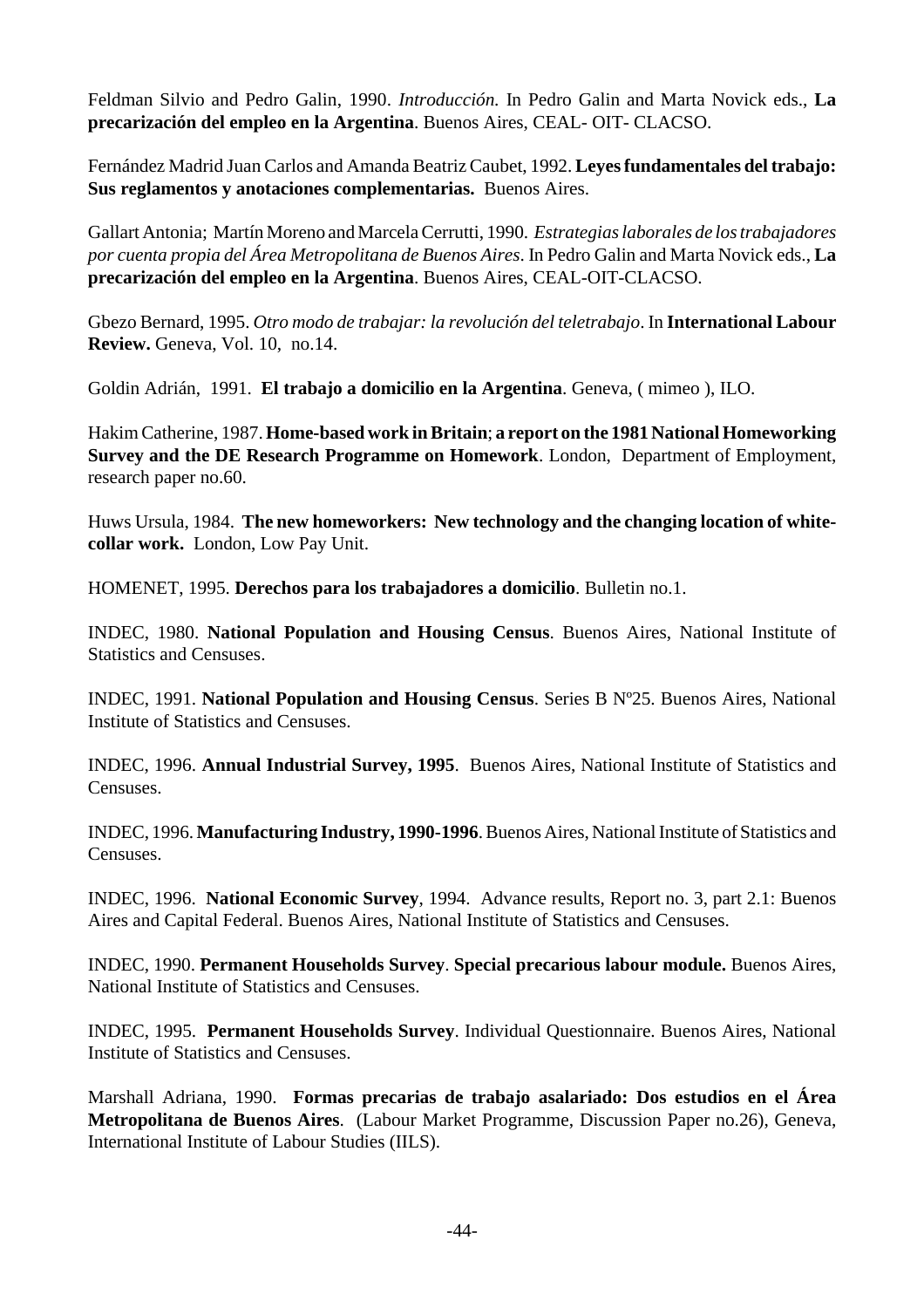Feldman Silvio and Pedro Galin, 1990. *Introducción.* In Pedro Galin and Marta Novick eds., **La precarización del empleo en la Argentina**. Buenos Aires, CEAL- OIT- CLACSO.

Fernández Madrid Juan Carlos and Amanda Beatriz Caubet, 1992. **Leyes fundamentales del trabajo: Sus reglamentos y anotaciones complementarias.** Buenos Aires.

Gallart Antonia; Martín Moreno and Marcela Cerrutti, 1990. *Estrategias laborales de los trabajadores por cuenta propia del Área Metropolitana de Buenos Aires*. In Pedro Galin and Marta Novick eds., **La precarización del empleo en la Argentina**. Buenos Aires, CEAL-OIT-CLACSO.

Gbezo Bernard, 1995. *Otro modo de trabajar: la revolución del teletrabajo*. In **International Labour Review.** Geneva, Vol. 10, no.14.

Goldin Adrián, 1991. **El trabajo a domicilio en la Argentina**. Geneva, ( mimeo ), ILO.

Hakim Catherine, 1987. **Home-based work in Britain**; **a report on the 1981 National Homeworking Survey and the DE Research Programme on Homework**. London, Department of Employment, research paper no.60.

Huws Ursula, 1984. **The new homeworkers: New technology and the changing location of white-collar work.** London, Low Pay Unit.

HOMENET, 1995. **Derechos para los trabajadores a domicilio**. Bulletin no.1.

INDEC, 1980. **National Population and Housing Census**. Buenos Aires, National Institute of Statistics and Censuses.

INDEC, 1991. **National Population and Housing Census**. Series B Nº25. Buenos Aires, National Institute of Statistics and Censuses.

INDEC, 1996. **Annual Industrial Survey, 1995**. Buenos Aires, National Institute of Statistics and Censuses.

INDEC, 1996. **Manufacturing Industry, 1990-1996**. Buenos Aires, National Institute of Statistics and Censuses.

INDEC, 1996. **National Economic Survey**, 1994. Advance results, Report no. 3, part 2.1: Buenos Aires and Capital Federal. Buenos Aires, National Institute of Statistics and Censuses.

INDEC, 1990. **Permanent Households Survey**. **Special precarious labour module.** Buenos Aires, National Institute of Statistics and Censuses.

INDEC, 1995. **Permanent Households Survey**. Individual Questionnaire. Buenos Aires, National Institute of Statistics and Censuses.

Marshall Adriana, 1990. **Formas precarias de trabajo asalariado: Dos estudios en el Área Metropolitana de Buenos Aires**. (Labour Market Programme, Discussion Paper no.26), Geneva, International Institute of Labour Studies (IILS).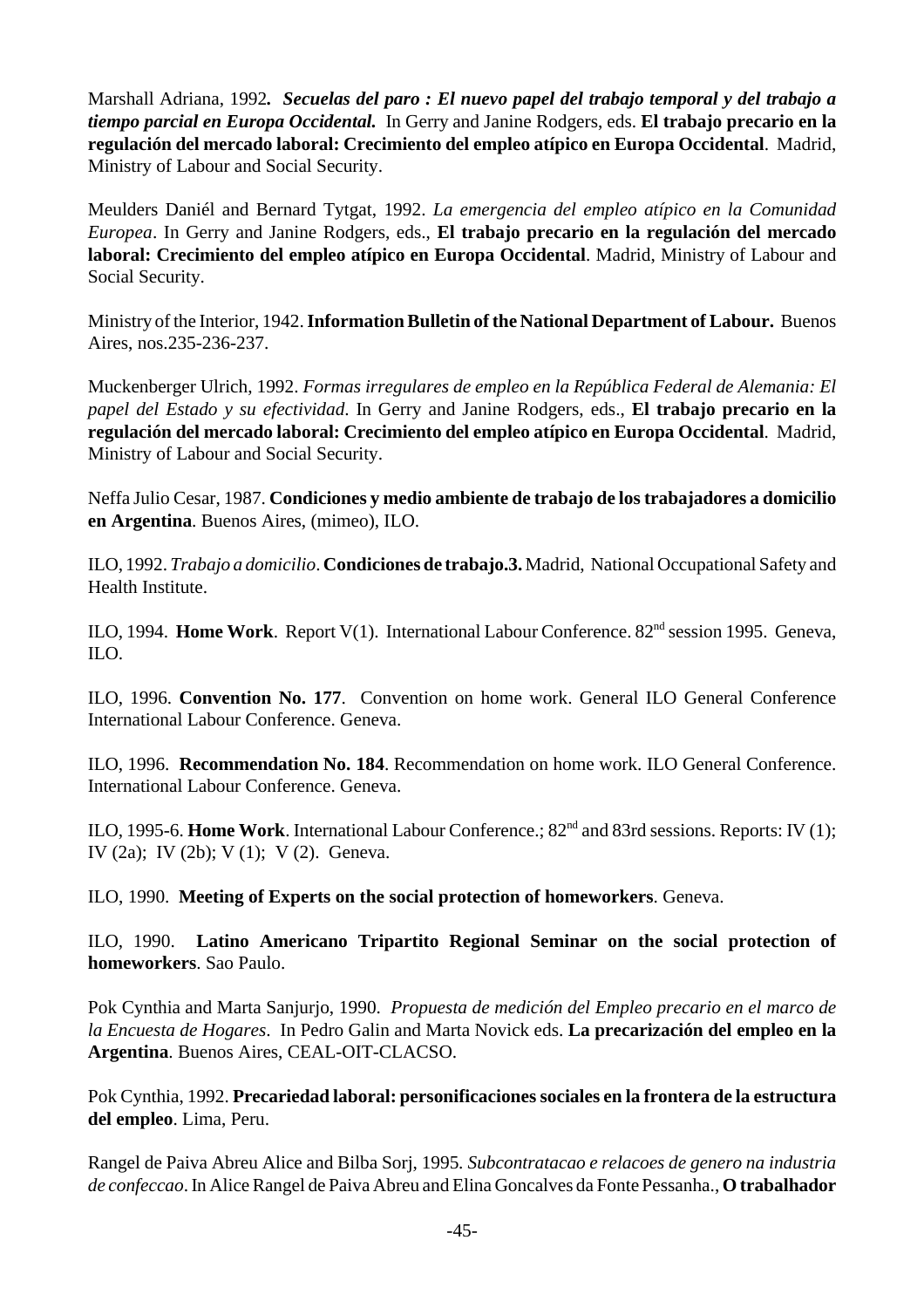Marshall Adriana, 1992***. Secuelas del paro : El nuevo papel del trabajo temporal y del trabajo a tiempo parcial en Europa Occidental.*** In Gerry and Janine Rodgers, eds. **El trabajo precario en la regulación del mercado laboral: Crecimiento del empleo atípico en Europa Occidental**. Madrid, Ministry of Labour and Social Security.

Meulders Daniél and Bernard Tytgat, 1992. *La emergencia del empleo atípico en la Comunidad Europea*. In Gerry and Janine Rodgers, eds., **El trabajo precario en la regulación del mercado laboral: Crecimiento del empleo atípico en Europa Occidental**. Madrid, Ministry of Labour and Social Security.

Ministry of the Interior, 1942. **Information Bulletin of the National Department of Labour.** Buenos Aires, nos.235-236-237.

Muckenberger Ulrich, 1992. *Formas irregulares de empleo en la República Federal de Alemania: El papel del Estado y su efectividad*. In Gerry and Janine Rodgers, eds., **El trabajo precario en la regulación del mercado laboral: Crecimiento del empleo atípico en Europa Occidental**. Madrid, Ministry of Labour and Social Security.

Neffa Julio Cesar, 1987. **Condiciones y medio ambiente de trabajo de los trabajadores a domicilio en Argentina**. Buenos Aires, (mimeo), ILO.

ILO, 1992. *Trabajo a domicilio*. **Condiciones de trabajo.3.** Madrid, National Occupational Safety and Health Institute.

ILO, 1994. **Home Work**. Report V(1). International Labour Conference. 82nd session 1995. Geneva, ILO.

ILO, 1996. **Convention No. 177**. Convention on home work. General ILO General Conference International Labour Conference. Geneva.

ILO, 1996. **Recommendation No. 184**. Recommendation on home work. ILO General Conference. International Labour Conference. Geneva.

ILO, 1995-6. **Home Work**. International Labour Conference.; 82nd and 83rd sessions. Reports: IV (1); IV (2a); IV (2b); V (1); V (2). Geneva.

ILO, 1990. **Meeting of Experts on the social protection of homeworkers**. Geneva.

ILO, 1990. **Latino Americano Tripartito Regional Seminar on the social protection of homeworkers**. Sao Paulo.

Pok Cynthia and Marta Sanjurjo, 1990. *Propuesta de medición del Empleo precario en el marco de la Encuesta de Hogares*. In Pedro Galin and Marta Novick eds. **La precarización del empleo en la Argentina**. Buenos Aires, CEAL-OIT-CLACSO.

Pok Cynthia, 1992. **Precariedad laboral: personificaciones sociales en la frontera de la estructura del empleo**. Lima, Peru.

Rangel de Paiva Abreu Alice and Bilba Sorj, 1995. *Subcontratacao e relacoes de genero na industria de confeccao*. In Alice Rangel de Paiva Abreu and Elina Goncalves da Fonte Pessanha., **O trabalhador**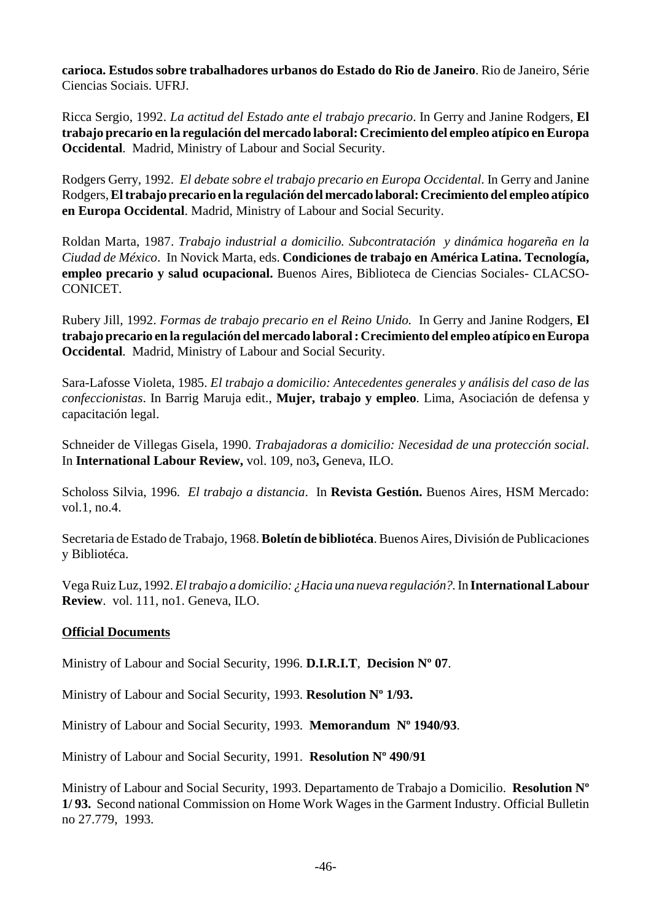**carioca. Estudos sobre trabalhadores urbanos do Estado do Rio de Janeiro**. Rio de Janeiro, Série Ciencias Sociais. UFRJ.

Ricca Sergio, 1992. *La actitud del Estado ante el trabajo precario*. In Gerry and Janine Rodgers, **El trabajo precario en la regulación del mercado laboral: Crecimiento del empleo atípico en Europa Occidental**. Madrid, Ministry of Labour and Social Security.

Rodgers Gerry, 1992. *El debate sobre el trabajo precario en Europa Occidental*. In Gerry and Janine Rodgers, **El trabajo precario en la regulación del mercado laboral: Crecimiento del empleo atípico en Europa Occidental**. Madrid, Ministry of Labour and Social Security.

Roldan Marta, 1987. *Trabajo industrial a domicilio. Subcontratación y dinámica hogareña en la Ciudad de México*. In Novick Marta, eds. **Condiciones de trabajo en América Latina. Tecnología, empleo precario y salud ocupacional.** Buenos Aires, Biblioteca de Ciencias Sociales- CLACSO-CONICET.

Rubery Jill, 1992. *Formas de trabajo precario en el Reino Unido.* In Gerry and Janine Rodgers, **El trabajo precario en la regulación del mercado laboral : Crecimiento del empleo atípico en Europa Occidental**. Madrid, Ministry of Labour and Social Security.

Sara-Lafosse Violeta, 1985. *El trabajo a domicilio: Antecedentes generales y análisis del caso de las confeccionistas*. In Barrig Maruja edit., **Mujer, trabajo y empleo**. Lima, Asociación de defensa y capacitación legal.

Schneider de Villegas Gisela, 1990. *Trabajadoras a domicilio: Necesidad de una protección social*. In **International Labour Review,** vol. 109, no3**,** Geneva, ILO.

Scholoss Silvia, 1996. *El trabajo a distancia*. In **Revista Gestión.** Buenos Aires, HSM Mercado: vol.1, no.4.

Secretaria de Estado de Trabajo, 1968. **Boletín de bibliotéca**. Buenos Aires, División de Publicaciones y Bibliotéca.

Vega Ruiz Luz, 1992. *El trabajo a domicilio: ¿Hacia una nueva regulación?*. In **International Labour Review**. vol. 111, no1. Geneva, ILO.

## Official Documents

Ministry of Labour and Social Security, 1996. **D.I.R.I.T**, **Decision Nº 07**.

Ministry of Labour and Social Security, 1993. **Resolution Nº 1/93.**

Ministry of Labour and Social Security, 1993. **Memorandum Nº 1940/93**.

Ministry of Labour and Social Security, 1991. **Resolution Nº 490/91**

Ministry of Labour and Social Security, 1993. Departamento de Trabajo a Domicilio. **Resolution Nº 1/ 93.** Second national Commission on Home Work Wages in the Garment Industry. Official Bulletin no 27.779, 1993.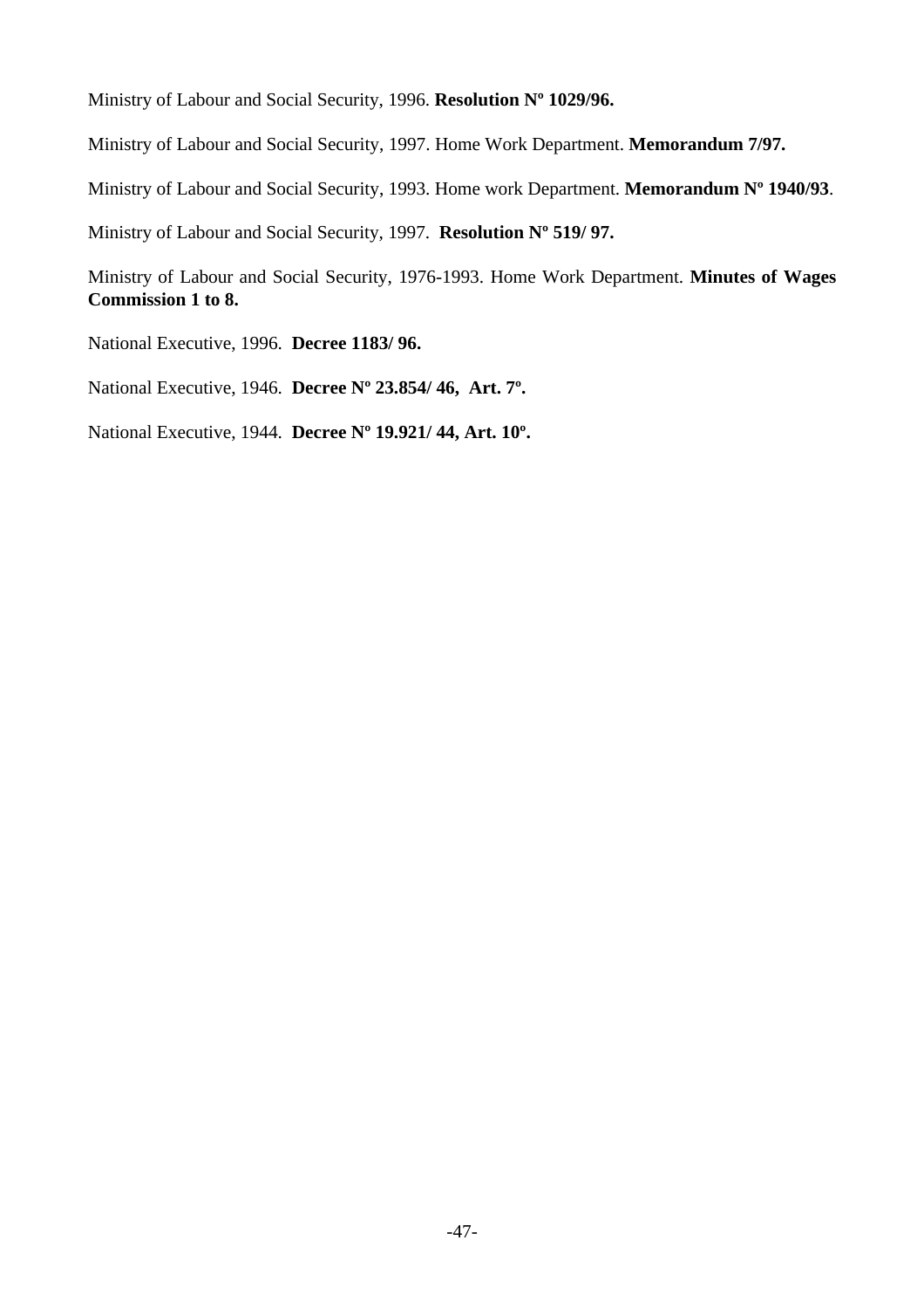Ministry of Labour and Social Security, 1996. **Resolution Nº 1029/96.**

Ministry of Labour and Social Security, 1997. Home Work Department. **Memorandum 7/97.**

Ministry of Labour and Social Security, 1993. Home work Department. **Memorandum Nº 1940/93**.

Ministry of Labour and Social Security, 1997. **Resolution Nº 519/ 97.**

Ministry of Labour and Social Security, 1976-1993. Home Work Department. **Minutes of Wages Commission 1 to 8.**

National Executive, 1996. **Decree 1183/ 96.**

National Executive, 1946. **Decree Nº 23.854/ 46, Art. 7º.**

National Executive, 1944. **Decree Nº 19.921/ 44, Art. 10º.**